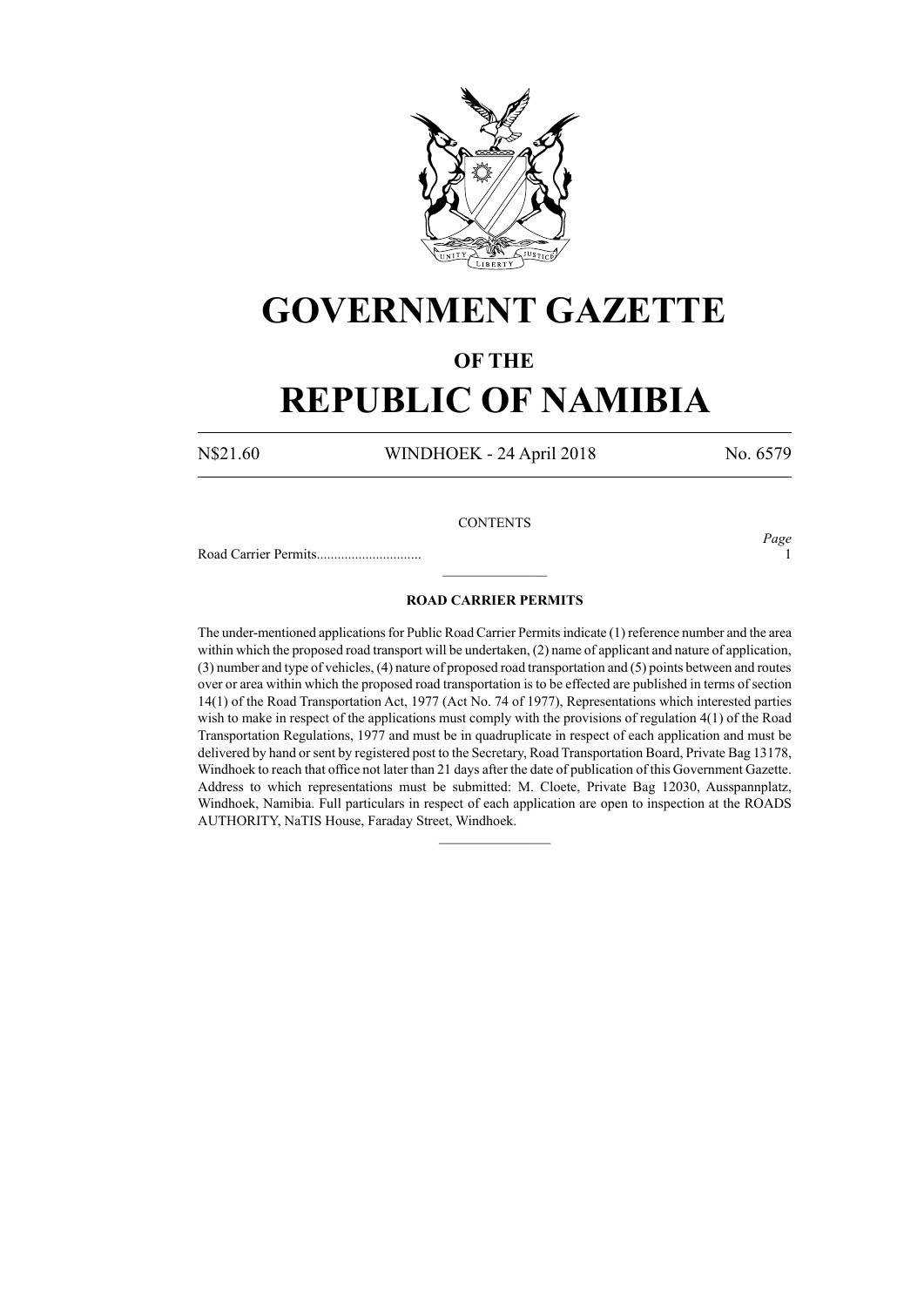# GOVERNMENT GAZETTE

## OF THE

# REPUBLIC OF NAMIBIA

N$21.60 WINDHOEK - 24 April 2018 No. 6579

CONTENTS

| | *Page* |
|---|---|
| Road Carrier Permits.............................. | 1 |

---

### ROAD CARRIER PERMITS

The under-mentioned applications for Public Road Carrier Permits indicate (1) reference number and the area within which the proposed road transport will be undertaken, (2) name of applicant and nature of application, (3) number and type of vehicles, (4) nature of proposed road transportation and (5) points between and routes over or area within which the proposed road transportation is to be effected are published in terms of section 14(1) of the Road Transportation Act, 1977 (Act No. 74 of 1977), Representations which interested parties wish to make in respect of the applications must comply with the provisions of regulation 4(1) of the Road Transportation Regulations, 1977 and must be in quadruplicate in respect of each application and must be delivered by hand or sent by registered post to the Secretary, Road Transportation Board, Private Bag 13178, Windhoek to reach that office not later than 21 days after the date of publication of this Government Gazette. Address to which representations must be submitted: M. Cloete, Private Bag 12030, Ausspannplatz, Windhoek, Namibia. Full particulars in respect of each application are open to inspection at the ROADS AUTHORITY, NaTIS House, Faraday Street, Windhoek.

---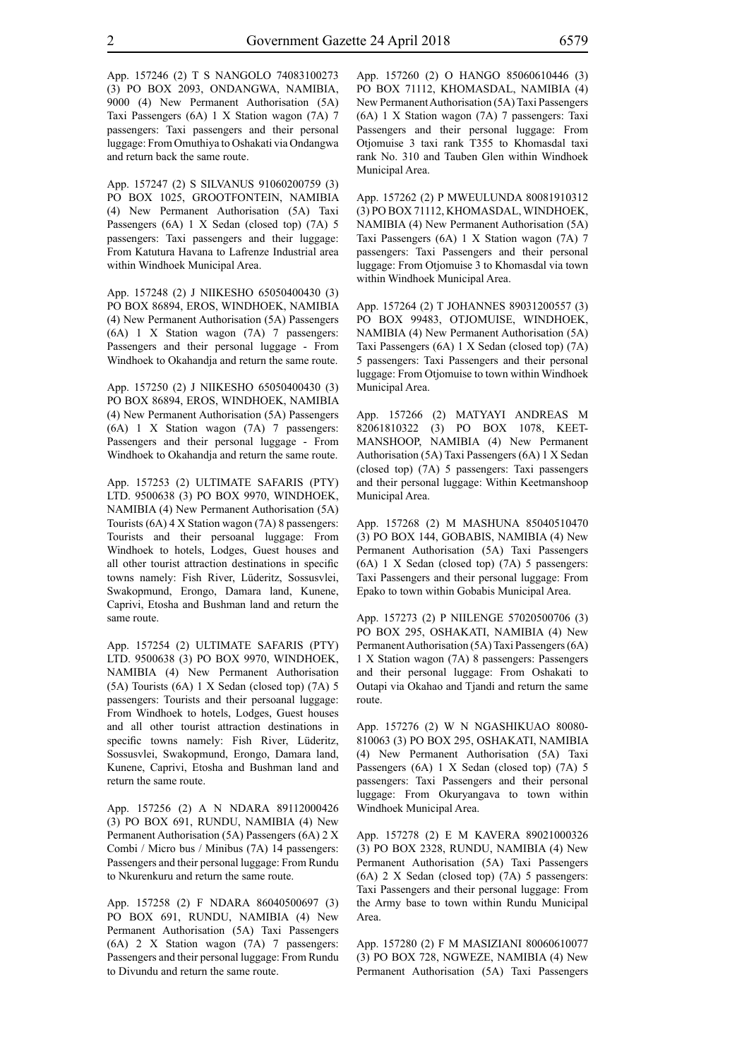App. 157246 (2) T S NANGOLO 74083100273 (3) PO BOX 2093, ONDANGWA, NAMIBIA, 9000 (4) New Permanent Authorisation (5A) Taxi Passengers (6A) 1 X Station wagon (7A) 7 passengers: Taxi passengers and their personal luggage: From Omuthiya to Oshakati via Ondangwa and return back the same route.

App. 157247 (2) S SILVANUS 91060200759 (3) PO BOX 1025, GROOTFONTEIN, NAMIBIA (4) New Permanent Authorisation (5A) Taxi Passengers (6A) 1 X Sedan (closed top) (7A) 5 passengers: Taxi passengers and their luggage: From Katutura Havana to Lafrenze Industrial area within Windhoek Municipal Area.

App. 157248 (2) J NIIKESHO 65050400430 (3) PO BOX 86894, EROS, WINDHOEK, NAMIBIA (4) New Permanent Authorisation (5A) Passengers (6A) 1 X Station wagon (7A) 7 passengers: Passengers and their personal luggage - From Windhoek to Okahandja and return the same route.

App. 157250 (2) J NIIKESHO 65050400430 (3) PO BOX 86894, EROS, WINDHOEK, NAMIBIA (4) New Permanent Authorisation (5A) Passengers (6A) 1 X Station wagon (7A) 7 passengers: Passengers and their personal luggage - From Windhoek to Okahandja and return the same route.

App. 157253 (2) ULTIMATE SAFARIS (PTY) LTD. 9500638 (3) PO BOX 9970, WINDHOEK, NAMIBIA (4) New Permanent Authorisation (5A) Tourists (6A) 4 X Station wagon (7A) 8 passengers: Tourists and their persoanal luggage: From Windhoek to hotels, Lodges, Guest houses and all other tourist attraction destinations in specific towns namely: Fish River, Lüderitz, Sossusvlei, Swakopmund, Erongo, Damara land, Kunene, Caprivi, Etosha and Bushman land and return the same route.

App. 157254 (2) ULTIMATE SAFARIS (PTY) LTD. 9500638 (3) PO BOX 9970, WINDHOEK, NAMIBIA (4) New Permanent Authorisation (5A) Tourists (6A) 1 X Sedan (closed top) (7A) 5 passengers: Tourists and their persoanal luggage: From Windhoek to hotels, Lodges, Guest houses and all other tourist attraction destinations in specific towns namely: Fish River, Lüderitz, Sossusvlei, Swakopmund, Erongo, Damara land, Kunene, Caprivi, Etosha and Bushman land and return the same route.

App. 157256 (2) A N NDARA 89112000426 (3) PO BOX 691, RUNDU, NAMIBIA (4) New Permanent Authorisation (5A) Passengers (6A) 2 X Combi / Micro bus / Minibus (7A) 14 passengers: Passengers and their personal luggage: From Rundu to Nkurenkuru and return the same route.

App. 157258 (2) F NDARA 86040500697 (3) PO BOX 691, RUNDU, NAMIBIA (4) New Permanent Authorisation (5A) Taxi Passengers (6A) 2 X Station wagon (7A) 7 passengers: Passengers and their personal luggage: From Rundu to Divundu and return the same route.

App. 157260 (2) O HANGO 85060610446 (3) PO BOX 71112, KHOMASDAL, NAMIBIA (4) New Permanent Authorisation (5A) Taxi Passengers (6A) 1 X Station wagon (7A) 7 passengers: Taxi Passengers and their personal luggage: From Otjomuise 3 taxi rank T355 to Khomasdal taxi rank No. 310 and Tauben Glen within Windhoek Municipal Area.

App. 157262 (2) P MWEULUNDA 80081910312 (3) PO BOX 71112, KHOMASDAL, WINDHOEK, NAMIBIA (4) New Permanent Authorisation (5A) Taxi Passengers (6A) 1 X Station wagon (7A) 7 passengers: Taxi Passengers and their personal luggage: From Otjomuise 3 to Khomasdal via town within Windhoek Municipal Area.

App. 157264 (2) T JOHANNES 89031200557 (3) PO BOX 99483, OTJOMUISE, WINDHOEK, NAMIBIA (4) New Permanent Authorisation (5A) Taxi Passengers (6A) 1 X Sedan (closed top) (7A) 5 passengers: Taxi Passengers and their personal luggage: From Otjomuise to town within Windhoek Municipal Area.

App. 157266 (2) MATYAYI ANDREAS M 82061810322 (3) PO BOX 1078, KEETMANSHOOP, NAMIBIA (4) New Permanent Authorisation (5A) Taxi Passengers (6A) 1 X Sedan (closed top) (7A) 5 passengers: Taxi passengers and their personal luggage: Within Keetmanshoop Municipal Area.

App. 157268 (2) M MASHUNA 85040510470 (3) PO BOX 144, GOBABIS, NAMIBIA (4) New Permanent Authorisation (5A) Taxi Passengers (6A) 1 X Sedan (closed top) (7A) 5 passengers: Taxi Passengers and their personal luggage: From Epako to town within Gobabis Municipal Area.

App. 157273 (2) P NIILENGE 57020500706 (3) PO BOX 295, OSHAKATI, NAMIBIA (4) New Permanent Authorisation (5A) Taxi Passengers (6A) 1 X Station wagon (7A) 8 passengers: Passengers and their personal luggage: From Oshakati to Outapi via Okahao and Tjandi and return the same route.

App. 157276 (2) W N NGASHIKUAO 80080810063 (3) PO BOX 295, OSHAKATI, NAMIBIA (4) New Permanent Authorisation (5A) Taxi Passengers (6A) 1 X Sedan (closed top) (7A) 5 passengers: Taxi Passengers and their personal luggage: From Okuryangava to town within Windhoek Municipal Area.

App. 157278 (2) E M KAVERA 89021000326 (3) PO BOX 2328, RUNDU, NAMIBIA (4) New Permanent Authorisation (5A) Taxi Passengers (6A) 2 X Sedan (closed top) (7A) 5 passengers: Taxi Passengers and their personal luggage: From the Army base to town within Rundu Municipal Area.

App. 157280 (2) F M MASIZIANI 80060610077 (3) PO BOX 728, NGWEZE, NAMIBIA (4) New Permanent Authorisation (5A) Taxi Passengers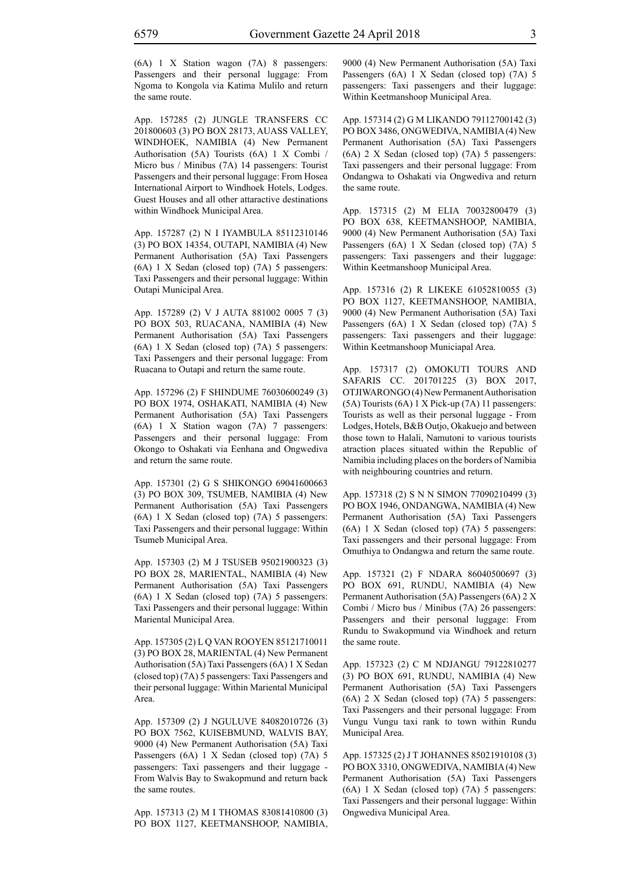(6A) 1 X Station wagon (7A) 8 passengers: Passengers and their personal luggage: From Ngoma to Kongola via Katima Mulilo and return the same route.

App. 157285 (2) JUNGLE TRANSFERS CC 201800603 (3) PO BOX 28173, AUASS VALLEY, WINDHOEK, NAMIBIA (4) New Permanent Authorisation (5A) Tourists (6A) 1 X Combi / Micro bus / Minibus (7A) 14 passengers: Tourist Passengers and their personal luggage: From Hosea International Airport to Windhoek Hotels, Lodges. Guest Houses and all other attaractive destinations within Windhoek Municipal Area.

App. 157287 (2) N I IYAMBULA 85112310146 (3) PO BOX 14354, OUTAPI, NAMIBIA (4) New Permanent Authorisation (5A) Taxi Passengers (6A) 1 X Sedan (closed top) (7A) 5 passengers: Taxi Passengers and their personal luggage: Within Outapi Municipal Area.

App. 157289 (2) V J AUTA 881002 0005 7 (3) PO BOX 503, RUACANA, NAMIBIA (4) New Permanent Authorisation (5A) Taxi Passengers (6A) 1 X Sedan (closed top) (7A) 5 passengers: Taxi Passengers and their personal luggage: From Ruacana to Outapi and return the same route.

App. 157296 (2) F SHINDUME 76030600249 (3) PO BOX 1974, OSHAKATI, NAMIBIA (4) New Permanent Authorisation (5A) Taxi Passengers (6A) 1 X Station wagon (7A) 7 passengers: Passengers and their personal luggage: From Okongo to Oshakati via Eenhana and Ongwediva and return the same route.

App. 157301 (2) G S SHIKONGO 69041600663 (3) PO BOX 309, TSUMEB, NAMIBIA (4) New Permanent Authorisation (5A) Taxi Passengers (6A) 1 X Sedan (closed top) (7A) 5 passengers: Taxi Passengers and their personal luggage: Within Tsumeb Municipal Area.

App. 157303 (2) M J TSUSEB 95021900323 (3) PO BOX 28, MARIENTAL, NAMIBIA (4) New Permanent Authorisation (5A) Taxi Passengers (6A) 1 X Sedan (closed top) (7A) 5 passengers: Taxi Passengers and their personal luggage: Within Mariental Municipal Area.

App. 157305 (2) L Q VAN ROOYEN 85121710011 (3) PO BOX 28, MARIENTAL (4) New Permanent Authorisation (5A) Taxi Passengers (6A) 1 X Sedan (closed top) (7A) 5 passengers: Taxi Passengers and their personal luggage: Within Mariental Municipal Area.

App. 157309 (2) J NGULUVE 84082010726 (3) PO BOX 7562, KUISEBMUND, WALVIS BAY, 9000 (4) New Permanent Authorisation (5A) Taxi Passengers (6A) 1 X Sedan (closed top) (7A) 5 passengers: Taxi passengers and their luggage - From Walvis Bay to Swakopmund and return back the same routes.

App. 157313 (2) M I THOMAS 83081410800 (3) PO BOX 1127, KEETMANSHOOP, NAMIBIA, 9000 (4) New Permanent Authorisation (5A) Taxi Passengers (6A) 1 X Sedan (closed top) (7A) 5 passengers: Taxi passengers and their luggage: Within Keetmanshoop Municipal Area.

App. 157314 (2) G M LIKANDO 79112700142 (3) PO BOX 3486, ONGWEDIVA, NAMIBIA (4) New Permanent Authorisation (5A) Taxi Passengers (6A) 2 X Sedan (closed top) (7A) 5 passengers: Taxi passengers and their personal luggage: From Ondangwa to Oshakati via Ongwediva and return the same route.

App. 157315 (2) M ELIA 70032800479 (3) PO BOX 638, KEETMANSHOOP, NAMIBIA, 9000 (4) New Permanent Authorisation (5A) Taxi Passengers (6A) 1 X Sedan (closed top) (7A) 5 passengers: Taxi passengers and their luggage: Within Keetmanshoop Municipal Area.

App. 157316 (2) R LIKEKE 61052810055 (3) PO BOX 1127, KEETMANSHOOP, NAMIBIA, 9000 (4) New Permanent Authorisation (5A) Taxi Passengers (6A) 1 X Sedan (closed top) (7A) 5 passengers: Taxi passengers and their luggage: Within Keetmanshoop Municiapal Area.

App. 157317 (2) OMOKUTI TOURS AND SAFARIS CC. 201701225 (3) BOX 2017, OTJIWARONGO (4) New Permanent Authorisation (5A) Tourists (6A) 1 X Pick-up (7A) 11 passengers: Tourists as well as their personal luggage - From Lodges, Hotels, B&B Outjo, Okakuejo and between those town to Halali, Namutoni to various tourists atraction places situated within the Republic of Namibia including places on the borders of Namibia with neighbouring countries and return.

App. 157318 (2) S N N SIMON 77090210499 (3) PO BOX 1946, ONDANGWA, NAMIBIA (4) New Permanent Authorisation (5A) Taxi Passengers (6A) 1 X Sedan (closed top) (7A) 5 passengers: Taxi passengers and their personal luggage: From Omuthiya to Ondangwa and return the same route.

App. 157321 (2) F NDARA 86040500697 (3) PO BOX 691, RUNDU, NAMIBIA (4) New Permanent Authorisation (5A) Passengers (6A) 2 X Combi / Micro bus / Minibus (7A) 26 passengers: Passengers and their personal luggage: From Rundu to Swakopmund via Windhoek and return the same route.

App. 157323 (2) C M NDJANGU 79122810277 (3) PO BOX 691, RUNDU, NAMIBIA (4) New Permanent Authorisation (5A) Taxi Passengers (6A) 2 X Sedan (closed top) (7A) 5 passengers: Taxi Passengers and their personal luggage: From Vungu Vungu taxi rank to town within Rundu Municipal Area.

App. 157325 (2) J T JOHANNES 85021910108 (3) PO BOX 3310, ONGWEDIVA, NAMIBIA (4) New Permanent Authorisation (5A) Taxi Passengers (6A) 1 X Sedan (closed top) (7A) 5 passengers: Taxi Passengers and their personal luggage: Within Ongwediva Municipal Area.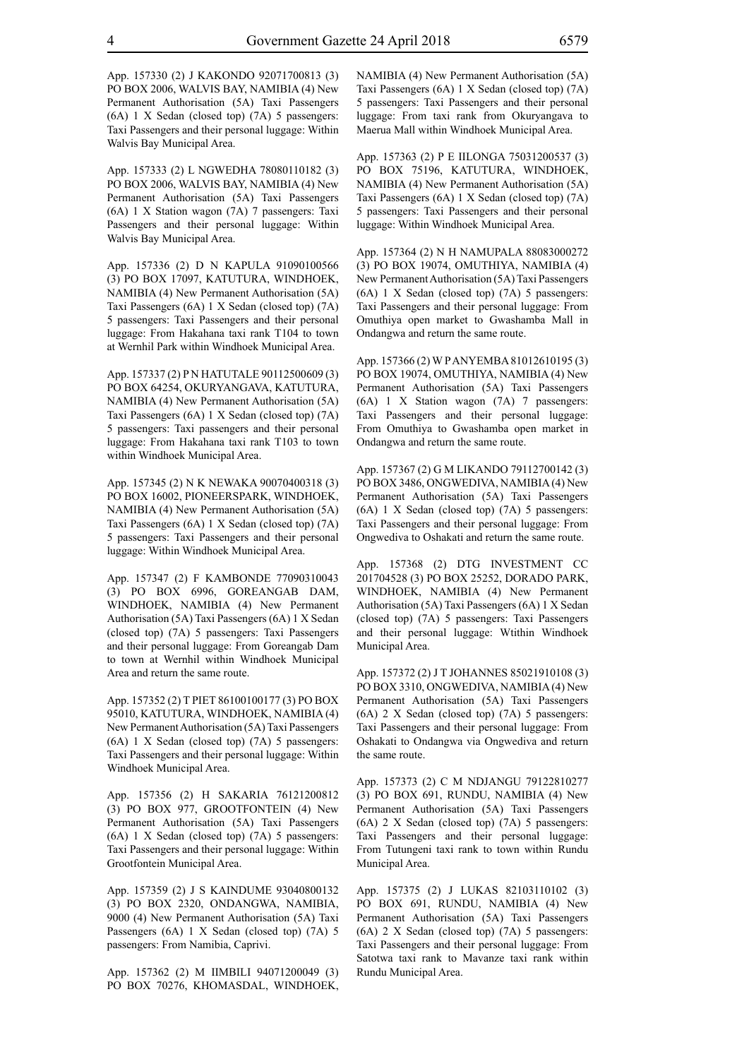App. 157330 (2) J KAKONDO 92071700813 (3) PO BOX 2006, WALVIS BAY, NAMIBIA (4) New Permanent Authorisation (5A) Taxi Passengers (6A) 1 X Sedan (closed top) (7A) 5 passengers: Taxi Passengers and their personal luggage: Within Walvis Bay Municipal Area.

App. 157333 (2) L NGWEDHA 78080110182 (3) PO BOX 2006, WALVIS BAY, NAMIBIA (4) New Permanent Authorisation (5A) Taxi Passengers (6A) 1 X Station wagon (7A) 7 passengers: Taxi Passengers and their personal luggage: Within Walvis Bay Municipal Area.

App. 157336 (2) D N KAPULA 91090100566 (3) PO BOX 17097, KATUTURA, WINDHOEK, NAMIBIA (4) New Permanent Authorisation (5A) Taxi Passengers (6A) 1 X Sedan (closed top) (7A) 5 passengers: Taxi Passengers and their personal luggage: From Hakahana taxi rank T104 to town at Wernhil Park within Windhoek Municipal Area.

App. 157337 (2) P N HATUTALE 90112500609 (3) PO BOX 64254, OKURYANGAVA, KATUTURA, NAMIBIA (4) New Permanent Authorisation (5A) Taxi Passengers (6A) 1 X Sedan (closed top) (7A) 5 passengers: Taxi passengers and their personal luggage: From Hakahana taxi rank T103 to town within Windhoek Municipal Area.

App. 157345 (2) N K NEWAKA 90070400318 (3) PO BOX 16002, PIONEERSPARK, WINDHOEK, NAMIBIA (4) New Permanent Authorisation (5A) Taxi Passengers (6A) 1 X Sedan (closed top) (7A) 5 passengers: Taxi Passengers and their personal luggage: Within Windhoek Municipal Area.

App. 157347 (2) F KAMBONDE 77090310043 (3) PO BOX 6996, GOREANGAB DAM, WINDHOEK, NAMIBIA (4) New Permanent Authorisation (5A) Taxi Passengers (6A) 1 X Sedan (closed top) (7A) 5 passengers: Taxi Passengers and their personal luggage: From Goreangab Dam to town at Wernhil within Windhoek Municipal Area and return the same route.

App. 157352 (2) T PIET 86100100177 (3) PO BOX 95010, KATUTURA, WINDHOEK, NAMIBIA (4) New Permanent Authorisation (5A) Taxi Passengers (6A) 1 X Sedan (closed top) (7A) 5 passengers: Taxi Passengers and their personal luggage: Within Windhoek Municipal Area.

App. 157356 (2) H SAKARIA 76121200812 (3) PO BOX 977, GROOTFONTEIN (4) New Permanent Authorisation (5A) Taxi Passengers (6A) 1 X Sedan (closed top) (7A) 5 passengers: Taxi Passengers and their personal luggage: Within Grootfontein Municipal Area.

App. 157359 (2) J S KAINDUME 93040800132 (3) PO BOX 2320, ONDANGWA, NAMIBIA, 9000 (4) New Permanent Authorisation (5A) Taxi Passengers (6A) 1 X Sedan (closed top) (7A) 5 passengers: From Namibia, Caprivi.

App. 157362 (2) M IIMBILI 94071200049 (3) PO BOX 70276, KHOMASDAL, WINDHOEK, NAMIBIA (4) New Permanent Authorisation (5A) Taxi Passengers (6A) 1 X Sedan (closed top) (7A) 5 passengers: Taxi Passengers and their personal luggage: From taxi rank from Okuryangava to Maerua Mall within Windhoek Municipal Area.

App. 157363 (2) P E IILONGA 75031200537 (3) PO BOX 75196, KATUTURA, WINDHOEK, NAMIBIA (4) New Permanent Authorisation (5A) Taxi Passengers (6A) 1 X Sedan (closed top) (7A) 5 passengers: Taxi Passengers and their personal luggage: Within Windhoek Municipal Area.

App. 157364 (2) N H NAMUPALA 88083000272 (3) PO BOX 19074, OMUTHIYA, NAMIBIA (4) New Permanent Authorisation (5A) Taxi Passengers (6A) 1 X Sedan (closed top) (7A) 5 passengers: Taxi Passengers and their personal luggage: From Omuthiya open market to Gwashamba Mall in Ondangwa and return the same route.

App. 157366 (2) W P ANYEMBA 81012610195 (3) PO BOX 19074, OMUTHIYA, NAMIBIA (4) New Permanent Authorisation (5A) Taxi Passengers (6A) 1 X Station wagon (7A) 7 passengers: Taxi Passengers and their personal luggage: From Omuthiya to Gwashamba open market in Ondangwa and return the same route.

App. 157367 (2) G M LIKANDO 79112700142 (3) PO BOX 3486, ONGWEDIVA, NAMIBIA (4) New Permanent Authorisation (5A) Taxi Passengers (6A) 1 X Sedan (closed top) (7A) 5 passengers: Taxi Passengers and their personal luggage: From Ongwediva to Oshakati and return the same route.

App. 157368 (2) DTG INVESTMENT CC 201704528 (3) PO BOX 25252, DORADO PARK, WINDHOEK, NAMIBIA (4) New Permanent Authorisation (5A) Taxi Passengers (6A) 1 X Sedan (closed top) (7A) 5 passengers: Taxi Passengers and their personal luggage: Wtithin Windhoek Municipal Area.

App. 157372 (2) J T JOHANNES 85021910108 (3) PO BOX 3310, ONGWEDIVA, NAMIBIA (4) New Permanent Authorisation (5A) Taxi Passengers (6A) 2 X Sedan (closed top) (7A) 5 passengers: Taxi Passengers and their personal luggage: From Oshakati to Ondangwa via Ongwediva and return the same route.

App. 157373 (2) C M NDJANGU 79122810277 (3) PO BOX 691, RUNDU, NAMIBIA (4) New Permanent Authorisation (5A) Taxi Passengers (6A) 2 X Sedan (closed top) (7A) 5 passengers: Taxi Passengers and their personal luggage: From Tutungeni taxi rank to town within Rundu Municipal Area.

App. 157375 (2) J LUKAS 82103110102 (3) PO BOX 691, RUNDU, NAMIBIA (4) New Permanent Authorisation (5A) Taxi Passengers (6A) 2 X Sedan (closed top) (7A) 5 passengers: Taxi Passengers and their personal luggage: From Satotwa taxi rank to Mavanze taxi rank within Rundu Municipal Area.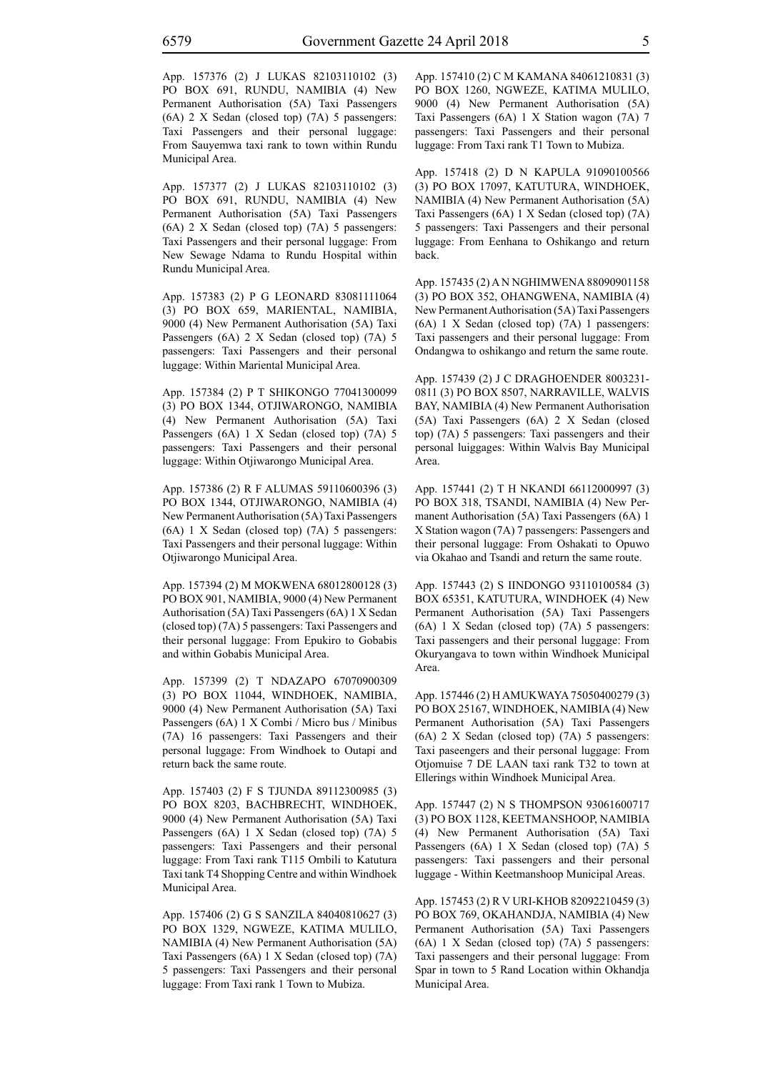App. 157376 (2) J LUKAS 82103110102 (3) PO BOX 691, RUNDU, NAMIBIA (4) New Permanent Authorisation (5A) Taxi Passengers (6A) 2 X Sedan (closed top) (7A) 5 passengers: Taxi Passengers and their personal luggage: From Sauyemwa taxi rank to town within Rundu Municipal Area.

App. 157377 (2) J LUKAS 82103110102 (3) PO BOX 691, RUNDU, NAMIBIA (4) New Permanent Authorisation (5A) Taxi Passengers (6A) 2 X Sedan (closed top) (7A) 5 passengers: Taxi Passengers and their personal luggage: From New Sewage Ndama to Rundu Hospital within Rundu Municipal Area.

App. 157383 (2) P G LEONARD 83081111064 (3) PO BOX 659, MARIENTAL, NAMIBIA, 9000 (4) New Permanent Authorisation (5A) Taxi Passengers (6A) 2 X Sedan (closed top) (7A) 5 passengers: Taxi Passengers and their personal luggage: Within Mariental Municipal Area.

App. 157384 (2) P T SHIKONGO 77041300099 (3) PO BOX 1344, OTJIWARONGO, NAMIBIA (4) New Permanent Authorisation (5A) Taxi Passengers (6A) 1 X Sedan (closed top) (7A) 5 passengers: Taxi Passengers and their personal luggage: Within Otjiwarongo Municipal Area.

App. 157386 (2) R F ALUMAS 59110600396 (3) PO BOX 1344, OTJIWARONGO, NAMIBIA (4) New Permanent Authorisation (5A) Taxi Passengers (6A) 1 X Sedan (closed top) (7A) 5 passengers: Taxi Passengers and their personal luggage: Within Otjiwarongo Municipal Area.

App. 157394 (2) M MOKWENA 68012800128 (3) PO BOX 901, NAMIBIA, 9000 (4) New Permanent Authorisation (5A) Taxi Passengers (6A) 1 X Sedan (closed top) (7A) 5 passengers: Taxi Passengers and their personal luggage: From Epukiro to Gobabis and within Gobabis Municipal Area.

App. 157399 (2) T NDAZAPO 67070900309 (3) PO BOX 11044, WINDHOEK, NAMIBIA, 9000 (4) New Permanent Authorisation (5A) Taxi Passengers (6A) 1 X Combi / Micro bus / Minibus (7A) 16 passengers: Taxi Passengers and their personal luggage: From Windhoek to Outapi and return back the same route.

App. 157403 (2) F S TJUNDA 89112300985 (3) PO BOX 8203, BACHBRECHT, WINDHOEK, 9000 (4) New Permanent Authorisation (5A) Taxi Passengers (6A) 1 X Sedan (closed top) (7A) 5 passengers: Taxi Passengers and their personal luggage: From Taxi rank T115 Ombili to Katutura Taxi tank T4 Shopping Centre and within Windhoek Municipal Area.

App. 157406 (2) G S SANZILA 84040810627 (3) PO BOX 1329, NGWEZE, KATIMA MULILO, NAMIBIA (4) New Permanent Authorisation (5A) Taxi Passengers (6A) 1 X Sedan (closed top) (7A) 5 passengers: Taxi Passengers and their personal luggage: From Taxi rank 1 Town to Mubiza.

App. 157410 (2) C M KAMANA 84061210831 (3) PO BOX 1260, NGWEZE, KATIMA MULILO, 9000 (4) New Permanent Authorisation (5A) Taxi Passengers (6A) 1 X Station wagon (7A) 7 passengers: Taxi Passengers and their personal luggage: From Taxi rank T1 Town to Mubiza.

App. 157418 (2) D N KAPULA 91090100566 (3) PO BOX 17097, KATUTURA, WINDHOEK, NAMIBIA (4) New Permanent Authorisation (5A) Taxi Passengers (6A) 1 X Sedan (closed top) (7A) 5 passengers: Taxi Passengers and their personal luggage: From Eenhana to Oshikango and return back.

App. 157435 (2) A N NGHIMWENA 88090901158 (3) PO BOX 352, OHANGWENA, NAMIBIA (4) New Permanent Authorisation (5A) Taxi Passengers (6A) 1 X Sedan (closed top) (7A) 1 passengers: Taxi passengers and their personal luggage: From Ondangwa to oshikango and return the same route.

App. 157439 (2) J C DRAGHOENDER 8003231-0811 (3) PO BOX 8507, NARRAVILLE, WALVIS BAY, NAMIBIA (4) New Permanent Authorisation (5A) Taxi Passengers (6A) 2 X Sedan (closed top) (7A) 5 passengers: Taxi passengers and their personal luiggages: Within Walvis Bay Municipal Area.

App. 157441 (2) T H NKANDI 66112000997 (3) PO BOX 318, TSANDI, NAMIBIA (4) New Permanent Authorisation (5A) Taxi Passengers (6A) 1 X Station wagon (7A) 7 passengers: Passengers and their personal luggage: From Oshakati to Opuwo via Okahao and Tsandi and return the same route.

App. 157443 (2) S IINDONGO 93110100584 (3) BOX 65351, KATUTURA, WINDHOEK (4) New Permanent Authorisation (5A) Taxi Passengers (6A) 1 X Sedan (closed top) (7A) 5 passengers: Taxi passengers and their personal luggage: From Okuryangava to town within Windhoek Municipal Area.

App. 157446 (2) H AMUKWAYA 75050400279 (3) PO BOX 25167, WINDHOEK, NAMIBIA (4) New Permanent Authorisation (5A) Taxi Passengers (6A) 2 X Sedan (closed top) (7A) 5 passengers: Taxi paseengers and their personal luggage: From Otjomuise 7 DE LAAN taxi rank T32 to town at Ellerings within Windhoek Municipal Area.

App. 157447 (2) N S THOMPSON 93061600717 (3) PO BOX 1128, KEETMANSHOOP, NAMIBIA (4) New Permanent Authorisation (5A) Taxi Passengers (6A) 1 X Sedan (closed top) (7A) 5 passengers: Taxi passengers and their personal luggage - Within Keetmanshoop Municipal Areas.

App. 157453 (2) R V URI-KHOB 82092210459 (3) PO BOX 769, OKAHANDJA, NAMIBIA (4) New Permanent Authorisation (5A) Taxi Passengers (6A) 1 X Sedan (closed top) (7A) 5 passengers: Taxi passengers and their personal luggage: From Spar in town to 5 Rand Location within Okhandja Municipal Area.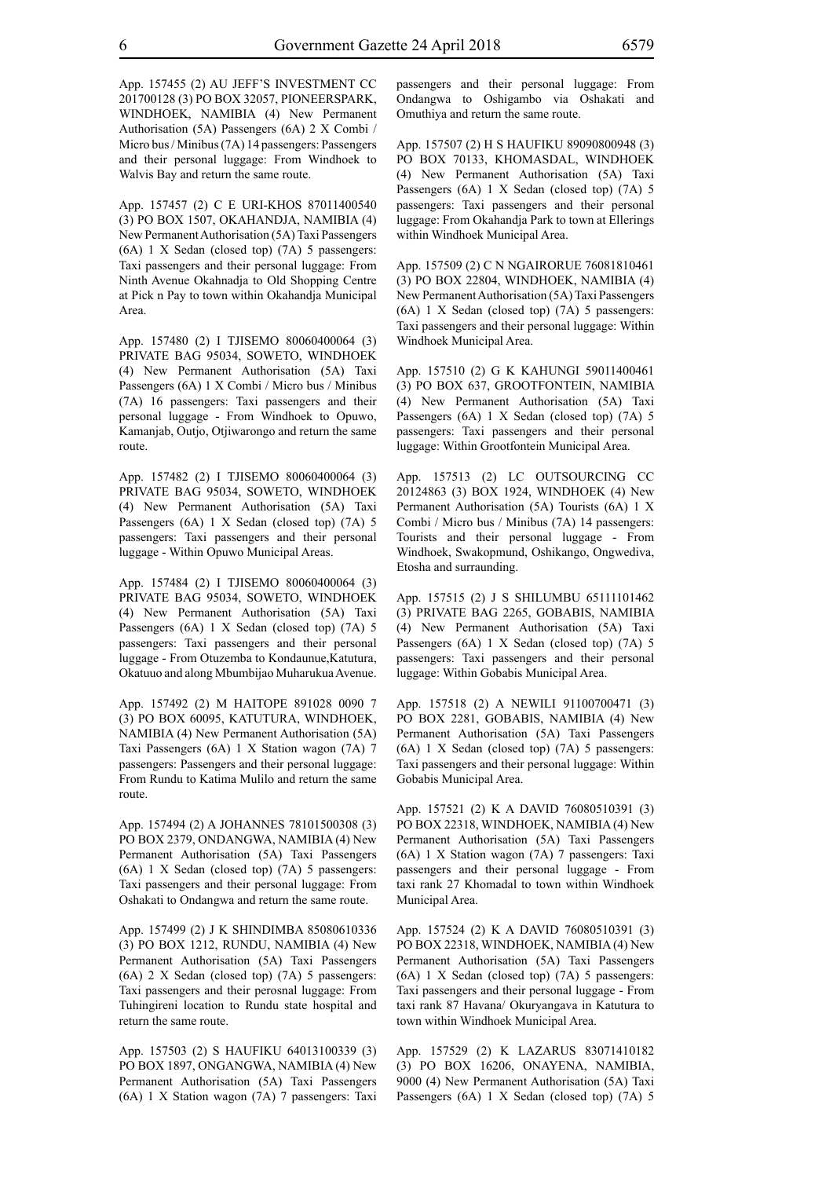App. 157455 (2) AU JEFF'S INVESTMENT CC 201700128 (3) PO BOX 32057, PIONEERSPARK, WINDHOEK, NAMIBIA (4) New Permanent Authorisation (5A) Passengers (6A) 2 X Combi / Micro bus / Minibus (7A) 14 passengers: Passengers and their personal luggage: From Windhoek to Walvis Bay and return the same route.

App. 157457 (2) C E URI-KHOS 87011400540 (3) PO BOX 1507, OKAHANDJA, NAMIBIA (4) New Permanent Authorisation (5A) Taxi Passengers (6A) 1 X Sedan (closed top) (7A) 5 passengers: Taxi passengers and their personal luggage: From Ninth Avenue Okahnadja to Old Shopping Centre at Pick n Pay to town within Okahandja Municipal Area.

App. 157480 (2) I TJISEMO 80060400064 (3) PRIVATE BAG 95034, SOWETO, WINDHOEK (4) New Permanent Authorisation (5A) Taxi Passengers (6A) 1 X Combi / Micro bus / Minibus (7A) 16 passengers: Taxi passengers and their personal luggage - From Windhoek to Opuwo, Kamanjab, Outjo, Otjiwarongo and return the same route.

App. 157482 (2) I TJISEMO 80060400064 (3) PRIVATE BAG 95034, SOWETO, WINDHOEK (4) New Permanent Authorisation (5A) Taxi Passengers (6A) 1 X Sedan (closed top) (7A) 5 passengers: Taxi passengers and their personal luggage - Within Opuwo Municipal Areas.

App. 157484 (2) I TJISEMO 80060400064 (3) PRIVATE BAG 95034, SOWETO, WINDHOEK (4) New Permanent Authorisation (5A) Taxi Passengers (6A) 1 X Sedan (closed top) (7A) 5 passengers: Taxi passengers and their personal luggage - From Otuzemba to Kondaunue,Katutura, Okatuuo and along Mbumbijao Muharukua Avenue.

App. 157492 (2) M HAITOPE 891028 0090 7 (3) PO BOX 60095, KATUTURA, WINDHOEK, NAMIBIA (4) New Permanent Authorisation (5A) Taxi Passengers (6A) 1 X Station wagon (7A) 7 passengers: Passengers and their personal luggage: From Rundu to Katima Mulilo and return the same route.

App. 157494 (2) A JOHANNES 78101500308 (3) PO BOX 2379, ONDANGWA, NAMIBIA (4) New Permanent Authorisation (5A) Taxi Passengers (6A) 1 X Sedan (closed top) (7A) 5 passengers: Taxi passengers and their personal luggage: From Oshakati to Ondangwa and return the same route.

App. 157499 (2) J K SHINDIMBA 85080610336 (3) PO BOX 1212, RUNDU, NAMIBIA (4) New Permanent Authorisation (5A) Taxi Passengers (6A) 2 X Sedan (closed top) (7A) 5 passengers: Taxi passengers and their perosnal luggage: From Tuhingireni location to Rundu state hospital and return the same route.

App. 157503 (2) S HAUFIKU 64013100339 (3) PO BOX 1897, ONGANGWA, NAMIBIA (4) New Permanent Authorisation (5A) Taxi Passengers (6A) 1 X Station wagon (7A) 7 passengers: Taxi passengers and their personal luggage: From Ondangwa to Oshigambo via Oshakati and Omuthiya and return the same route.

App. 157507 (2) H S HAUFIKU 89090800948 (3) PO BOX 70133, KHOMASDAL, WINDHOEK (4) New Permanent Authorisation (5A) Taxi Passengers (6A) 1 X Sedan (closed top) (7A) 5 passengers: Taxi passengers and their personal luggage: From Okahandja Park to town at Ellerings within Windhoek Municipal Area.

App. 157509 (2) C N NGAIRORUE 76081810461 (3) PO BOX 22804, WINDHOEK, NAMIBIA (4) New Permanent Authorisation (5A) Taxi Passengers (6A) 1 X Sedan (closed top) (7A) 5 passengers: Taxi passengers and their personal luggage: Within Windhoek Municipal Area.

App. 157510 (2) G K KAHUNGI 59011400461 (3) PO BOX 637, GROOTFONTEIN, NAMIBIA (4) New Permanent Authorisation (5A) Taxi Passengers (6A) 1 X Sedan (closed top) (7A) 5 passengers: Taxi passengers and their personal luggage: Within Grootfontein Municipal Area.

App. 157513 (2) LC OUTSOURCING CC 20124863 (3) BOX 1924, WINDHOEK (4) New Permanent Authorisation (5A) Tourists (6A) 1 X Combi / Micro bus / Minibus (7A) 14 passengers: Tourists and their personal luggage - From Windhoek, Swakopmund, Oshikango, Ongwediva, Etosha and surraunding.

App. 157515 (2) J S SHILUMBU 65111101462 (3) PRIVATE BAG 2265, GOBABIS, NAMIBIA (4) New Permanent Authorisation (5A) Taxi Passengers (6A) 1 X Sedan (closed top) (7A) 5 passengers: Taxi passengers and their personal luggage: Within Gobabis Municipal Area.

App. 157518 (2) A NEWILI 91100700471 (3) PO BOX 2281, GOBABIS, NAMIBIA (4) New Permanent Authorisation (5A) Taxi Passengers (6A) 1 X Sedan (closed top) (7A) 5 passengers: Taxi passengers and their personal luggage: Within Gobabis Municipal Area.

App. 157521 (2) K A DAVID 76080510391 (3) PO BOX 22318, WINDHOEK, NAMIBIA (4) New Permanent Authorisation (5A) Taxi Passengers (6A) 1 X Station wagon (7A) 7 passengers: Taxi passengers and their personal luggage - From taxi rank 27 Khomadal to town within Windhoek Municipal Area.

App. 157524 (2) K A DAVID 76080510391 (3) PO BOX 22318, WINDHOEK, NAMIBIA (4) New Permanent Authorisation (5A) Taxi Passengers (6A) 1 X Sedan (closed top) (7A) 5 passengers: Taxi passengers and their personal luggage - From taxi rank 87 Havana/ Okuryangava in Katutura to town within Windhoek Municipal Area.

App. 157529 (2) K LAZARUS 83071410182 (3) PO BOX 16206, ONAYENA, NAMIBIA, 9000 (4) New Permanent Authorisation (5A) Taxi Passengers (6A) 1 X Sedan (closed top) (7A) 5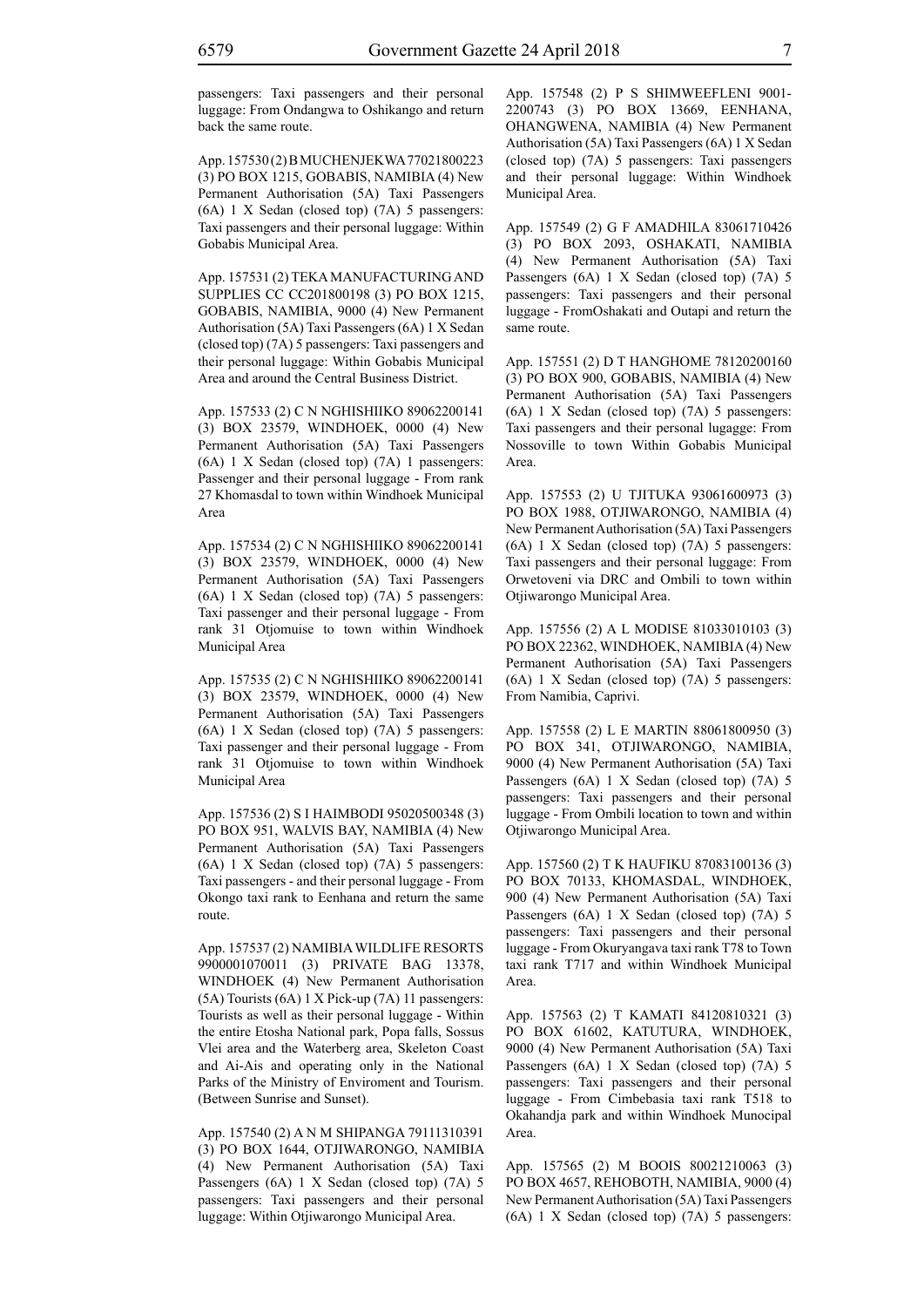passengers: Taxi passengers and their personal luggage: From Ondangwa to Oshikango and return back the same route.

App. 157530 (2) B MUCHENJEKWA 77021800223 (3) PO BOX 1215, GOBABIS, NAMIBIA (4) New Permanent Authorisation (5A) Taxi Passengers (6A) 1 X Sedan (closed top) (7A) 5 passengers: Taxi passengers and their personal luggage: Within Gobabis Municipal Area.

App. 157531 (2) TEKA MANUFACTURING AND SUPPLIES CC CC201800198 (3) PO BOX 1215, GOBABIS, NAMIBIA, 9000 (4) New Permanent Authorisation (5A) Taxi Passengers (6A) 1 X Sedan (closed top) (7A) 5 passengers: Taxi passengers and their personal luggage: Within Gobabis Municipal Area and around the Central Business District.

App. 157533 (2) C N NGHISHIIKO 89062200141 (3) BOX 23579, WINDHOEK, 0000 (4) New Permanent Authorisation (5A) Taxi Passengers (6A) 1 X Sedan (closed top) (7A) 1 passengers: Passenger and their personal luggage - From rank 27 Khomasdal to town within Windhoek Municipal Area

App. 157534 (2) C N NGHISHIIKO 89062200141 (3) BOX 23579, WINDHOEK, 0000 (4) New Permanent Authorisation (5A) Taxi Passengers (6A) 1 X Sedan (closed top) (7A) 5 passengers: Taxi passenger and their personal luggage - From rank 31 Otjomuise to town within Windhoek Municipal Area

App. 157535 (2) C N NGHISHIIKO 89062200141 (3) BOX 23579, WINDHOEK, 0000 (4) New Permanent Authorisation (5A) Taxi Passengers (6A) 1 X Sedan (closed top) (7A) 5 passengers: Taxi passenger and their personal luggage - From rank 31 Otjomuise to town within Windhoek Municipal Area

App. 157536 (2) S I HAIMBODI 95020500348 (3) PO BOX 951, WALVIS BAY, NAMIBIA (4) New Permanent Authorisation (5A) Taxi Passengers (6A) 1 X Sedan (closed top) (7A) 5 passengers: Taxi passengers - and their personal luggage - From Okongo taxi rank to Eenhana and return the same route.

App. 157537 (2) NAMIBIA WILDLIFE RESORTS 9900001070011 (3) PRIVATE BAG 13378, WINDHOEK (4) New Permanent Authorisation (5A) Tourists (6A) 1 X Pick-up (7A) 11 passengers: Tourists as well as their personal luggage - Within the entire Etosha National park, Popa falls, Sossus Vlei area and the Waterberg area, Skeleton Coast and Ai-Ais and operating only in the National Parks of the Ministry of Enviroment and Tourism. (Between Sunrise and Sunset).

App. 157540 (2) A N M SHIPANGA 79111310391 (3) PO BOX 1644, OTJIWARONGO, NAMIBIA (4) New Permanent Authorisation (5A) Taxi Passengers (6A) 1 X Sedan (closed top) (7A) 5 passengers: Taxi passengers and their personal luggage: Within Otjiwarongo Municipal Area.

App. 157548 (2) P S SHIMWEEFLENI 9001-2200743 (3) PO BOX 13669, EENHANA, OHANGWENA, NAMIBIA (4) New Permanent Authorisation (5A) Taxi Passengers (6A) 1 X Sedan (closed top) (7A) 5 passengers: Taxi passengers and their personal luggage: Within Windhoek Municipal Area.

App. 157549 (2) G F AMADHILA 83061710426 (3) PO BOX 2093, OSHAKATI, NAMIBIA (4) New Permanent Authorisation (5A) Taxi Passengers (6A) 1 X Sedan (closed top) (7A) 5 passengers: Taxi passengers and their personal luggage - FromOshakati and Outapi and return the same route.

App. 157551 (2) D T HANGHOME 78120200160 (3) PO BOX 900, GOBABIS, NAMIBIA (4) New Permanent Authorisation (5A) Taxi Passengers (6A) 1 X Sedan (closed top) (7A) 5 passengers: Taxi passengers and their personal lugagge: From Nossoville to town Within Gobabis Municipal Area.

App. 157553 (2) U TJITUKA 93061600973 (3) PO BOX 1988, OTJIWARONGO, NAMIBIA (4) New Permanent Authorisation (5A) Taxi Passengers (6A) 1 X Sedan (closed top) (7A) 5 passengers: Taxi passengers and their personal luggage: From Orwetoveni via DRC and Ombili to town within Otjiwarongo Municipal Area.

App. 157556 (2) A L MODISE 81033010103 (3) PO BOX 22362, WINDHOEK, NAMIBIA (4) New Permanent Authorisation (5A) Taxi Passengers (6A) 1 X Sedan (closed top) (7A) 5 passengers: From Namibia, Caprivi.

App. 157558 (2) L E MARTIN 88061800950 (3) PO BOX 341, OTJIWARONGO, NAMIBIA, 9000 (4) New Permanent Authorisation (5A) Taxi Passengers (6A) 1 X Sedan (closed top) (7A) 5 passengers: Taxi passengers and their personal luggage - From Ombili location to town and within Otjiwarongo Municipal Area.

App. 157560 (2) T K HAUFIKU 87083100136 (3) PO BOX 70133, KHOMASDAL, WINDHOEK, 900 (4) New Permanent Authorisation (5A) Taxi Passengers (6A) 1 X Sedan (closed top) (7A) 5 passengers: Taxi passengers and their personal luggage - From Okuryangava taxi rank T78 to Town taxi rank T717 and within Windhoek Municipal Area.

App. 157563 (2) T KAMATI 84120810321 (3) PO BOX 61602, KATUTURA, WINDHOEK, 9000 (4) New Permanent Authorisation (5A) Taxi Passengers (6A) 1 X Sedan (closed top) (7A) 5 passengers: Taxi passengers and their personal luggage - From Cimbebasia taxi rank T518 to Okahandja park and within Windhoek Munocipal Area.

App. 157565 (2) M BOOIS 80021210063 (3) PO BOX 4657, REHOBOTH, NAMIBIA, 9000 (4) New Permanent Authorisation (5A) Taxi Passengers (6A) 1 X Sedan (closed top) (7A) 5 passengers: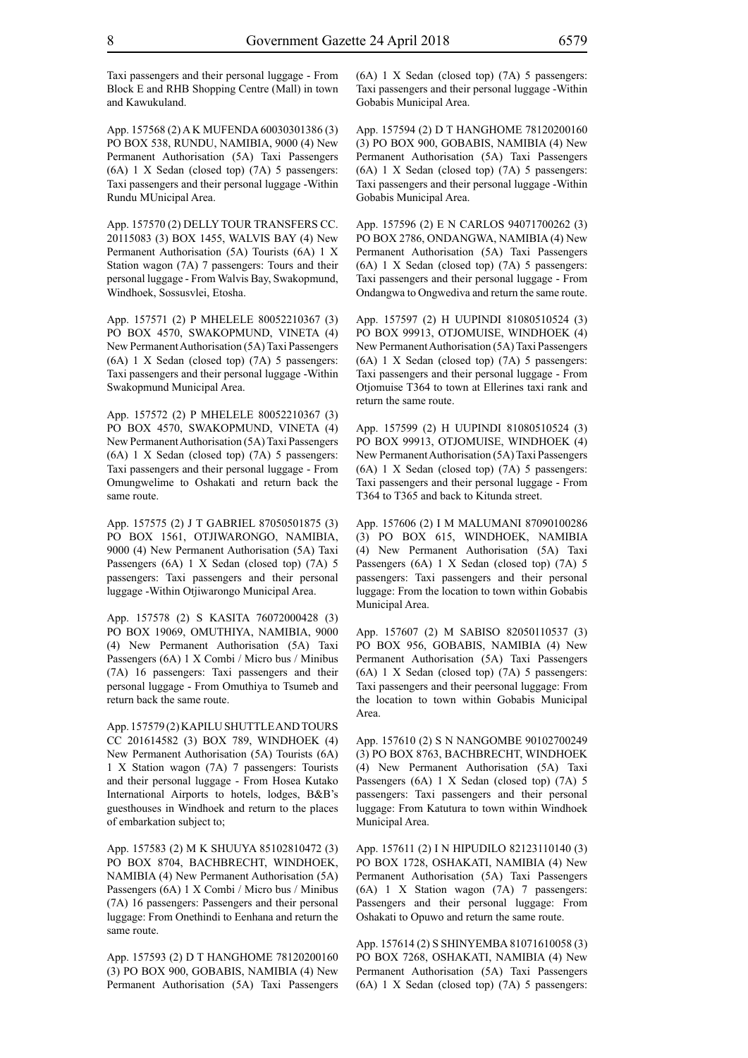Taxi passengers and their personal luggage - From Block E and RHB Shopping Centre (Mall) in town and Kawukuland.

App. 157568 (2) A K MUFENDA 60030301386 (3) PO BOX 538, RUNDU, NAMIBIA, 9000 (4) New Permanent Authorisation (5A) Taxi Passengers (6A) 1 X Sedan (closed top) (7A) 5 passengers: Taxi passengers and their personal luggage -Within Rundu MUnicipal Area.

App. 157570 (2) DELLY TOUR TRANSFERS CC. 20115083 (3) BOX 1455, WALVIS BAY (4) New Permanent Authorisation (5A) Tourists (6A) 1 X Station wagon (7A) 7 passengers: Tours and their personal luggage - From Walvis Bay, Swakopmund, Windhoek, Sossusvlei, Etosha.

App. 157571 (2) P MHELELE 80052210367 (3) PO BOX 4570, SWAKOPMUND, VINETA (4) New Permanent Authorisation (5A) Taxi Passengers (6A) 1 X Sedan (closed top) (7A) 5 passengers: Taxi passengers and their personal luggage -Within Swakopmund Municipal Area.

App. 157572 (2) P MHELELE 80052210367 (3) PO BOX 4570, SWAKOPMUND, VINETA (4) New Permanent Authorisation (5A) Taxi Passengers (6A) 1 X Sedan (closed top) (7A) 5 passengers: Taxi passengers and their personal luggage - From Omungwelime to Oshakati and return back the same route.

App. 157575 (2) J T GABRIEL 87050501875 (3) PO BOX 1561, OTJIWARONGO, NAMIBIA, 9000 (4) New Permanent Authorisation (5A) Taxi Passengers (6A) 1 X Sedan (closed top) (7A) 5 passengers: Taxi passengers and their personal luggage -Within Otjiwarongo Municipal Area.

App. 157578 (2) S KASITA 76072000428 (3) PO BOX 19069, OMUTHIYA, NAMIBIA, 9000 (4) New Permanent Authorisation (5A) Taxi Passengers (6A) 1 X Combi / Micro bus / Minibus (7A) 16 passengers: Taxi passengers and their personal luggage - From Omuthiya to Tsumeb and return back the same route.

App. 157579 (2) KAPILU SHUTTLE AND TOURS CC 201614582 (3) BOX 789, WINDHOEK (4) New Permanent Authorisation (5A) Tourists (6A) 1 X Station wagon (7A) 7 passengers: Tourists and their personal luggage - From Hosea Kutako International Airports to hotels, lodges, B&B's guesthouses in Windhoek and return to the places of embarkation subject to;

App. 157583 (2) M K SHUUYA 85102810472 (3) PO BOX 8704, BACHBRECHT, WINDHOEK, NAMIBIA (4) New Permanent Authorisation (5A) Taxi Passengers (6A) 1 X Combi / Micro bus / Minibus (7A) 16 passengers: Passengers and their personal luggage: From Onethindi to Eenhana and return the same route.

App. 157593 (2) D T HANGHOME 78120200160 (3) PO BOX 900, GOBABIS, NAMIBIA (4) New Permanent Authorisation (5A) Taxi Passengers (6A) 1 X Sedan (closed top) (7A) 5 passengers: Taxi passengers and their personal luggage -Within Gobabis Municipal Area.

App. 157594 (2) D T HANGHOME 78120200160 (3) PO BOX 900, GOBABIS, NAMIBIA (4) New Permanent Authorisation (5A) Taxi Passengers (6A) 1 X Sedan (closed top) (7A) 5 passengers: Taxi passengers and their personal luggage -Within Gobabis Municipal Area.

App. 157596 (2) E N CARLOS 94071700262 (3) PO BOX 2786, ONDANGWA, NAMIBIA (4) New Permanent Authorisation (5A) Taxi Passengers (6A) 1 X Sedan (closed top) (7A) 5 passengers: Taxi passengers and their personal luggage - From Ondangwa to Ongwediva and return the same route.

App. 157597 (2) H UUPINDI 81080510524 (3) PO BOX 99913, OTJOMUISE, WINDHOEK (4) New Permanent Authorisation (5A) Taxi Passengers (6A) 1 X Sedan (closed top) (7A) 5 passengers: Taxi passengers and their personal luggage - From Otjomuise T364 to town at Ellerines taxi rank and return the same route.

App. 157599 (2) H UUPINDI 81080510524 (3) PO BOX 99913, OTJOMUISE, WINDHOEK (4) New Permanent Authorisation (5A) Taxi Passengers (6A) 1 X Sedan (closed top) (7A) 5 passengers: Taxi passengers and their personal luggage - From T364 to T365 and back to Kitunda street.

App. 157606 (2) I M MALUMANI 87090100286 (3) PO BOX 615, WINDHOEK, NAMIBIA (4) New Permanent Authorisation (5A) Taxi Passengers (6A) 1 X Sedan (closed top) (7A) 5 passengers: Taxi passengers and their personal luggage: From the location to town within Gobabis Municipal Area.

App. 157607 (2) M SABISO 82050110537 (3) PO BOX 956, GOBABIS, NAMIBIA (4) New Permanent Authorisation (5A) Taxi Passengers (6A) 1 X Sedan (closed top) (7A) 5 passengers: Taxi passengers and their peersonal luggage: From the location to town within Gobabis Municipal Area.

App. 157610 (2) S N NANGOMBE 90102700249 (3) PO BOX 8763, BACHBRECHT, WINDHOEK (4) New Permanent Authorisation (5A) Taxi Passengers (6A) 1 X Sedan (closed top) (7A) 5 passengers: Taxi passengers and their personal luggage: From Katutura to town within Windhoek Municipal Area.

App. 157611 (2) I N HIPUDILO 82123110140 (3) PO BOX 1728, OSHAKATI, NAMIBIA (4) New Permanent Authorisation (5A) Taxi Passengers (6A) 1 X Station wagon (7A) 7 passengers: Passengers and their personal luggage: From Oshakati to Opuwo and return the same route.

App. 157614 (2) S SHINYEMBA 81071610058 (3) PO BOX 7268, OSHAKATI, NAMIBIA (4) New Permanent Authorisation (5A) Taxi Passengers (6A) 1 X Sedan (closed top) (7A) 5 passengers: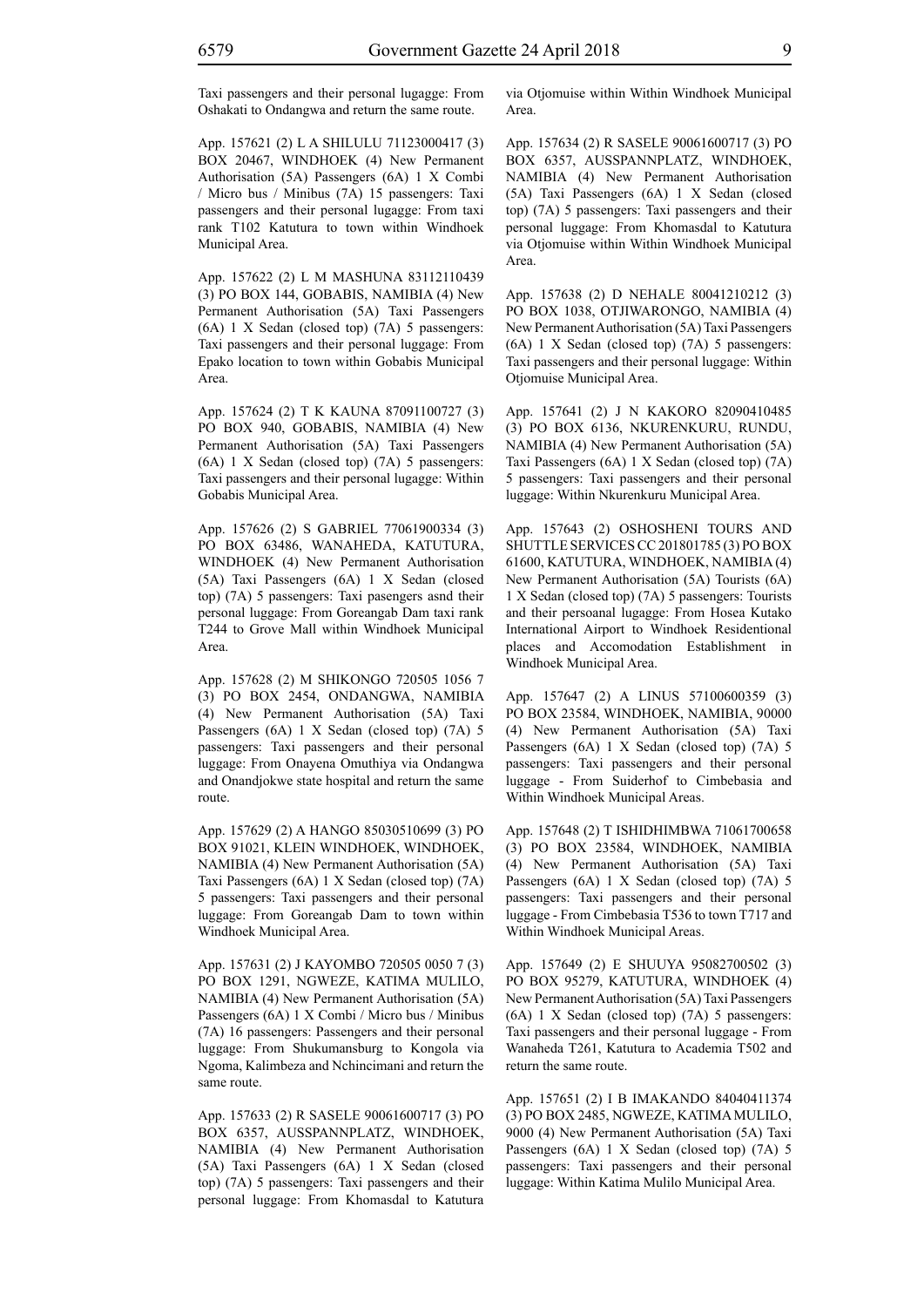Taxi passengers and their personal lugagge: From Oshakati to Ondangwa and return the same route.

App. 157621 (2) L A SHILULU 71123000417 (3) BOX 20467, WINDHOEK (4) New Permanent Authorisation (5A) Passengers (6A) 1 X Combi / Micro bus / Minibus (7A) 15 passengers: Taxi passengers and their personal lugagge: From taxi rank T102 Katutura to town within Windhoek Municipal Area.

App. 157622 (2) L M MASHUNA 83112110439 (3) PO BOX 144, GOBABIS, NAMIBIA (4) New Permanent Authorisation (5A) Taxi Passengers (6A) 1 X Sedan (closed top) (7A) 5 passengers: Taxi passengers and their personal luggage: From Epako location to town within Gobabis Municipal Area.

App. 157624 (2) T K KAUNA 87091100727 (3) PO BOX 940, GOBABIS, NAMIBIA (4) New Permanent Authorisation (5A) Taxi Passengers (6A) 1 X Sedan (closed top) (7A) 5 passengers: Taxi passengers and their personal lugagge: Within Gobabis Municipal Area.

App. 157626 (2) S GABRIEL 77061900334 (3) PO BOX 63486, WANAHEDA, KATUTURA, WINDHOEK (4) New Permanent Authorisation (5A) Taxi Passengers (6A) 1 X Sedan (closed top) (7A) 5 passengers: Taxi pasengers asnd their personal luggage: From Goreangab Dam taxi rank T244 to Grove Mall within Windhoek Municipal Area.

App. 157628 (2) M SHIKONGO 720505 1056 7 (3) PO BOX 2454, ONDANGWA, NAMIBIA (4) New Permanent Authorisation (5A) Taxi Passengers (6A) 1 X Sedan (closed top) (7A) 5 passengers: Taxi passengers and their personal luggage: From Onayena Omuthiya via Ondangwa and Onandjokwe state hospital and return the same route.

App. 157629 (2) A HANGO 85030510699 (3) PO BOX 91021, KLEIN WINDHOEK, WINDHOEK, NAMIBIA (4) New Permanent Authorisation (5A) Taxi Passengers (6A) 1 X Sedan (closed top) (7A) 5 passengers: Taxi passengers and their personal luggage: From Goreangab Dam to town within Windhoek Municipal Area.

App. 157631 (2) J KAYOMBO 720505 0050 7 (3) PO BOX 1291, NGWEZE, KATIMA MULILO, NAMIBIA (4) New Permanent Authorisation (5A) Passengers (6A) 1 X Combi / Micro bus / Minibus (7A) 16 passengers: Passengers and their personal luggage: From Shukumansburg to Kongola via Ngoma, Kalimbeza and Nchincimani and return the same route.

App. 157633 (2) R SASELE 90061600717 (3) PO BOX 6357, AUSSPANNPLATZ, WINDHOEK, NAMIBIA (4) New Permanent Authorisation (5A) Taxi Passengers (6A) 1 X Sedan (closed top) (7A) 5 passengers: Taxi passengers and their personal luggage: From Khomasdal to Katutura via Otjomuise within Within Windhoek Municipal Area.

App. 157634 (2) R SASELE 90061600717 (3) PO BOX 6357, AUSSPANNPLATZ, WINDHOEK, NAMIBIA (4) New Permanent Authorisation (5A) Taxi Passengers (6A) 1 X Sedan (closed top) (7A) 5 passengers: Taxi passengers and their personal luggage: From Khomasdal to Katutura via Otjomuise within Within Windhoek Municipal Area.

App. 157638 (2) D NEHALE 80041210212 (3) PO BOX 1038, OTJIWARONGO, NAMIBIA (4) New Permanent Authorisation (5A) Taxi Passengers (6A) 1 X Sedan (closed top) (7A) 5 passengers: Taxi passengers and their personal luggage: Within Otjomuise Municipal Area.

App. 157641 (2) J N KAKORO 82090410485 (3) PO BOX 6136, NKURENKURU, RUNDU, NAMIBIA (4) New Permanent Authorisation (5A) Taxi Passengers (6A) 1 X Sedan (closed top) (7A) 5 passengers: Taxi passengers and their personal luggage: Within Nkurenkuru Municipal Area.

App. 157643 (2) OSHOSHENI TOURS AND SHUTTLE SERVICES CC 201801785 (3) PO BOX 61600, KATUTURA, WINDHOEK, NAMIBIA (4) New Permanent Authorisation (5A) Tourists (6A) 1 X Sedan (closed top) (7A) 5 passengers: Tourists and their persoanal lugagge: From Hosea Kutako International Airport to Windhoek Residentional places and Accomodation Establishment in Windhoek Municipal Area.

App. 157647 (2) A LINUS 57100600359 (3) PO BOX 23584, WINDHOEK, NAMIBIA, 90000 (4) New Permanent Authorisation (5A) Taxi Passengers (6A) 1 X Sedan (closed top) (7A) 5 passengers: Taxi passengers and their personal luggage - From Suiderhof to Cimbebasia and Within Windhoek Municipal Areas.

App. 157648 (2) T ISHIDHIMBWA 71061700658 (3) PO BOX 23584, WINDHOEK, NAMIBIA (4) New Permanent Authorisation (5A) Taxi Passengers (6A) 1 X Sedan (closed top) (7A) 5 passengers: Taxi passengers and their personal luggage - From Cimbebasia T536 to town T717 and Within Windhoek Municipal Areas.

App. 157649 (2) E SHUUYA 95082700502 (3) PO BOX 95279, KATUTURA, WINDHOEK (4) New Permanent Authorisation (5A) Taxi Passengers (6A) 1 X Sedan (closed top) (7A) 5 passengers: Taxi passengers and their personal luggage - From Wanaheda T261, Katutura to Academia T502 and return the same route.

App. 157651 (2) I B IMAKANDO 84040411374 (3) PO BOX 2485, NGWEZE, KATIMA MULILO, 9000 (4) New Permanent Authorisation (5A) Taxi Passengers (6A) 1 X Sedan (closed top) (7A) 5 passengers: Taxi passengers and their personal luggage: Within Katima Mulilo Municipal Area.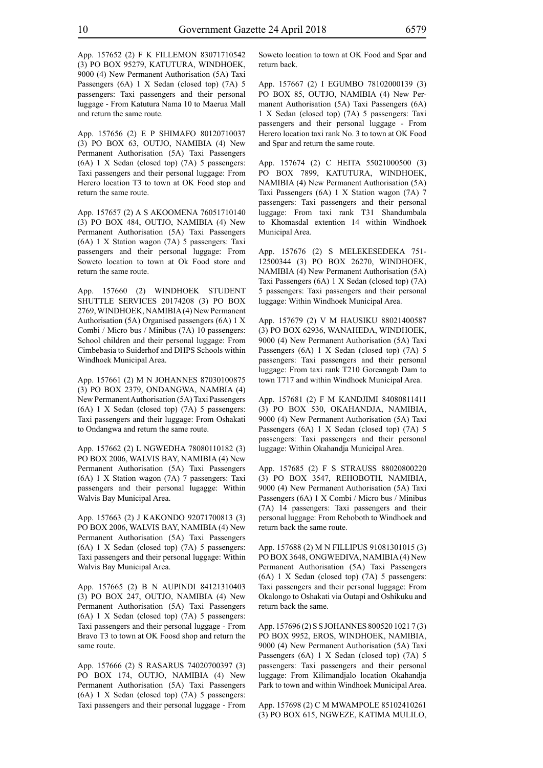App. 157652 (2) F K FILLEMON 83071710542 (3) PO BOX 95279, KATUTURA, WINDHOEK, 9000 (4) New Permanent Authorisation (5A) Taxi Passengers (6A) 1 X Sedan (closed top) (7A) 5 passengers: Taxi passengers and their personal luggage - From Katutura Nama 10 to Maerua Mall and return the same route.

App. 157656 (2) E P SHIMAFO 80120710037 (3) PO BOX 63, OUTJO, NAMIBIA (4) New Permanent Authorisation (5A) Taxi Passengers (6A) 1 X Sedan (closed top) (7A) 5 passengers: Taxi passengers and their personal luggage: From Herero location T3 to town at OK Food stop and return the same route.

App. 157657 (2) A S AKOOMENA 76051710140 (3) PO BOX 484, OUTJO, NAMIBIA (4) New Permanent Authorisation (5A) Taxi Passengers (6A) 1 X Station wagon (7A) 5 passengers: Taxi passengers and their personal luggage: From Soweto location to town at Ok Food store and return the same route.

App. 157660 (2) WINDHOEK STUDENT SHUTTLE SERVICES 20174208 (3) PO BOX 2769, WINDHOEK, NAMIBIA (4) New Permanent Authorisation (5A) Organised passengers (6A) 1 X Combi / Micro bus / Minibus (7A) 10 passengers: School children and their personal luggage: From Cimbebasia to Suiderhof and DHPS Schools within Windhoek Municipal Area.

App. 157661 (2) M N JOHANNES 87030100875 (3) PO BOX 2379, ONDANGWA, NAMBIA (4) New Permanent Authorisation (5A) Taxi Passengers (6A) 1 X Sedan (closed top) (7A) 5 passengers: Taxi passengers and their luggage: From Oshakati to Ondangwa and return the same route.

App. 157662 (2) L NGWEDHA 78080110182 (3) PO BOX 2006, WALVIS BAY, NAMIBIA (4) New Permanent Authorisation (5A) Taxi Passengers (6A) 1 X Station wagon (7A) 7 passengers: Taxi passengers and their personal lugagge: Within Walvis Bay Municipal Area.

App. 157663 (2) J KAKONDO 92071700813 (3) PO BOX 2006, WALVIS BAY, NAMIBIA (4) New Permanent Authorisation (5A) Taxi Passengers (6A) 1 X Sedan (closed top) (7A) 5 passengers: Taxi passengers and their personal luggage: Within Walvis Bay Municipal Area.

App. 157665 (2) B N AUPINDI 84121310403 (3) PO BOX 247, OUTJO, NAMIBIA (4) New Permanent Authorisation (5A) Taxi Passengers (6A) 1 X Sedan (closed top) (7A) 5 passengers: Taxi passengers and their personal luggage - From Bravo T3 to town at OK Foosd shop and return the same route.

App. 157666 (2) S RASARUS 74020700397 (3) PO BOX 174, OUTJO, NAMIBIA (4) New Permanent Authorisation (5A) Taxi Passengers (6A) 1 X Sedan (closed top) (7A) 5 passengers: Taxi passengers and their personal luggage - From Soweto location to town at OK Food and Spar and return back.

App. 157667 (2) I EGUMBO 78102000139 (3) PO BOX 85, OUTJO, NAMIBIA (4) New Permanent Authorisation (5A) Taxi Passengers (6A) 1 X Sedan (closed top) (7A) 5 passengers: Taxi passengers and their personal luggage - From Herero location taxi rank No. 3 to town at OK Food and Spar and return the same route.

App. 157674 (2) C HEITA 55021000500 (3) PO BOX 7899, KATUTURA, WINDHOEK, NAMIBIA (4) New Permanent Authorisation (5A) Taxi Passengers (6A) 1 X Station wagon (7A) 7 passengers: Taxi passengers and their personal luggage: From taxi rank T31 Shandumbala to Khomasdal extention 14 within Windhoek Municipal Area.

App. 157676 (2) S MELEKESEDEKA 751-12500344 (3) PO BOX 26270, WINDHOEK, NAMIBIA (4) New Permanent Authorisation (5A) Taxi Passengers (6A) 1 X Sedan (closed top) (7A) 5 passengers: Taxi passengers and their personal luggage: Within Windhoek Municipal Area.

App. 157679 (2) V M HAUSIKU 88021400587 (3) PO BOX 62936, WANAHEDA, WINDHOEK, 9000 (4) New Permanent Authorisation (5A) Taxi Passengers (6A) 1 X Sedan (closed top) (7A) 5 passengers: Taxi passengers and their personal luggage: From taxi rank T210 Goreangab Dam to town T717 and within Windhoek Municipal Area.

App. 157681 (2) F M KANDJIMI 84080811411 (3) PO BOX 530, OKAHANDJA, NAMIBIA, 9000 (4) New Permanent Authorisation (5A) Taxi Passengers (6A) 1 X Sedan (closed top) (7A) 5 passengers: Taxi passengers and their personal luggage: Within Okahandja Municipal Area.

App. 157685 (2) F S STRAUSS 88020800220 (3) PO BOX 3547, REHOBOTH, NAMIBIA, 9000 (4) New Permanent Authorisation (5A) Taxi Passengers (6A) 1 X Combi / Micro bus / Minibus (7A) 14 passengers: Taxi passengers and their personal luggage: From Rehoboth to Windhoek and return back the same route.

App. 157688 (2) M N FILLIPUS 91081301015 (3) PO BOX 3648, ONGWEDIVA, NAMIBIA (4) New Permanent Authorisation (5A) Taxi Passengers (6A) 1 X Sedan (closed top) (7A) 5 passengers: Taxi passengers and their personal luggage: From Okalongo to Oshakati via Outapi and Oshikuku and return back the same.

App. 157696 (2) S S JOHANNES 800520 1021 7 (3) PO BOX 9952, EROS, WINDHOEK, NAMIBIA, 9000 (4) New Permanent Authorisation (5A) Taxi Passengers (6A) 1 X Sedan (closed top) (7A) 5 passengers: Taxi passengers and their personal luggage: From Kilimandjalo location Okahandja Park to town and within Windhoek Municipal Area.

App. 157698 (2) C M MWAMPOLE 85102410261 (3) PO BOX 615, NGWEZE, KATIMA MULILO,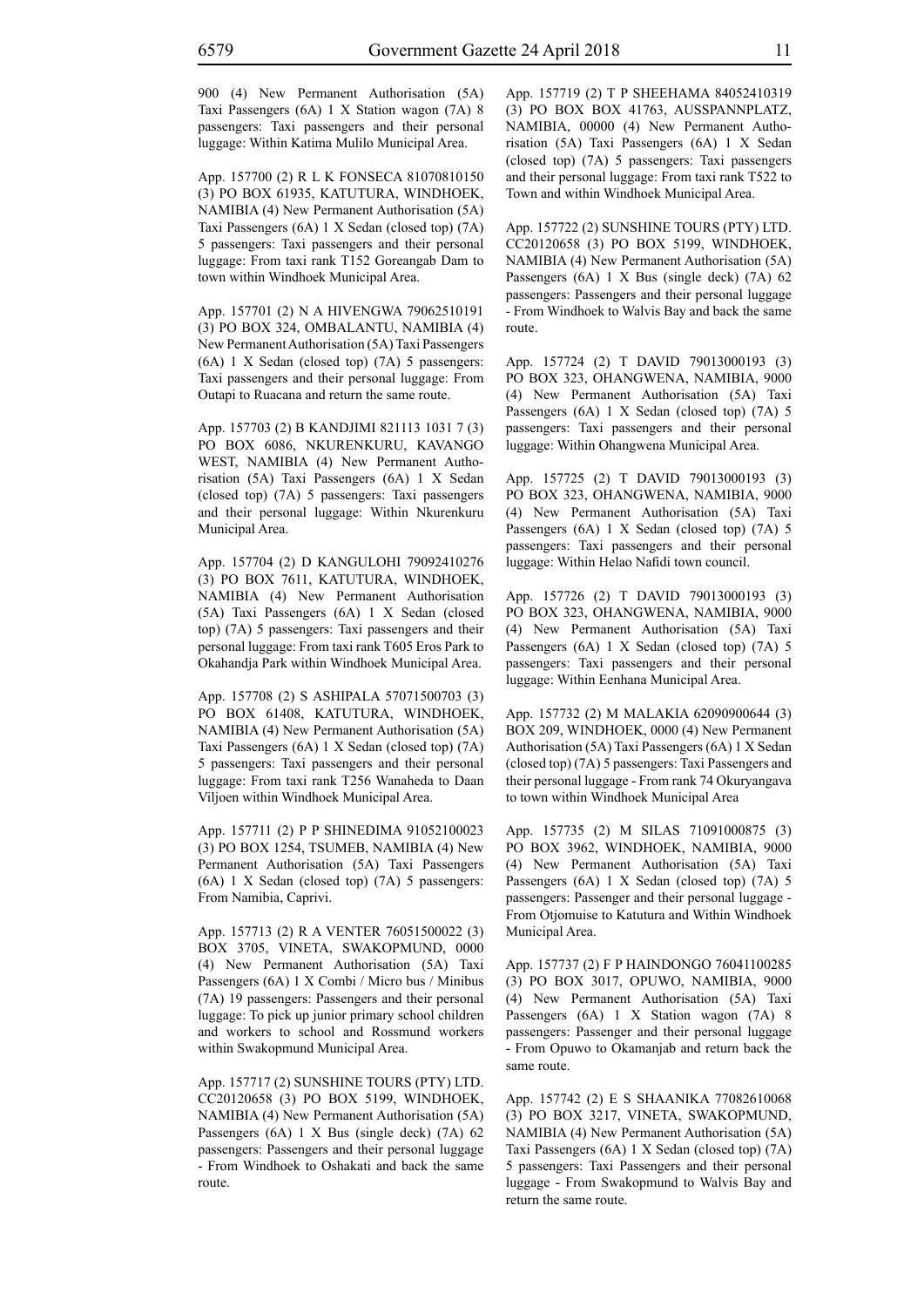900 (4) New Permanent Authorisation (5A) Taxi Passengers (6A) 1 X Station wagon (7A) 8 passengers: Taxi passengers and their personal luggage: Within Katima Mulilo Municipal Area.

App. 157700 (2) R L K FONSECA 81070810150 (3) PO BOX 61935, KATUTURA, WINDHOEK, NAMIBIA (4) New Permanent Authorisation (5A) Taxi Passengers (6A) 1 X Sedan (closed top) (7A) 5 passengers: Taxi passengers and their personal luggage: From taxi rank T152 Goreangab Dam to town within Windhoek Municipal Area.

App. 157701 (2) N A HIVENGWA 79062510191 (3) PO BOX 324, OMBALANTU, NAMIBIA (4) New Permanent Authorisation (5A) Taxi Passengers (6A) 1 X Sedan (closed top) (7A) 5 passengers: Taxi passengers and their personal luggage: From Outapi to Ruacana and return the same route.

App. 157703 (2) B KANDJIMI 821113 1031 7 (3) PO BOX 6086, NKURENKURU, KAVANGO WEST, NAMIBIA (4) New Permanent Authorisation (5A) Taxi Passengers (6A) 1 X Sedan (closed top) (7A) 5 passengers: Taxi passengers and their personal luggage: Within Nkurenkuru Municipal Area.

App. 157704 (2) D KANGULOHI 79092410276 (3) PO BOX 7611, KATUTURA, WINDHOEK, NAMIBIA (4) New Permanent Authorisation (5A) Taxi Passengers (6A) 1 X Sedan (closed top) (7A) 5 passengers: Taxi passengers and their personal luggage: From taxi rank T605 Eros Park to Okahandja Park within Windhoek Municipal Area.

App. 157708 (2) S ASHIPALA 57071500703 (3) PO BOX 61408, KATUTURA, WINDHOEK, NAMIBIA (4) New Permanent Authorisation (5A) Taxi Passengers (6A) 1 X Sedan (closed top) (7A) 5 passengers: Taxi passengers and their personal luggage: From taxi rank T256 Wanaheda to Daan Viljoen within Windhoek Municipal Area.

App. 157711 (2) P P SHINEDIMA 91052100023 (3) PO BOX 1254, TSUMEB, NAMIBIA (4) New Permanent Authorisation (5A) Taxi Passengers (6A) 1 X Sedan (closed top) (7A) 5 passengers: From Namibia, Caprivi.

App. 157713 (2) R A VENTER 76051500022 (3) BOX 3705, VINETA, SWAKOPMUND, 0000 (4) New Permanent Authorisation (5A) Taxi Passengers (6A) 1 X Combi / Micro bus / Minibus (7A) 19 passengers: Passengers and their personal luggage: To pick up junior primary school children and workers to school and Rossmund workers within Swakopmund Municipal Area.

App. 157717 (2) SUNSHINE TOURS (PTY) LTD. CC20120658 (3) PO BOX 5199, WINDHOEK, NAMIBIA (4) New Permanent Authorisation (5A) Passengers (6A) 1 X Bus (single deck) (7A) 62 passengers: Passengers and their personal luggage - From Windhoek to Oshakati and back the same route.

App. 157719 (2) T P SHEEHAMA 84052410319 (3) PO BOX BOX 41763, AUSSPANNPLATZ, NAMIBIA, 00000 (4) New Permanent Authorisation (5A) Taxi Passengers (6A) 1 X Sedan (closed top) (7A) 5 passengers: Taxi passengers and their personal luggage: From taxi rank T522 to Town and within Windhoek Municipal Area.

App. 157722 (2) SUNSHINE TOURS (PTY) LTD. CC20120658 (3) PO BOX 5199, WINDHOEK, NAMIBIA (4) New Permanent Authorisation (5A) Passengers (6A) 1 X Bus (single deck) (7A) 62 passengers: Passengers and their personal luggage - From Windhoek to Walvis Bay and back the same route.

App. 157724 (2) T DAVID 79013000193 (3) PO BOX 323, OHANGWENA, NAMIBIA, 9000 (4) New Permanent Authorisation (5A) Taxi Passengers (6A) 1 X Sedan (closed top) (7A) 5 passengers: Taxi passengers and their personal luggage: Within Ohangwena Municipal Area.

App. 157725 (2) T DAVID 79013000193 (3) PO BOX 323, OHANGWENA, NAMIBIA, 9000 (4) New Permanent Authorisation (5A) Taxi Passengers (6A) 1 X Sedan (closed top) (7A) 5 passengers: Taxi passengers and their personal luggage: Within Helao Nafidi town council.

App. 157726 (2) T DAVID 79013000193 (3) PO BOX 323, OHANGWENA, NAMIBIA, 9000 (4) New Permanent Authorisation (5A) Taxi Passengers (6A) 1 X Sedan (closed top) (7A) 5 passengers: Taxi passengers and their personal luggage: Within Eenhana Municipal Area.

App. 157732 (2) M MALAKIA 62090900644 (3) BOX 209, WINDHOEK, 0000 (4) New Permanent Authorisation (5A) Taxi Passengers (6A) 1 X Sedan (closed top) (7A) 5 passengers: Taxi Passengers and their personal luggage - From rank 74 Okuryangava to town within Windhoek Municipal Area

App. 157735 (2) M SILAS 71091000875 (3) PO BOX 3962, WINDHOEK, NAMIBIA, 9000 (4) New Permanent Authorisation (5A) Taxi Passengers (6A) 1 X Sedan (closed top) (7A) 5 passengers: Passenger and their personal luggage - From Otjomuise to Katutura and Within Windhoek Municipal Area.

App. 157737 (2) F P HAINDONGO 76041100285 (3) PO BOX 3017, OPUWO, NAMIBIA, 9000 (4) New Permanent Authorisation (5A) Taxi Passengers (6A) 1 X Station wagon (7A) 8 passengers: Passenger and their personal luggage - From Opuwo to Okamanjab and return back the same route.

App. 157742 (2) E S SHAANIKA 77082610068 (3) PO BOX 3217, VINETA, SWAKOPMUND, NAMIBIA (4) New Permanent Authorisation (5A) Taxi Passengers (6A) 1 X Sedan (closed top) (7A) 5 passengers: Taxi Passengers and their personal luggage - From Swakopmund to Walvis Bay and return the same route.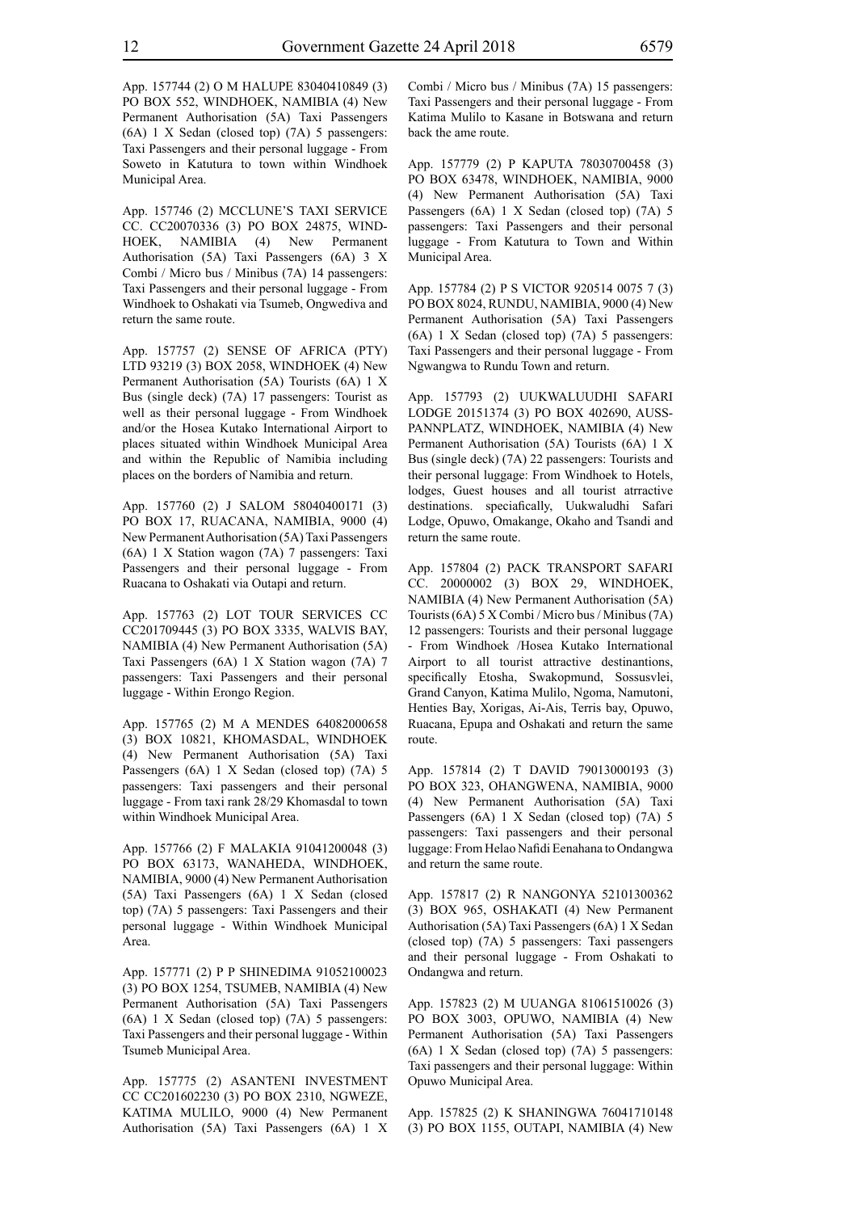App. 157744 (2) O M HALUPE 83040410849 (3) PO BOX 552, WINDHOEK, NAMIBIA (4) New Permanent Authorisation (5A) Taxi Passengers (6A) 1 X Sedan (closed top) (7A) 5 passengers: Taxi Passengers and their personal luggage - From Soweto in Katutura to town within Windhoek Municipal Area.

App. 157746 (2) MCCLUNE'S TAXI SERVICE CC. CC20070336 (3) PO BOX 24875, WINDHOEK, NAMIBIA (4) New Permanent Authorisation (5A) Taxi Passengers (6A) 3 X Combi / Micro bus / Minibus (7A) 14 passengers: Taxi Passengers and their personal luggage - From Windhoek to Oshakati via Tsumeb, Ongwediva and return the same route.

App. 157757 (2) SENSE OF AFRICA (PTY) LTD 93219 (3) BOX 2058, WINDHOEK (4) New Permanent Authorisation (5A) Tourists (6A) 1 X Bus (single deck) (7A) 17 passengers: Tourist as well as their personal luggage - From Windhoek and/or the Hosea Kutako International Airport to places situated within Windhoek Municipal Area and within the Republic of Namibia including places on the borders of Namibia and return.

App. 157760 (2) J SALOM 58040400171 (3) PO BOX 17, RUACANA, NAMIBIA, 9000 (4) New Permanent Authorisation (5A) Taxi Passengers (6A) 1 X Station wagon (7A) 7 passengers: Taxi Passengers and their personal luggage - From Ruacana to Oshakati via Outapi and return.

App. 157763 (2) LOT TOUR SERVICES CC CC201709445 (3) PO BOX 3335, WALVIS BAY, NAMIBIA (4) New Permanent Authorisation (5A) Taxi Passengers (6A) 1 X Station wagon (7A) 7 passengers: Taxi Passengers and their personal luggage - Within Erongo Region.

App. 157765 (2) M A MENDES 64082000658 (3) BOX 10821, KHOMASDAL, WINDHOEK (4) New Permanent Authorisation (5A) Taxi Passengers (6A) 1 X Sedan (closed top) (7A) 5 passengers: Taxi passengers and their personal luggage - From taxi rank 28/29 Khomasdal to town within Windhoek Municipal Area.

App. 157766 (2) F MALAKIA 91041200048 (3) PO BOX 63173, WANAHEDA, WINDHOEK, NAMIBIA, 9000 (4) New Permanent Authorisation (5A) Taxi Passengers (6A) 1 X Sedan (closed top) (7A) 5 passengers: Taxi Passengers and their personal luggage - Within Windhoek Municipal Area.

App. 157771 (2) P P SHINEDIMA 91052100023 (3) PO BOX 1254, TSUMEB, NAMIBIA (4) New Permanent Authorisation (5A) Taxi Passengers (6A) 1 X Sedan (closed top) (7A) 5 passengers: Taxi Passengers and their personal luggage - Within Tsumeb Municipal Area.

App. 157775 (2) ASANTENI INVESTMENT CC CC201602230 (3) PO BOX 2310, NGWEZE, KATIMA MULILO, 9000 (4) New Permanent Authorisation (5A) Taxi Passengers (6A) 1 X Combi / Micro bus / Minibus (7A) 15 passengers: Taxi Passengers and their personal luggage - From Katima Mulilo to Kasane in Botswana and return back the ame route.

App. 157779 (2) P KAPUTA 78030700458 (3) PO BOX 63478, WINDHOEK, NAMIBIA, 9000 (4) New Permanent Authorisation (5A) Taxi Passengers (6A) 1 X Sedan (closed top) (7A) 5 passengers: Taxi Passengers and their personal luggage - From Katutura to Town and Within Municipal Area.

App. 157784 (2) P S VICTOR 920514 0075 7 (3) PO BOX 8024, RUNDU, NAMIBIA, 9000 (4) New Permanent Authorisation (5A) Taxi Passengers (6A) 1 X Sedan (closed top) (7A) 5 passengers: Taxi Passengers and their personal luggage - From Ngwangwa to Rundu Town and return.

App. 157793 (2) UUKWALUUDHI SAFARI LODGE 20151374 (3) PO BOX 402690, AUSSPANNPLATZ, WINDHOEK, NAMIBIA (4) New Permanent Authorisation (5A) Tourists (6A) 1 X Bus (single deck) (7A) 22 passengers: Tourists and their personal luggage: From Windhoek to Hotels, lodges, Guest houses and all tourist atrractive destinations. speciafically, Uukwaludhi Safari Lodge, Opuwo, Omakange, Okaho and Tsandi and return the same route.

App. 157804 (2) PACK TRANSPORT SAFARI CC. 20000002 (3) BOX 29, WINDHOEK, NAMIBIA (4) New Permanent Authorisation (5A) Tourists (6A) 5 X Combi / Micro bus / Minibus (7A) 12 passengers: Tourists and their personal luggage - From Windhoek /Hosea Kutako International Airport to all tourist attractive destinantions, specifically Etosha, Swakopmund, Sossusvlei, Grand Canyon, Katima Mulilo, Ngoma, Namutoni, Henties Bay, Xorigas, Ai-Ais, Terris bay, Opuwo, Ruacana, Epupa and Oshakati and return the same route.

App. 157814 (2) T DAVID 79013000193 (3) PO BOX 323, OHANGWENA, NAMIBIA, 9000 (4) New Permanent Authorisation (5A) Taxi Passengers (6A) 1 X Sedan (closed top) (7A) 5 passengers: Taxi passengers and their personal luggage: From Helao Nafidi Eenahana to Ondangwa and return the same route.

App. 157817 (2) R NANGONYA 52101300362 (3) BOX 965, OSHAKATI (4) New Permanent Authorisation (5A) Taxi Passengers (6A) 1 X Sedan (closed top) (7A) 5 passengers: Taxi passengers and their personal luggage - From Oshakati to Ondangwa and return.

App. 157823 (2) M UUANGA 81061510026 (3) PO BOX 3003, OPUWO, NAMIBIA (4) New Permanent Authorisation (5A) Taxi Passengers (6A) 1 X Sedan (closed top) (7A) 5 passengers: Taxi passengers and their personal luggage: Within Opuwo Municipal Area.

App. 157825 (2) K SHANINGWA 76041710148 (3) PO BOX 1155, OUTAPI, NAMIBIA (4) New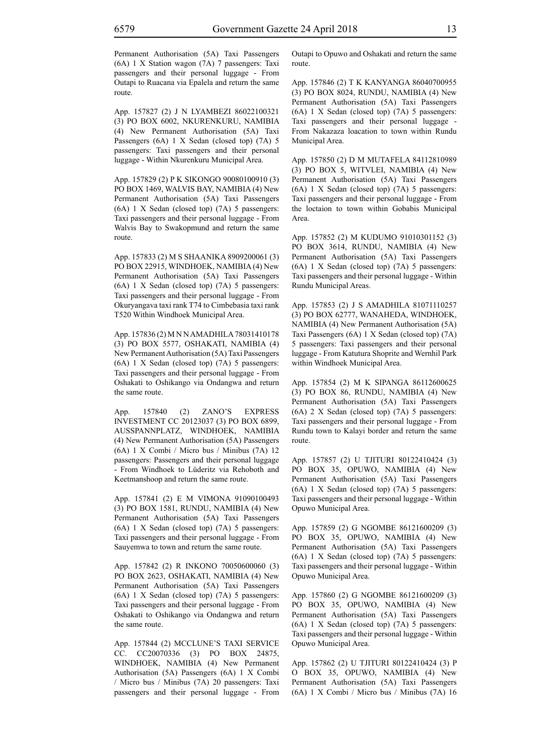Permanent Authorisation (5A) Taxi Passengers (6A) 1 X Station wagon (7A) 7 passengers: Taxi passengers and their personal luggage - From Outapi to Ruacana via Epalela and return the same route.

App. 157827 (2) J N LYAMBEZI 86022100321 (3) PO BOX 6002, NKURENKURU, NAMIBIA (4) New Permanent Authorisation (5A) Taxi Passengers (6A) 1 X Sedan (closed top) (7A) 5 passengers: Taxi passengers and their personal luggage - Within Nkurenkuru Municipal Area.

App. 157829 (2) P K SIKONGO 90080100910 (3) PO BOX 1469, WALVIS BAY, NAMIBIA (4) New Permanent Authorisation (5A) Taxi Passengers (6A) 1 X Sedan (closed top) (7A) 5 passengers: Taxi passengers and their personal luggage - From Walvis Bay to Swakopmund and return the same route.

App. 157833 (2) M S SHAANIKA 8909200061 (3) PO BOX 22915, WINDHOEK, NAMIBIA (4) New Permanent Authorisation (5A) Taxi Passengers (6A) 1 X Sedan (closed top) (7A) 5 passengers: Taxi passengers and their personal luggage - From Okuryangava taxi rank T74 to Cimbebasia taxi rank T520 Within Windhoek Municipal Area.

App. 157836 (2) M N N AMADHILA 78031410178 (3) PO BOX 5577, OSHAKATI, NAMIBIA (4) New Permanent Authorisation (5A) Taxi Passengers (6A) 1 X Sedan (closed top) (7A) 5 passengers: Taxi passengers and their personal luggage - From Oshakati to Oshikango via Ondangwa and return the same route.

App. 157840 (2) ZANO'S EXPRESS INVESTMENT CC 20123037 (3) PO BOX 6899, AUSSPANNPLATZ, WINDHOEK, NAMIBIA (4) New Permanent Authorisation (5A) Passengers (6A) 1 X Combi / Micro bus / Minibus (7A) 12 passengers: Passengers and their personal luggage - From Windhoek to Lüderitz via Rehoboth and Keetmanshoop and return the same route.

App. 157841 (2) E M VIMONA 91090100493 (3) PO BOX 1581, RUNDU, NAMIBIA (4) New Permanent Authorisation (5A) Taxi Passengers (6A) 1 X Sedan (closed top) (7A) 5 passengers: Taxi passengers and their personal luggage - From Sauyemwa to town and return the same route.

App. 157842 (2) R INKONO 70050600060 (3) PO BOX 2623, OSHAKATI, NAMIBIA (4) New Permanent Authorisation (5A) Taxi Passengers (6A) 1 X Sedan (closed top) (7A) 5 passengers: Taxi passengers and their personal luggage - From Oshakati to Oshikango via Ondangwa and return the same route.

App. 157844 (2) MCCLUNE'S TAXI SERVICE CC. CC20070336 (3) PO BOX 24875, WINDHOEK, NAMIBIA (4) New Permanent Authorisation (5A) Passengers (6A) 1 X Combi / Micro bus / Minibus (7A) 20 passengers: Taxi passengers and their personal luggage - From Outapi to Opuwo and Oshakati and return the same route.

App. 157846 (2) T K KANYANGA 86040700955 (3) PO BOX 8024, RUNDU, NAMIBIA (4) New Permanent Authorisation (5A) Taxi Passengers (6A) 1 X Sedan (closed top) (7A) 5 passengers: Taxi passengers and their personal luggage - From Nakazaza loacation to town within Rundu Municipal Area.

App. 157850 (2) D M MUTAFELA 84112810989 (3) PO BOX 5, WITVLEI, NAMIBIA (4) New Permanent Authorisation (5A) Taxi Passengers (6A) 1 X Sedan (closed top) (7A) 5 passengers: Taxi passengers and their personal luggage - From the loctaion to town within Gobabis Municipal Area.

App. 157852 (2) M KUDUMO 91010301152 (3) PO BOX 3614, RUNDU, NAMIBIA (4) New Permanent Authorisation (5A) Taxi Passengers (6A) 1 X Sedan (closed top) (7A) 5 passengers: Taxi passengers and their personal luggage - Within Rundu Municipal Areas.

App. 157853 (2) J S AMADHILA 81071110257 (3) PO BOX 62777, WANAHEDA, WINDHOEK, NAMIBIA (4) New Permanent Authorisation (5A) Taxi Passengers (6A) 1 X Sedan (closed top) (7A) 5 passengers: Taxi passengers and their personal luggage - From Katutura Shoprite and Wernhil Park within Windhoek Municipal Area.

App. 157854 (2) M K SIPANGA 86112600625 (3) PO BOX 86, RUNDU, NAMIBIA (4) New Permanent Authorisation (5A) Taxi Passengers (6A) 2 X Sedan (closed top) (7A) 5 passengers: Taxi passengers and their personal luggage - From Rundu town to Kalayi border and return the same route.

App. 157857 (2) U TJITURI 80122410424 (3) PO BOX 35, OPUWO, NAMIBIA (4) New Permanent Authorisation (5A) Taxi Passengers (6A) 1 X Sedan (closed top) (7A) 5 passengers: Taxi passengers and their personal luggage - Within Opuwo Municipal Area.

App. 157859 (2) G NGOMBE 86121600209 (3) PO BOX 35, OPUWO, NAMIBIA (4) New Permanent Authorisation (5A) Taxi Passengers (6A) 1 X Sedan (closed top) (7A) 5 passengers: Taxi passengers and their personal luggage - Within Opuwo Municipal Area.

App. 157860 (2) G NGOMBE 86121600209 (3) PO BOX 35, OPUWO, NAMIBIA (4) New Permanent Authorisation (5A) Taxi Passengers (6A) 1 X Sedan (closed top) (7A) 5 passengers: Taxi passengers and their personal luggage - Within Opuwo Municipal Area.

App. 157862 (2) U TJITURI 80122410424 (3) P O BOX 35, OPUWO, NAMIBIA (4) New Permanent Authorisation (5A) Taxi Passengers (6A) 1 X Combi / Micro bus / Minibus (7A) 16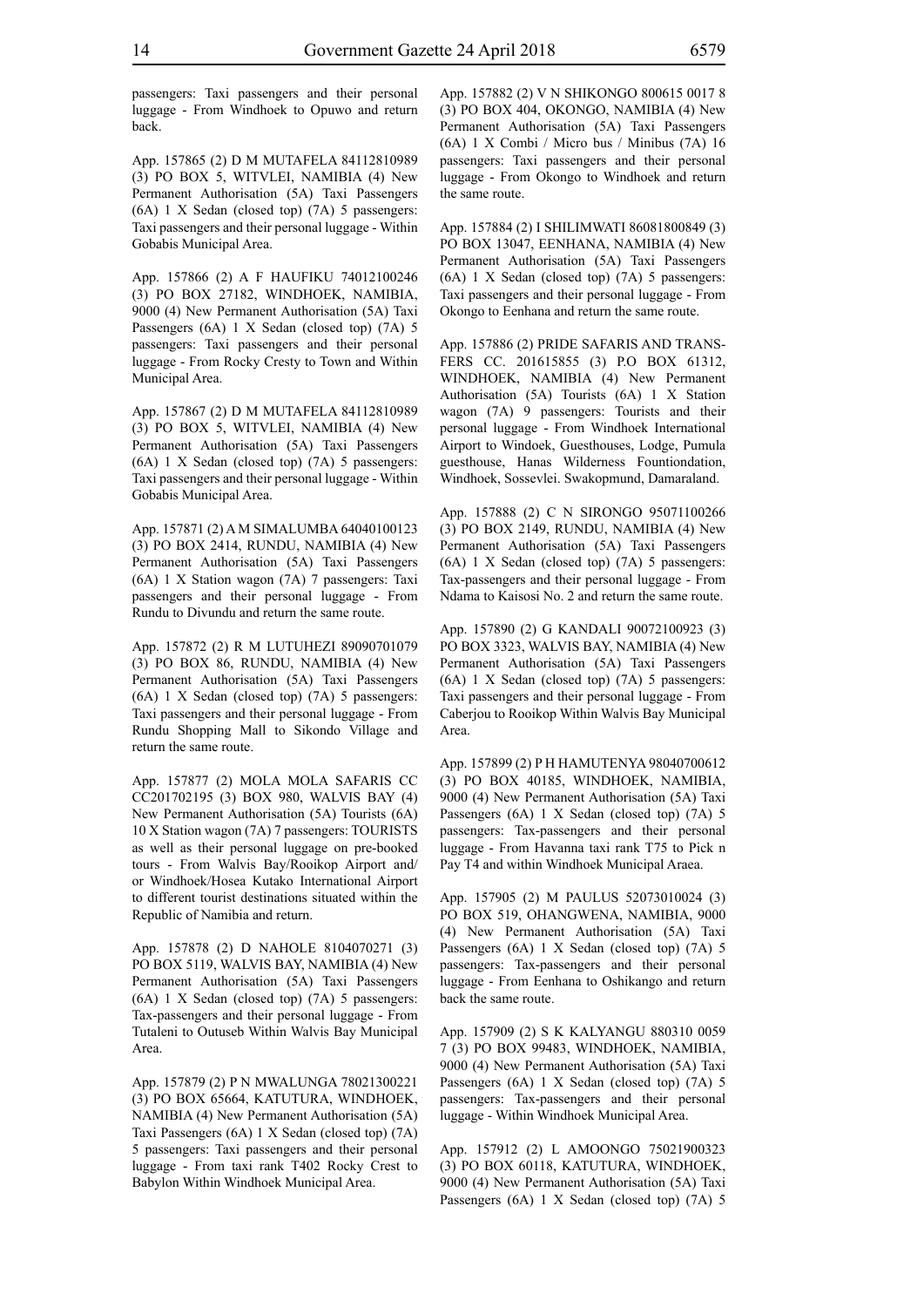passengers: Taxi passengers and their personal luggage - From Windhoek to Opuwo and return back.

App. 157865 (2) D M MUTAFELA 84112810989 (3) PO BOX 5, WITVLEI, NAMIBIA (4) New Permanent Authorisation (5A) Taxi Passengers (6A) 1 X Sedan (closed top) (7A) 5 passengers: Taxi passengers and their personal luggage - Within Gobabis Municipal Area.

App. 157866 (2) A F HAUFIKU 74012100246 (3) PO BOX 27182, WINDHOEK, NAMIBIA, 9000 (4) New Permanent Authorisation (5A) Taxi Passengers (6A) 1 X Sedan (closed top) (7A) 5 passengers: Taxi passengers and their personal luggage - From Rocky Cresty to Town and Within Municipal Area.

App. 157867 (2) D M MUTAFELA 84112810989 (3) PO BOX 5, WITVLEI, NAMIBIA (4) New Permanent Authorisation (5A) Taxi Passengers (6A) 1 X Sedan (closed top) (7A) 5 passengers: Taxi passengers and their personal luggage - Within Gobabis Municipal Area.

App. 157871 (2) A M SIMALUMBA 64040100123 (3) PO BOX 2414, RUNDU, NAMIBIA (4) New Permanent Authorisation (5A) Taxi Passengers (6A) 1 X Station wagon (7A) 7 passengers: Taxi passengers and their personal luggage - From Rundu to Divundu and return the same route.

App. 157872 (2) R M LUTUHEZI 89090701079 (3) PO BOX 86, RUNDU, NAMIBIA (4) New Permanent Authorisation (5A) Taxi Passengers (6A) 1 X Sedan (closed top) (7A) 5 passengers: Taxi passengers and their personal luggage - From Rundu Shopping Mall to Sikondo Village and return the same route.

App. 157877 (2) MOLA MOLA SAFARIS CC CC201702195 (3) BOX 980, WALVIS BAY (4) New Permanent Authorisation (5A) Tourists (6A) 10 X Station wagon (7A) 7 passengers: TOURISTS as well as their personal luggage on pre-booked tours - From Walvis Bay/Rooikop Airport and/or Windhoek/Hosea Kutako International Airport to different tourist destinations situated within the Republic of Namibia and return.

App. 157878 (2) D NAHOLE 8104070271 (3) PO BOX 5119, WALVIS BAY, NAMIBIA (4) New Permanent Authorisation (5A) Taxi Passengers (6A) 1 X Sedan (closed top) (7A) 5 passengers: Tax-passengers and their personal luggage - From Tutaleni to Outuseb Within Walvis Bay Municipal Area.

App. 157879 (2) P N MWALUNGA 78021300221 (3) PO BOX 65664, KATUTURA, WINDHOEK, NAMIBIA (4) New Permanent Authorisation (5A) Taxi Passengers (6A) 1 X Sedan (closed top) (7A) 5 passengers: Taxi passengers and their personal luggage - From taxi rank T402 Rocky Crest to Babylon Within Windhoek Municipal Area.

App. 157882 (2) V N SHIKONGO 800615 0017 8 (3) PO BOX 404, OKONGO, NAMIBIA (4) New Permanent Authorisation (5A) Taxi Passengers (6A) 1 X Combi / Micro bus / Minibus (7A) 16 passengers: Taxi passengers and their personal luggage - From Okongo to Windhoek and return the same route.

App. 157884 (2) I SHILIMWATI 86081800849 (3) PO BOX 13047, EENHANA, NAMIBIA (4) New Permanent Authorisation (5A) Taxi Passengers (6A) 1 X Sedan (closed top) (7A) 5 passengers: Taxi passengers and their personal luggage - From Okongo to Eenhana and return the same route.

App. 157886 (2) PRIDE SAFARIS AND TRANSFERS CC. 201615855 (3) P.O BOX 61312, WINDHOEK, NAMIBIA (4) New Permanent Authorisation (5A) Tourists (6A) 1 X Station wagon (7A) 9 passengers: Tourists and their personal luggage - From Windhoek International Airport to Windoek, Guesthouses, Lodge, Pumula guesthouse, Hanas Wilderness Fountiondation, Windhoek, Sossevlei. Swakopmund, Damaraland.

App. 157888 (2) C N SIRONGO 95071100266 (3) PO BOX 2149, RUNDU, NAMIBIA (4) New Permanent Authorisation (5A) Taxi Passengers (6A) 1 X Sedan (closed top) (7A) 5 passengers: Tax-passengers and their personal luggage - From Ndama to Kaisosi No. 2 and return the same route.

App. 157890 (2) G KANDALI 90072100923 (3) PO BOX 3323, WALVIS BAY, NAMIBIA (4) New Permanent Authorisation (5A) Taxi Passengers (6A) 1 X Sedan (closed top) (7A) 5 passengers: Taxi passengers and their personal luggage - From Caberjou to Rooikop Within Walvis Bay Municipal Area.

App. 157899 (2) P H HAMUTENYA 98040700612 (3) PO BOX 40185, WINDHOEK, NAMIBIA, 9000 (4) New Permanent Authorisation (5A) Taxi Passengers (6A) 1 X Sedan (closed top) (7A) 5 passengers: Tax-passengers and their personal luggage - From Havanna taxi rank T75 to Pick n Pay T4 and within Windhoek Municipal Araea.

App. 157905 (2) M PAULUS 52073010024 (3) PO BOX 519, OHANGWENA, NAMIBIA, 9000 (4) New Permanent Authorisation (5A) Taxi Passengers (6A) 1 X Sedan (closed top) (7A) 5 passengers: Tax-passengers and their personal luggage - From Eenhana to Oshikango and return back the same route.

App. 157909 (2) S K KALYANGU 880310 0059 7 (3) PO BOX 99483, WINDHOEK, NAMIBIA, 9000 (4) New Permanent Authorisation (5A) Taxi Passengers (6A) 1 X Sedan (closed top) (7A) 5 passengers: Tax-passengers and their personal luggage - Within Windhoek Municipal Area.

App. 157912 (2) L AMOONGO 75021900323 (3) PO BOX 60118, KATUTURA, WINDHOEK, 9000 (4) New Permanent Authorisation (5A) Taxi Passengers (6A) 1 X Sedan (closed top) (7A) 5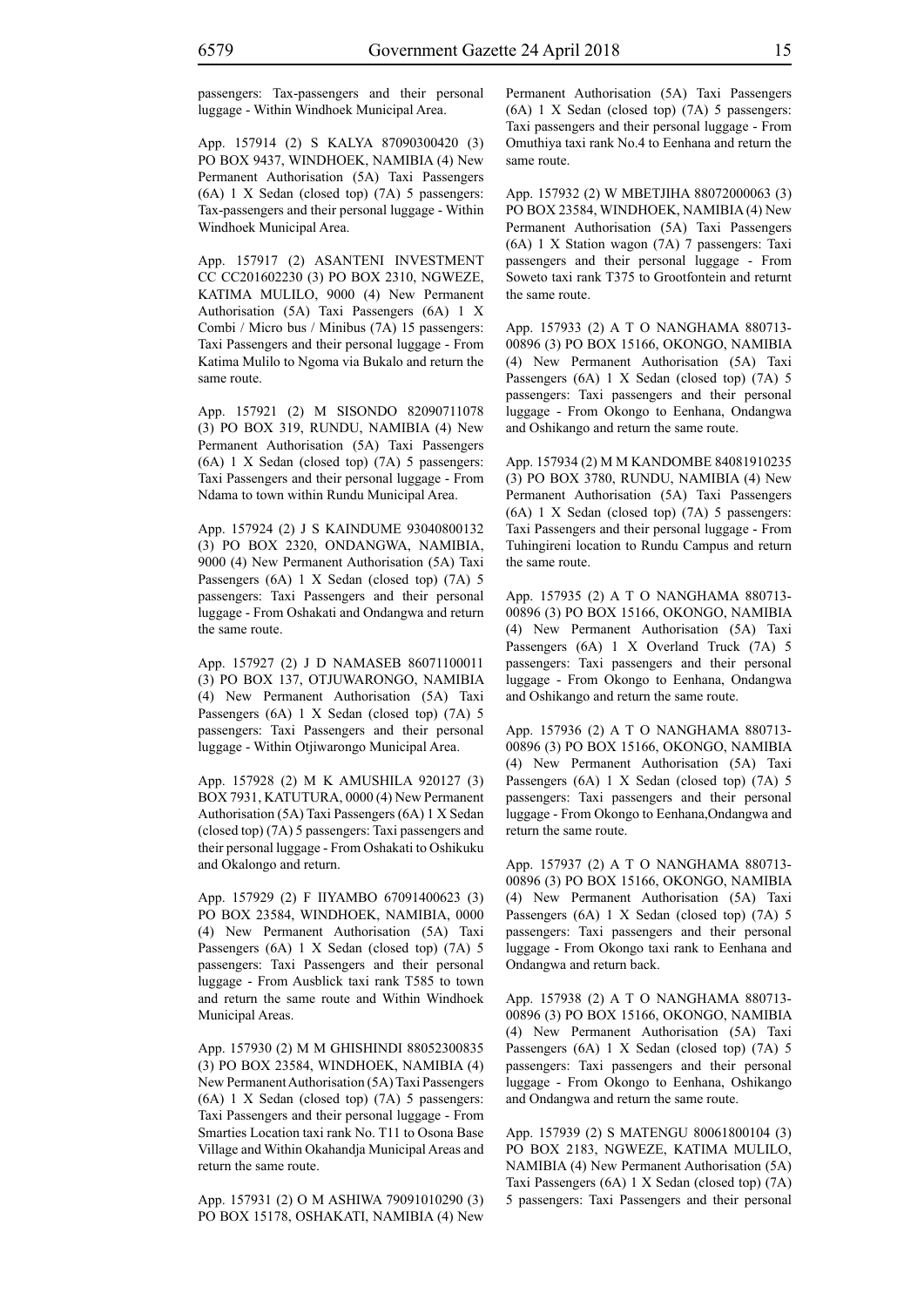passengers: Tax-passengers and their personal luggage - Within Windhoek Municipal Area.

App. 157914 (2) S KALYA 87090300420 (3) PO BOX 9437, WINDHOEK, NAMIBIA (4) New Permanent Authorisation (5A) Taxi Passengers (6A) 1 X Sedan (closed top) (7A) 5 passengers: Tax-passengers and their personal luggage - Within Windhoek Municipal Area.

App. 157917 (2) ASANTENI INVESTMENT CC CC201602230 (3) PO BOX 2310, NGWEZE, KATIMA MULILO, 9000 (4) New Permanent Authorisation (5A) Taxi Passengers (6A) 1 X Combi / Micro bus / Minibus (7A) 15 passengers: Taxi Passengers and their personal luggage - From Katima Mulilo to Ngoma via Bukalo and return the same route.

App. 157921 (2) M SISONDO 82090711078 (3) PO BOX 319, RUNDU, NAMIBIA (4) New Permanent Authorisation (5A) Taxi Passengers (6A) 1 X Sedan (closed top) (7A) 5 passengers: Taxi Passengers and their personal luggage - From Ndama to town within Rundu Municipal Area.

App. 157924 (2) J S KAINDUME 93040800132 (3) PO BOX 2320, ONDANGWA, NAMIBIA, 9000 (4) New Permanent Authorisation (5A) Taxi Passengers (6A) 1 X Sedan (closed top) (7A) 5 passengers: Taxi Passengers and their personal luggage - From Oshakati and Ondangwa and return the same route.

App. 157927 (2) J D NAMASEB 86071100011 (3) PO BOX 137, OTJUWARONGO, NAMIBIA (4) New Permanent Authorisation (5A) Taxi Passengers (6A) 1 X Sedan (closed top) (7A) 5 passengers: Taxi Passengers and their personal luggage - Within Otjiwarongo Municipal Area.

App. 157928 (2) M K AMUSHILA 920127 (3) BOX 7931, KATUTURA, 0000 (4) New Permanent Authorisation (5A) Taxi Passengers (6A) 1 X Sedan (closed top) (7A) 5 passengers: Taxi passengers and their personal luggage - From Oshakati to Oshikuku and Okalongo and return.

App. 157929 (2) F IIYAMBO 67091400623 (3) PO BOX 23584, WINDHOEK, NAMIBIA, 0000 (4) New Permanent Authorisation (5A) Taxi Passengers (6A) 1 X Sedan (closed top) (7A) 5 passengers: Taxi Passengers and their personal luggage - From Ausblick taxi rank T585 to town and return the same route and Within Windhoek Municipal Areas.

App. 157930 (2) M M GHISHINDI 88052300835 (3) PO BOX 23584, WINDHOEK, NAMIBIA (4) New Permanent Authorisation (5A) Taxi Passengers (6A) 1 X Sedan (closed top) (7A) 5 passengers: Taxi Passengers and their personal luggage - From Smarties Location taxi rank No. T11 to Osona Base Village and Within Okahandja Municipal Areas and return the same route.

App. 157931 (2) O M ASHIWA 79091010290 (3) PO BOX 15178, OSHAKATI, NAMIBIA (4) New Permanent Authorisation (5A) Taxi Passengers (6A) 1 X Sedan (closed top) (7A) 5 passengers: Taxi passengers and their personal luggage - From Omuthiya taxi rank No.4 to Eenhana and return the same route.

App. 157932 (2) W MBETJIHA 88072000063 (3) PO BOX 23584, WINDHOEK, NAMIBIA (4) New Permanent Authorisation (5A) Taxi Passengers (6A) 1 X Station wagon (7A) 7 passengers: Taxi passengers and their personal luggage - From Soweto taxi rank T375 to Grootfontein and returnt the same route.

App. 157933 (2) A T O NANGHAMA 880713-00896 (3) PO BOX 15166, OKONGO, NAMIBIA (4) New Permanent Authorisation (5A) Taxi Passengers (6A) 1 X Sedan (closed top) (7A) 5 passengers: Taxi passengers and their personal luggage - From Okongo to Eenhana, Ondangwa and Oshikango and return the same route.

App. 157934 (2) M M KANDOMBE 84081910235 (3) PO BOX 3780, RUNDU, NAMIBIA (4) New Permanent Authorisation (5A) Taxi Passengers (6A) 1 X Sedan (closed top) (7A) 5 passengers: Taxi Passengers and their personal luggage - From Tuhingireni location to Rundu Campus and return the same route.

App. 157935 (2) A T O NANGHAMA 880713-00896 (3) PO BOX 15166, OKONGO, NAMIBIA (4) New Permanent Authorisation (5A) Taxi Passengers (6A) 1 X Overland Truck (7A) 5 passengers: Taxi passengers and their personal luggage - From Okongo to Eenhana, Ondangwa and Oshikango and return the same route.

App. 157936 (2) A T O NANGHAMA 880713-00896 (3) PO BOX 15166, OKONGO, NAMIBIA (4) New Permanent Authorisation (5A) Taxi Passengers (6A) 1 X Sedan (closed top) (7A) 5 passengers: Taxi passengers and their personal luggage - From Okongo to Eenhana,Ondangwa and return the same route.

App. 157937 (2) A T O NANGHAMA 880713-00896 (3) PO BOX 15166, OKONGO, NAMIBIA (4) New Permanent Authorisation (5A) Taxi Passengers (6A) 1 X Sedan (closed top) (7A) 5 passengers: Taxi passengers and their personal luggage - From Okongo taxi rank to Eenhana and Ondangwa and return back.

App. 157938 (2) A T O NANGHAMA 880713-00896 (3) PO BOX 15166, OKONGO, NAMIBIA (4) New Permanent Authorisation (5A) Taxi Passengers (6A) 1 X Sedan (closed top) (7A) 5 passengers: Taxi passengers and their personal luggage - From Okongo to Eenhana, Oshikango and Ondangwa and return the same route.

App. 157939 (2) S MATENGU 80061800104 (3) PO BOX 2183, NGWEZE, KATIMA MULILO, NAMIBIA (4) New Permanent Authorisation (5A) Taxi Passengers (6A) 1 X Sedan (closed top) (7A) 5 passengers: Taxi Passengers and their personal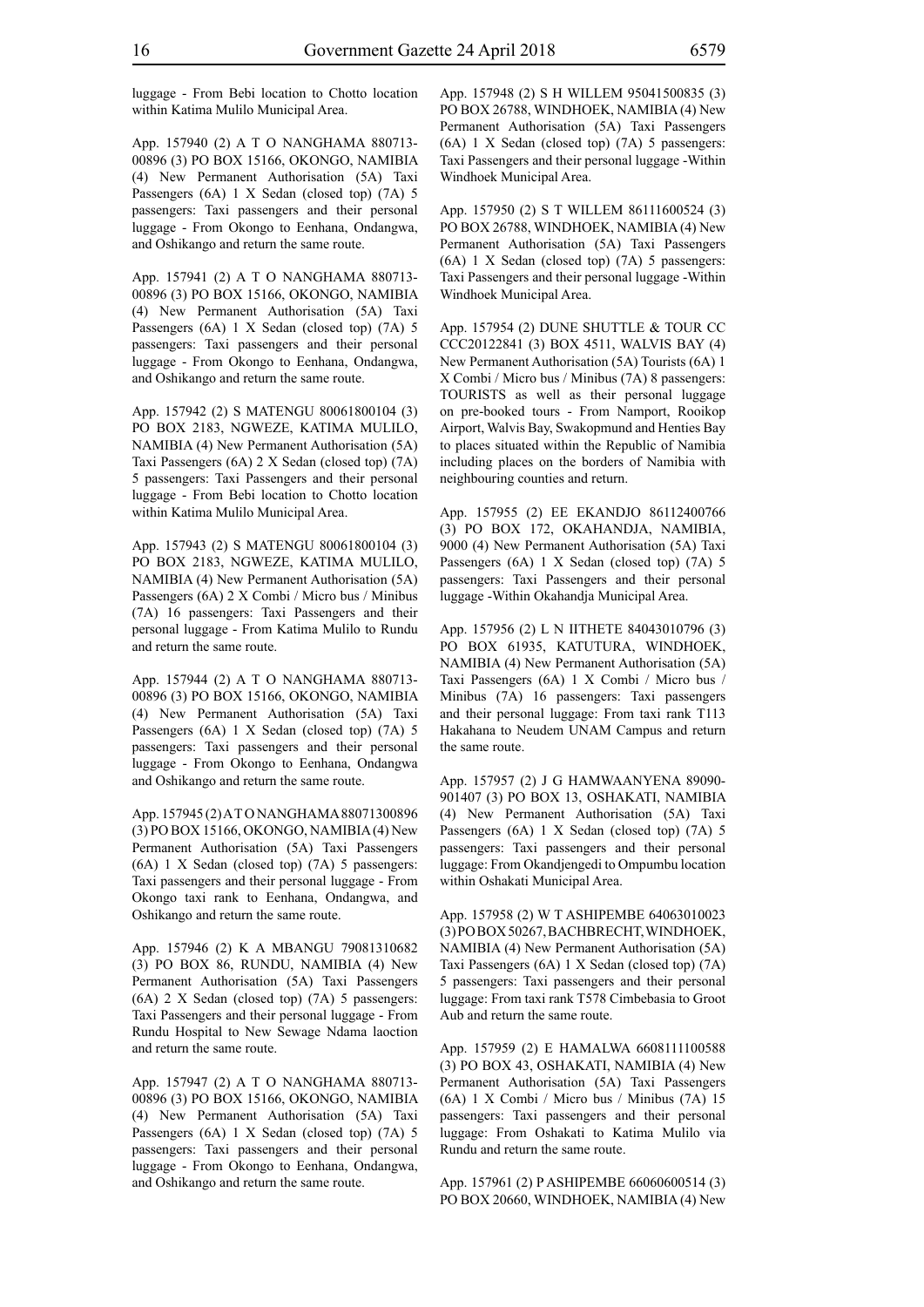luggage - From Bebi location to Chotto location within Katima Mulilo Municipal Area.

App. 157940 (2) A T O NANGHAMA 880713-00896 (3) PO BOX 15166, OKONGO, NAMIBIA (4) New Permanent Authorisation (5A) Taxi Passengers (6A) 1 X Sedan (closed top) (7A) 5 passengers: Taxi passengers and their personal luggage - From Okongo to Eenhana, Ondangwa, and Oshikango and return the same route.

App. 157941 (2) A T O NANGHAMA 880713-00896 (3) PO BOX 15166, OKONGO, NAMIBIA (4) New Permanent Authorisation (5A) Taxi Passengers (6A) 1 X Sedan (closed top) (7A) 5 passengers: Taxi passengers and their personal luggage - From Okongo to Eenhana, Ondangwa, and Oshikango and return the same route.

App. 157942 (2) S MATENGU 80061800104 (3) PO BOX 2183, NGWEZE, KATIMA MULILO, NAMIBIA (4) New Permanent Authorisation (5A) Taxi Passengers (6A) 2 X Sedan (closed top) (7A) 5 passengers: Taxi Passengers and their personal luggage - From Bebi location to Chotto location within Katima Mulilo Municipal Area.

App. 157943 (2) S MATENGU 80061800104 (3) PO BOX 2183, NGWEZE, KATIMA MULILO, NAMIBIA (4) New Permanent Authorisation (5A) Passengers (6A) 2 X Combi / Micro bus / Minibus (7A) 16 passengers: Taxi Passengers and their personal luggage - From Katima Mulilo to Rundu and return the same route.

App. 157944 (2) A T O NANGHAMA 880713-00896 (3) PO BOX 15166, OKONGO, NAMIBIA (4) New Permanent Authorisation (5A) Taxi Passengers (6A) 1 X Sedan (closed top) (7A) 5 passengers: Taxi passengers and their personal luggage - From Okongo to Eenhana, Ondangwa and Oshikango and return the same route.

App. 157945 (2) A T O NANGHAMA 88071300896 (3) PO BOX 15166, OKONGO, NAMIBIA (4) New Permanent Authorisation (5A) Taxi Passengers (6A) 1 X Sedan (closed top) (7A) 5 passengers: Taxi passengers and their personal luggage - From Okongo taxi rank to Eenhana, Ondangwa, and Oshikango and return the same route.

App. 157946 (2) K A MBANGU 79081310682 (3) PO BOX 86, RUNDU, NAMIBIA (4) New Permanent Authorisation (5A) Taxi Passengers (6A) 2 X Sedan (closed top) (7A) 5 passengers: Taxi Passengers and their personal luggage - From Rundu Hospital to New Sewage Ndama laoction and return the same route.

App. 157947 (2) A T O NANGHAMA 880713-00896 (3) PO BOX 15166, OKONGO, NAMIBIA (4) New Permanent Authorisation (5A) Taxi Passengers (6A) 1 X Sedan (closed top) (7A) 5 passengers: Taxi passengers and their personal luggage - From Okongo to Eenhana, Ondangwa, and Oshikango and return the same route.

App. 157948 (2) S H WILLEM 95041500835 (3) PO BOX 26788, WINDHOEK, NAMIBIA (4) New Permanent Authorisation (5A) Taxi Passengers (6A) 1 X Sedan (closed top) (7A) 5 passengers: Taxi Passengers and their personal luggage -Within Windhoek Municipal Area.

App. 157950 (2) S T WILLEM 86111600524 (3) PO BOX 26788, WINDHOEK, NAMIBIA (4) New Permanent Authorisation (5A) Taxi Passengers (6A) 1 X Sedan (closed top) (7A) 5 passengers: Taxi Passengers and their personal luggage -Within Windhoek Municipal Area.

App. 157954 (2) DUNE SHUTTLE & TOUR CC CCC20122841 (3) BOX 4511, WALVIS BAY (4) New Permanent Authorisation (5A) Tourists (6A) 1 X Combi / Micro bus / Minibus (7A) 8 passengers: TOURISTS as well as their personal luggage on pre-booked tours - From Namport, Rooikop Airport, Walvis Bay, Swakopmund and Henties Bay to places situated within the Republic of Namibia including places on the borders of Namibia with neighbouring counties and return.

App. 157955 (2) EE EKANDJO 86112400766 (3) PO BOX 172, OKAHANDJA, NAMIBIA, 9000 (4) New Permanent Authorisation (5A) Taxi Passengers (6A) 1 X Sedan (closed top) (7A) 5 passengers: Taxi Passengers and their personal luggage -Within Okahandja Municipal Area.

App. 157956 (2) L N IITHETE 84043010796 (3) PO BOX 61935, KATUTURA, WINDHOEK, NAMIBIA (4) New Permanent Authorisation (5A) Taxi Passengers (6A) 1 X Combi / Micro bus / Minibus (7A) 16 passengers: Taxi passengers and their personal luggage: From taxi rank T113 Hakahana to Neudem UNAM Campus and return the same route.

App. 157957 (2) J G HAMWAANYENA 89090-901407 (3) PO BOX 13, OSHAKATI, NAMIBIA (4) New Permanent Authorisation (5A) Taxi Passengers (6A) 1 X Sedan (closed top) (7A) 5 passengers: Taxi passengers and their personal luggage: From Okandjengedi to Ompumbu location within Oshakati Municipal Area.

App. 157958 (2) W T ASHIPEMBE 64063010023 (3) PO BOX 50267, BACHBRECHT, WINDHOEK, NAMIBIA (4) New Permanent Authorisation (5A) Taxi Passengers (6A) 1 X Sedan (closed top) (7A) 5 passengers: Taxi passengers and their personal luggage: From taxi rank T578 Cimbebasia to Groot Aub and return the same route.

App. 157959 (2) E HAMALWA 6608111100588 (3) PO BOX 43, OSHAKATI, NAMIBIA (4) New Permanent Authorisation (5A) Taxi Passengers (6A) 1 X Combi / Micro bus / Minibus (7A) 15 passengers: Taxi passengers and their personal luggage: From Oshakati to Katima Mulilo via Rundu and return the same route.

App. 157961 (2) P ASHIPEMBE 66060600514 (3) PO BOX 20660, WINDHOEK, NAMIBIA (4) New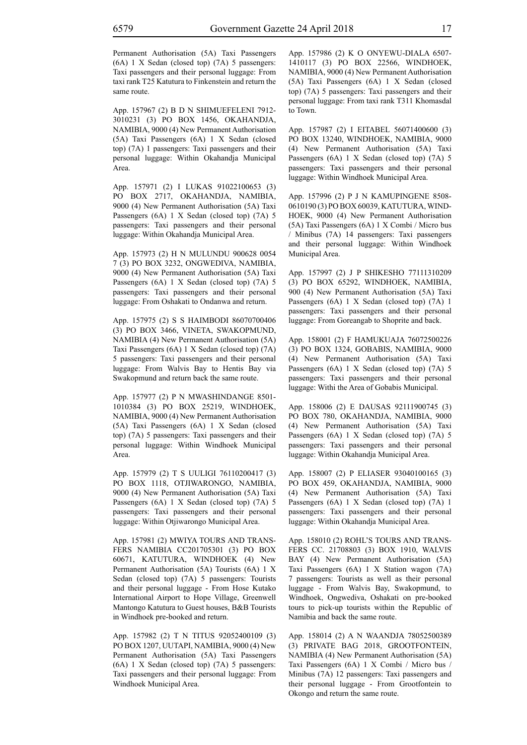Permanent Authorisation (5A) Taxi Passengers (6A) 1 X Sedan (closed top) (7A) 5 passengers: Taxi passengers and their personal luggage: From taxi rank T25 Katutura to Finkenstein and return the same route.

App. 157967 (2) B D N SHIMUEFELENI 7912-3010231 (3) PO BOX 1456, OKAHANDJA, NAMIBIA, 9000 (4) New Permanent Authorisation (5A) Taxi Passengers (6A) 1 X Sedan (closed top) (7A) 1 passengers: Taxi passengers and their personal luggage: Within Okahandja Municipal Area.

App. 157971 (2) I LUKAS 91022100653 (3) PO BOX 2717, OKAHANDJA, NAMIBIA, 9000 (4) New Permanent Authorisation (5A) Taxi Passengers (6A) 1 X Sedan (closed top) (7A) 5 passengers: Taxi passengers and their personal luggage: Within Okahandja Municipal Area.

App. 157973 (2) H N MULUNDU 900628 0054 7 (3) PO BOX 3232, ONGWEDIVA, NAMIBIA, 9000 (4) New Permanent Authorisation (5A) Taxi Passengers (6A) 1 X Sedan (closed top) (7A) 5 passengers: Taxi passengers and their personal luggage: From Oshakati to Ondanwa and return.

App. 157975 (2) S S HAIMBODI 86070700406 (3) PO BOX 3466, VINETA, SWAKOPMUND, NAMIBIA (4) New Permanent Authorisation (5A) Taxi Passengers (6A) 1 X Sedan (closed top) (7A) 5 passengers: Taxi passengers and their personal luggage: From Walvis Bay to Hentis Bay via Swakopmund and return back the same route.

App. 157977 (2) P N MWASHINDANGE 8501-1010384 (3) PO BOX 25219, WINDHOEK, NAMIBIA, 9000 (4) New Permanent Authorisation (5A) Taxi Passengers (6A) 1 X Sedan (closed top) (7A) 5 passengers: Taxi passengers and their personal luggage: Within Windhoek Municipal Area.

App. 157979 (2) T S UULIGI 76110200417 (3) PO BOX 1118, OTJIWARONGO, NAMIBIA, 9000 (4) New Permanent Authorisation (5A) Taxi Passengers (6A) 1 X Sedan (closed top) (7A) 5 passengers: Taxi passengers and their personal luggage: Within Otjiwarongo Municipal Area.

App. 157981 (2) MWIYA TOURS AND TRANSFERS NAMIBIA CC201705301 (3) PO BOX 60671, KATUTURA, WINDHOEK (4) New Permanent Authorisation (5A) Tourists (6A) 1 X Sedan (closed top) (7A) 5 passengers: Tourists and their personal luggage - From Hose Kutako International Airport to Hope Village, Greenwell Mantongo Katutura to Guest houses, B&B Tourists in Windhoek pre-booked and return.

App. 157982 (2) T N TITUS 92052400109 (3) PO BOX 1207, UUTAPI, NAMIBIA, 9000 (4) New Permanent Authorisation (5A) Taxi Passengers (6A) 1 X Sedan (closed top) (7A) 5 passengers: Taxi passengers and their personal luggage: From Windhoek Municipal Area.

App. 157986 (2) K O ONYEWU-DIALA 6507-1410117 (3) PO BOX 22566, WINDHOEK, NAMIBIA, 9000 (4) New Permanent Authorisation (5A) Taxi Passengers (6A) 1 X Sedan (closed top) (7A) 5 passengers: Taxi passengers and their personal luggage: From taxi rank T311 Khomasdal to Town.

App. 157987 (2) I EITABEL 56071400600 (3) PO BOX 13240, WINDHOEK, NAMIBIA, 9000 (4) New Permanent Authorisation (5A) Taxi Passengers (6A) 1 X Sedan (closed top) (7A) 5 passengers: Taxi passengers and their personal luggage: Within Windhoek Municipal Area.

App. 157996 (2) P J N KAMUPINGENE 8508-0610190 (3) PO BOX 60039, KATUTURA, WINDHOEK, 9000 (4) New Permanent Authorisation (5A) Taxi Passengers (6A) 1 X Combi / Micro bus / Minibus (7A) 14 passengers: Taxi passengers and their personal luggage: Within Windhoek Municipal Area.

App. 157997 (2) J P SHIKESHO 77111310209 (3) PO BOX 65292, WINDHOEK, NAMIBIA, 900 (4) New Permanent Authorisation (5A) Taxi Passengers (6A) 1 X Sedan (closed top) (7A) 1 passengers: Taxi passengers and their personal luggage: From Goreangab to Shoprite and back.

App. 158001 (2) F HAMUKUAJA 76072500226 (3) PO BOX 1324, GOBABIS, NAMIBIA, 9000 (4) New Permanent Authorisation (5A) Taxi Passengers (6A) 1 X Sedan (closed top) (7A) 5 passengers: Taxi passengers and their personal luggage: Withi the Area of Gobabis Municipal.

App. 158006 (2) E DAUSAS 92111900745 (3) PO BOX 780, OKAHANDJA, NAMIBIA, 9000 (4) New Permanent Authorisation (5A) Taxi Passengers (6A) 1 X Sedan (closed top) (7A) 5 passengers: Taxi passengers and their personal luggage: Within Okahandja Municipal Area.

App. 158007 (2) P ELIASER 93040100165 (3) PO BOX 459, OKAHANDJA, NAMIBIA, 9000 (4) New Permanent Authorisation (5A) Taxi Passengers (6A) 1 X Sedan (closed top) (7A) 1 passengers: Taxi passengers and their personal luggage: Within Okahandja Municipal Area.

App. 158010 (2) ROHL'S TOURS AND TRANSFERS CC. 21708803 (3) BOX 1910, WALVIS BAY (4) New Permanent Authorisation (5A) Taxi Passengers (6A) 1 X Station wagon (7A) 7 passengers: Tourists as well as their personal luggage - From Walvis Bay, Swakopmund, to Windhoek, Ongwediva, Oshakati on pre-booked tours to pick-up tourists within the Republic of Namibia and back the same route.

App. 158014 (2) A N WAANDJA 78052500389 (3) PRIVATE BAG 2018, GROOTFONTEIN, NAMIBIA (4) New Permanent Authorisation (5A) Taxi Passengers (6A) 1 X Combi / Micro bus / Minibus (7A) 12 passengers: Taxi passengers and their personal luggage - From Grootfontein to Okongo and return the same route.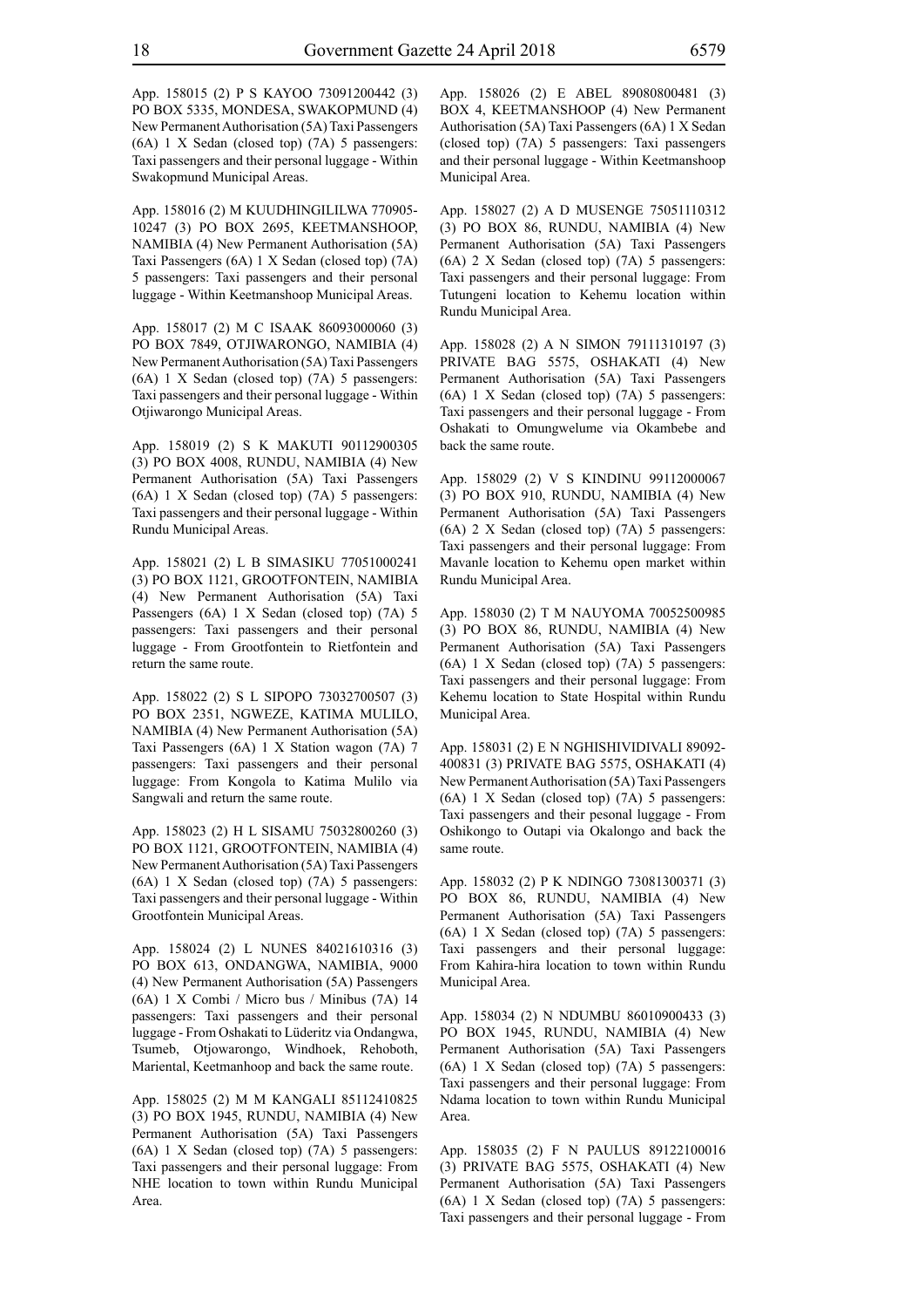App. 158015 (2) P S KAYOO 73091200442 (3) PO BOX 5335, MONDESA, SWAKOPMUND (4) New Permanent Authorisation (5A) Taxi Passengers (6A) 1 X Sedan (closed top) (7A) 5 passengers: Taxi passengers and their personal luggage - Within Swakopmund Municipal Areas.

App. 158016 (2) M KUUDHINGILILWA 770905-10247 (3) PO BOX 2695, KEETMANSHOOP, NAMIBIA (4) New Permanent Authorisation (5A) Taxi Passengers (6A) 1 X Sedan (closed top) (7A) 5 passengers: Taxi passengers and their personal luggage - Within Keetmanshoop Municipal Areas.

App. 158017 (2) M C ISAAK 86093000060 (3) PO BOX 7849, OTJIWARONGO, NAMIBIA (4) New Permanent Authorisation (5A) Taxi Passengers (6A) 1 X Sedan (closed top) (7A) 5 passengers: Taxi passengers and their personal luggage - Within Otjiwarongo Municipal Areas.

App. 158019 (2) S K MAKUTI 90112900305 (3) PO BOX 4008, RUNDU, NAMIBIA (4) New Permanent Authorisation (5A) Taxi Passengers (6A) 1 X Sedan (closed top) (7A) 5 passengers: Taxi passengers and their personal luggage - Within Rundu Municipal Areas.

App. 158021 (2) L B SIMASIKU 77051000241 (3) PO BOX 1121, GROOTFONTEIN, NAMIBIA (4) New Permanent Authorisation (5A) Taxi Passengers (6A) 1 X Sedan (closed top) (7A) 5 passengers: Taxi passengers and their personal luggage - From Grootfontein to Rietfontein and return the same route.

App. 158022 (2) S L SIPOPO 73032700507 (3) PO BOX 2351, NGWEZE, KATIMA MULILO, NAMIBIA (4) New Permanent Authorisation (5A) Taxi Passengers (6A) 1 X Station wagon (7A) 7 passengers: Taxi passengers and their personal luggage: From Kongola to Katima Mulilo via Sangwali and return the same route.

App. 158023 (2) H L SISAMU 75032800260 (3) PO BOX 1121, GROOTFONTEIN, NAMIBIA (4) New Permanent Authorisation (5A) Taxi Passengers (6A) 1 X Sedan (closed top) (7A) 5 passengers: Taxi passengers and their personal luggage - Within Grootfontein Municipal Areas.

App. 158024 (2) L NUNES 84021610316 (3) PO BOX 613, ONDANGWA, NAMIBIA, 9000 (4) New Permanent Authorisation (5A) Passengers (6A) 1 X Combi / Micro bus / Minibus (7A) 14 passengers: Taxi passengers and their personal luggage - From Oshakati to Lüderitz via Ondangwa, Tsumeb, Otjowarongo, Windhoek, Rehoboth, Mariental, Keetmanhoop and back the same route.

App. 158025 (2) M M KANGALI 85112410825 (3) PO BOX 1945, RUNDU, NAMIBIA (4) New Permanent Authorisation (5A) Taxi Passengers (6A) 1 X Sedan (closed top) (7A) 5 passengers: Taxi passengers and their personal luggage: From NHE location to town within Rundu Municipal Area.

App. 158026 (2) E ABEL 89080800481 (3) BOX 4, KEETMANSHOOP (4) New Permanent Authorisation (5A) Taxi Passengers (6A) 1 X Sedan (closed top) (7A) 5 passengers: Taxi passengers and their personal luggage - Within Keetmanshoop Municipal Area.

App. 158027 (2) A D MUSENGE 75051110312 (3) PO BOX 86, RUNDU, NAMIBIA (4) New Permanent Authorisation (5A) Taxi Passengers (6A) 2 X Sedan (closed top) (7A) 5 passengers: Taxi passengers and their personal luggage: From Tutungeni location to Kehemu location within Rundu Municipal Area.

App. 158028 (2) A N SIMON 79111310197 (3) PRIVATE BAG 5575, OSHAKATI (4) New Permanent Authorisation (5A) Taxi Passengers (6A) 1 X Sedan (closed top) (7A) 5 passengers: Taxi passengers and their personal luggage - From Oshakati to Omungwelume via Okambebe and back the same route.

App. 158029 (2) V S KINDINU 99112000067 (3) PO BOX 910, RUNDU, NAMIBIA (4) New Permanent Authorisation (5A) Taxi Passengers (6A) 2 X Sedan (closed top) (7A) 5 passengers: Taxi passengers and their personal luggage: From Mavanle location to Kehemu open market within Rundu Municipal Area.

App. 158030 (2) T M NAUYOMA 70052500985 (3) PO BOX 86, RUNDU, NAMIBIA (4) New Permanent Authorisation (5A) Taxi Passengers (6A) 1 X Sedan (closed top) (7A) 5 passengers: Taxi passengers and their personal luggage: From Kehemu location to State Hospital within Rundu Municipal Area.

App. 158031 (2) E N NGHISHIVIDIVALI 89092-400831 (3) PRIVATE BAG 5575, OSHAKATI (4) New Permanent Authorisation (5A) Taxi Passengers (6A) 1 X Sedan (closed top) (7A) 5 passengers: Taxi passengers and their pesonal luggage - From Oshikongo to Outapi via Okalongo and back the same route.

App. 158032 (2) P K NDINGO 73081300371 (3) PO BOX 86, RUNDU, NAMIBIA (4) New Permanent Authorisation (5A) Taxi Passengers (6A) 1 X Sedan (closed top) (7A) 5 passengers: Taxi passengers and their personal luggage: From Kahira-hira location to town within Rundu Municipal Area.

App. 158034 (2) N NDUMBU 86010900433 (3) PO BOX 1945, RUNDU, NAMIBIA (4) New Permanent Authorisation (5A) Taxi Passengers (6A) 1 X Sedan (closed top) (7A) 5 passengers: Taxi passengers and their personal luggage: From Ndama location to town within Rundu Municipal Area.

App. 158035 (2) F N PAULUS 89122100016 (3) PRIVATE BAG 5575, OSHAKATI (4) New Permanent Authorisation (5A) Taxi Passengers (6A) 1 X Sedan (closed top) (7A) 5 passengers: Taxi passengers and their personal luggage - From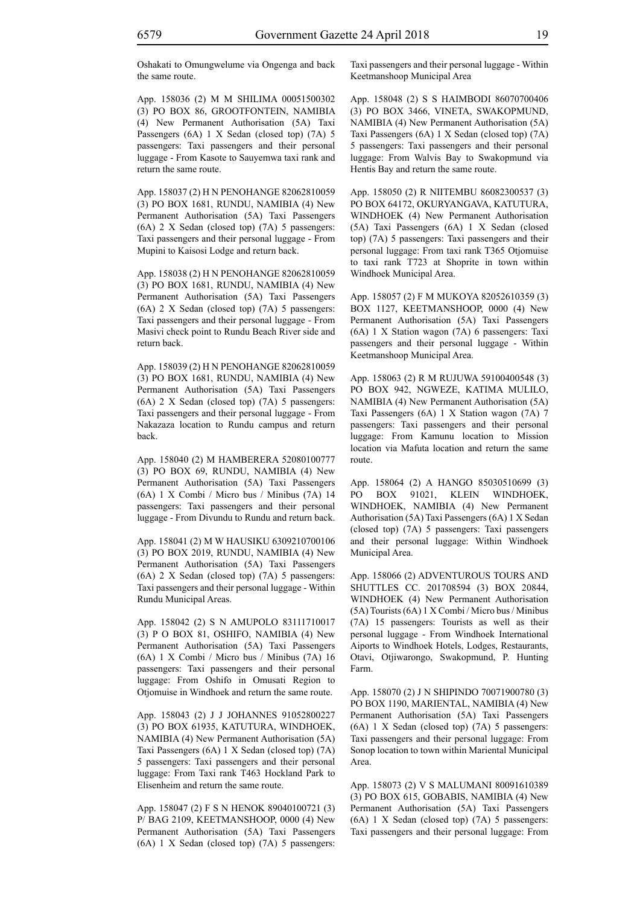Oshakati to Omungwelume via Ongenga and back the same route.

App. 158036 (2) M M SHILIMA 00051500302 (3) PO BOX 86, GROOTFONTEIN, NAMIBIA (4) New Permanent Authorisation (5A) Taxi Passengers (6A) 1 X Sedan (closed top) (7A) 5 passengers: Taxi passengers and their personal luggage - From Kasote to Sauyemwa taxi rank and return the same route.

App. 158037 (2) H N PENOHANGE 82062810059 (3) PO BOX 1681, RUNDU, NAMIBIA (4) New Permanent Authorisation (5A) Taxi Passengers (6A) 2 X Sedan (closed top) (7A) 5 passengers: Taxi passengers and their personal luggage - From Mupini to Kaisosi Lodge and return back.

App. 158038 (2) H N PENOHANGE 82062810059 (3) PO BOX 1681, RUNDU, NAMIBIA (4) New Permanent Authorisation (5A) Taxi Passengers (6A) 2 X Sedan (closed top) (7A) 5 passengers: Taxi passengers and their personal luggage - From Masivi check point to Rundu Beach River side and return back.

App. 158039 (2) H N PENOHANGE 82062810059 (3) PO BOX 1681, RUNDU, NAMIBIA (4) New Permanent Authorisation (5A) Taxi Passengers (6A) 2 X Sedan (closed top) (7A) 5 passengers: Taxi passengers and their personal luggage - From Nakazaza location to Rundu campus and return back.

App. 158040 (2) M HAMBERERA 52080100777 (3) PO BOX 69, RUNDU, NAMIBIA (4) New Permanent Authorisation (5A) Taxi Passengers (6A) 1 X Combi / Micro bus / Minibus (7A) 14 passengers: Taxi passengers and their personal luggage - From Divundu to Rundu and return back.

App. 158041 (2) M W HAUSIKU 6309210700106 (3) PO BOX 2019, RUNDU, NAMIBIA (4) New Permanent Authorisation (5A) Taxi Passengers (6A) 2 X Sedan (closed top) (7A) 5 passengers: Taxi passengers and their personal luggage - Within Rundu Municipal Areas.

App. 158042 (2) S N AMUPOLO 83111710017 (3) P O BOX 81, OSHIFO, NAMIBIA (4) New Permanent Authorisation (5A) Taxi Passengers (6A) 1 X Combi / Micro bus / Minibus (7A) 16 passengers: Taxi passengers and their personal luggage: From Oshifo in Omusati Region to Otjomuise in Windhoek and return the same route.

App. 158043 (2) J J JOHANNES 91052800227 (3) PO BOX 61935, KATUTURA, WINDHOEK, NAMIBIA (4) New Permanent Authorisation (5A) Taxi Passengers (6A) 1 X Sedan (closed top) (7A) 5 passengers: Taxi passengers and their personal luggage: From Taxi rank T463 Hockland Park to Elisenheim and return the same route.

App. 158047 (2) F S N HENOK 89040100721 (3) P/ BAG 2109, KEETMANSHOOP, 0000 (4) New Permanent Authorisation (5A) Taxi Passengers (6A) 1 X Sedan (closed top) (7A) 5 passengers: Taxi passengers and their personal luggage - Within Keetmanshoop Municipal Area

App. 158048 (2) S S HAIMBODI 86070700406 (3) PO BOX 3466, VINETA, SWAKOPMUND, NAMIBIA (4) New Permanent Authorisation (5A) Taxi Passengers (6A) 1 X Sedan (closed top) (7A) 5 passengers: Taxi passengers and their personal luggage: From Walvis Bay to Swakopmund via Hentis Bay and return the same route.

App. 158050 (2) R NIITEMBU 86082300537 (3) PO BOX 64172, OKURYANGAVA, KATUTURA, WINDHOEK (4) New Permanent Authorisation (5A) Taxi Passengers (6A) 1 X Sedan (closed top) (7A) 5 passengers: Taxi passengers and their personal luggage: From taxi rank T365 Otjomuise to taxi rank T723 at Shoprite in town within Windhoek Municipal Area.

App. 158057 (2) F M MUKOYA 82052610359 (3) BOX 1127, KEETMANSHOOP, 0000 (4) New Permanent Authorisation (5A) Taxi Passengers (6A) 1 X Station wagon (7A) 6 passengers: Taxi passengers and their personal luggage - Within Keetmanshoop Municipal Area.

App. 158063 (2) R M RUJUWA 59100400548 (3) PO BOX 942, NGWEZE, KATIMA MULILO, NAMIBIA (4) New Permanent Authorisation (5A) Taxi Passengers (6A) 1 X Station wagon (7A) 7 passengers: Taxi passengers and their personal luggage: From Kamunu location to Mission location via Mafuta location and return the same route.

App. 158064 (2) A HANGO 85030510699 (3) PO BOX 91021, KLEIN WINDHOEK, WINDHOEK, NAMIBIA (4) New Permanent Authorisation (5A) Taxi Passengers (6A) 1 X Sedan (closed top) (7A) 5 passengers: Taxi passengers and their personal luggage: Within Windhoek Municipal Area.

App. 158066 (2) ADVENTUROUS TOURS AND SHUTTLES CC. 201708594 (3) BOX 20844, WINDHOEK (4) New Permanent Authorisation (5A) Tourists (6A) 1 X Combi / Micro bus / Minibus (7A) 15 passengers: Tourists as well as their personal luggage - From Windhoek International Aiports to Windhoek Hotels, Lodges, Restaurants, Otavi, Otjiwarongo, Swakopmund, P. Hunting Farm.

App. 158070 (2) J N SHIPINDO 70071900780 (3) PO BOX 1190, MARIENTAL, NAMIBIA (4) New Permanent Authorisation (5A) Taxi Passengers (6A) 1 X Sedan (closed top) (7A) 5 passengers: Taxi passengers and their personal luggage: From Sonop location to town within Mariental Municipal Area.

App. 158073 (2) V S MALUMANI 80091610389 (3) PO BOX 615, GOBABIS, NAMIBIA (4) New Permanent Authorisation (5A) Taxi Passengers (6A) 1 X Sedan (closed top) (7A) 5 passengers: Taxi passengers and their personal luggage: From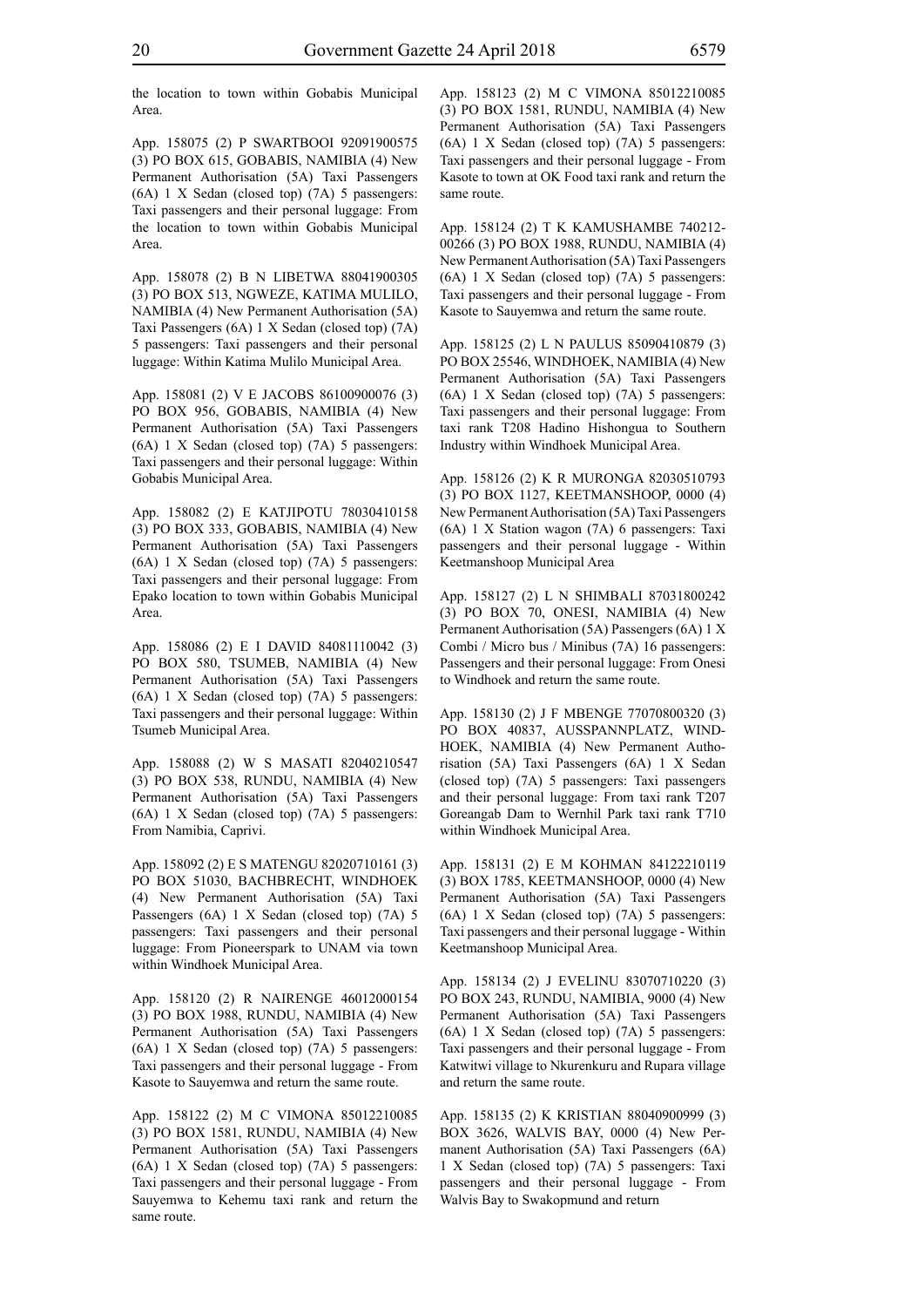the location to town within Gobabis Municipal Area.

App. 158075 (2) P SWARTBOOI 92091900575 (3) PO BOX 615, GOBABIS, NAMIBIA (4) New Permanent Authorisation (5A) Taxi Passengers (6A) 1 X Sedan (closed top) (7A) 5 passengers: Taxi passengers and their personal luggage: From the location to town within Gobabis Municipal Area.

App. 158078 (2) B N LIBETWA 88041900305 (3) PO BOX 513, NGWEZE, KATIMA MULILO, NAMIBIA (4) New Permanent Authorisation (5A) Taxi Passengers (6A) 1 X Sedan (closed top) (7A) 5 passengers: Taxi passengers and their personal luggage: Within Katima Mulilo Municipal Area.

App. 158081 (2) V E JACOBS 86100900076 (3) PO BOX 956, GOBABIS, NAMIBIA (4) New Permanent Authorisation (5A) Taxi Passengers (6A) 1 X Sedan (closed top) (7A) 5 passengers: Taxi passengers and their personal luggage: Within Gobabis Municipal Area.

App. 158082 (2) E KATJIPOTU 78030410158 (3) PO BOX 333, GOBABIS, NAMIBIA (4) New Permanent Authorisation (5A) Taxi Passengers (6A) 1 X Sedan (closed top) (7A) 5 passengers: Taxi passengers and their personal luggage: From Epako location to town within Gobabis Municipal Area.

App. 158086 (2) E I DAVID 84081110042 (3) PO BOX 580, TSUMEB, NAMIBIA (4) New Permanent Authorisation (5A) Taxi Passengers (6A) 1 X Sedan (closed top) (7A) 5 passengers: Taxi passengers and their personal luggage: Within Tsumeb Municipal Area.

App. 158088 (2) W S MASATI 82040210547 (3) PO BOX 538, RUNDU, NAMIBIA (4) New Permanent Authorisation (5A) Taxi Passengers (6A) 1 X Sedan (closed top) (7A) 5 passengers: From Namibia, Caprivi.

App. 158092 (2) E S MATENGU 82020710161 (3) PO BOX 51030, BACHBRECHT, WINDHOEK (4) New Permanent Authorisation (5A) Taxi Passengers (6A) 1 X Sedan (closed top) (7A) 5 passengers: Taxi passengers and their personal luggage: From Pioneerspark to UNAM via town within Windhoek Municipal Area.

App. 158120 (2) R NAIRENGE 46012000154 (3) PO BOX 1988, RUNDU, NAMIBIA (4) New Permanent Authorisation (5A) Taxi Passengers (6A) 1 X Sedan (closed top) (7A) 5 passengers: Taxi passengers and their personal luggage - From Kasote to Sauyemwa and return the same route.

App. 158122 (2) M C VIMONA 85012210085 (3) PO BOX 1581, RUNDU, NAMIBIA (4) New Permanent Authorisation (5A) Taxi Passengers (6A) 1 X Sedan (closed top) (7A) 5 passengers: Taxi passengers and their personal luggage - From Sauyemwa to Kehemu taxi rank and return the same route.

App. 158123 (2) M C VIMONA 85012210085 (3) PO BOX 1581, RUNDU, NAMIBIA (4) New Permanent Authorisation (5A) Taxi Passengers (6A) 1 X Sedan (closed top) (7A) 5 passengers: Taxi passengers and their personal luggage - From Kasote to town at OK Food taxi rank and return the same route.

App. 158124 (2) T K KAMUSHAMBE 740212-00266 (3) PO BOX 1988, RUNDU, NAMIBIA (4) New Permanent Authorisation (5A) Taxi Passengers (6A) 1 X Sedan (closed top) (7A) 5 passengers: Taxi passengers and their personal luggage - From Kasote to Sauyemwa and return the same route.

App. 158125 (2) L N PAULUS 85090410879 (3) PO BOX 25546, WINDHOEK, NAMIBIA (4) New Permanent Authorisation (5A) Taxi Passengers (6A) 1 X Sedan (closed top) (7A) 5 passengers: Taxi passengers and their personal luggage: From taxi rank T208 Hadino Hishongua to Southern Industry within Windhoek Municipal Area.

App. 158126 (2) K R MURONGA 82030510793 (3) PO BOX 1127, KEETMANSHOOP, 0000 (4) New Permanent Authorisation (5A) Taxi Passengers (6A) 1 X Station wagon (7A) 6 passengers: Taxi passengers and their personal luggage - Within Keetmanshoop Municipal Area

App. 158127 (2) L N SHIMBALI 87031800242 (3) PO BOX 70, ONESI, NAMIBIA (4) New Permanent Authorisation (5A) Passengers (6A) 1 X Combi / Micro bus / Minibus (7A) 16 passengers: Passengers and their personal luggage: From Onesi to Windhoek and return the same route.

App. 158130 (2) J F MBENGE 77070800320 (3) PO BOX 40837, AUSSPANNPLATZ, WINDHOEK, NAMIBIA (4) New Permanent Authorisation (5A) Taxi Passengers (6A) 1 X Sedan (closed top) (7A) 5 passengers: Taxi passengers and their personal luggage: From taxi rank T207 Goreangab Dam to Wernhil Park taxi rank T710 within Windhoek Municipal Area.

App. 158131 (2) E M KOHMAN 84122210119 (3) BOX 1785, KEETMANSHOOP, 0000 (4) New Permanent Authorisation (5A) Taxi Passengers (6A) 1 X Sedan (closed top) (7A) 5 passengers: Taxi passengers and their personal luggage - Within Keetmanshoop Municipal Area.

App. 158134 (2) J EVELINU 83070710220 (3) PO BOX 243, RUNDU, NAMIBIA, 9000 (4) New Permanent Authorisation (5A) Taxi Passengers (6A) 1 X Sedan (closed top) (7A) 5 passengers: Taxi passengers and their personal luggage - From Katwitwi village to Nkurenkuru and Rupara village and return the same route.

App. 158135 (2) K KRISTIAN 88040900999 (3) BOX 3626, WALVIS BAY, 0000 (4) New Permanent Authorisation (5A) Taxi Passengers (6A) 1 X Sedan (closed top) (7A) 5 passengers: Taxi passengers and their personal luggage - From Walvis Bay to Swakopmund and return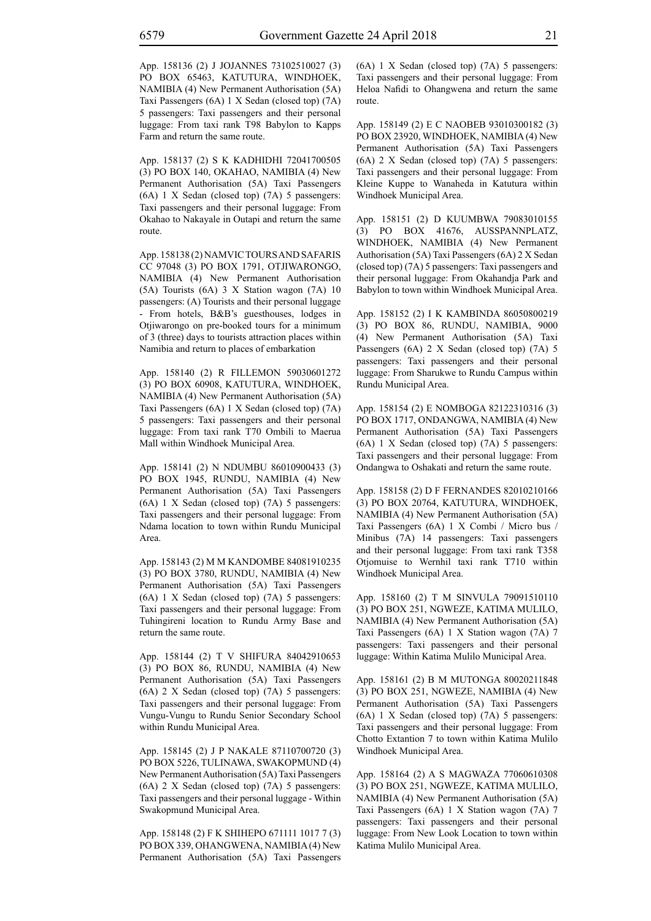App. 158136 (2) J JOJANNES 73102510027 (3) PO BOX 65463, KATUTURA, WINDHOEK, NAMIBIA (4) New Permanent Authorisation (5A) Taxi Passengers (6A) 1 X Sedan (closed top) (7A) 5 passengers: Taxi passengers and their personal luggage: From taxi rank T98 Babylon to Kapps Farm and return the same route.

App. 158137 (2) S K KADHIDHI 72041700505 (3) PO BOX 140, OKAHAO, NAMIBIA (4) New Permanent Authorisation (5A) Taxi Passengers (6A) 1 X Sedan (closed top) (7A) 5 passengers: Taxi passengers and their personal luggage: From Okahao to Nakayale in Outapi and return the same route.

App. 158138 (2) NAMVIC TOURS AND SAFARIS CC 97048 (3) PO BOX 1791, OTJIWARONGO, NAMIBIA (4) New Permanent Authorisation (5A) Tourists (6A) 3 X Station wagon (7A) 10 passengers: (A) Tourists and their personal luggage - From hotels, B&B's guesthouses, lodges in Otjiwarongo on pre-booked tours for a minimum of 3 (three) days to tourists attraction places within Namibia and return to places of embarkation

App. 158140 (2) R FILLEMON 59030601272 (3) PO BOX 60908, KATUTURA, WINDHOEK, NAMIBIA (4) New Permanent Authorisation (5A) Taxi Passengers (6A) 1 X Sedan (closed top) (7A) 5 passengers: Taxi passengers and their personal luggage: From taxi rank T70 Ombili to Maerua Mall within Windhoek Municipal Area.

App. 158141 (2) N NDUMBU 86010900433 (3) PO BOX 1945, RUNDU, NAMIBIA (4) New Permanent Authorisation (5A) Taxi Passengers (6A) 1 X Sedan (closed top) (7A) 5 passengers: Taxi passengers and their personal luggage: From Ndama location to town within Rundu Municipal Area.

App. 158143 (2) M M KANDOMBE 84081910235 (3) PO BOX 3780, RUNDU, NAMIBIA (4) New Permanent Authorisation (5A) Taxi Passengers (6A) 1 X Sedan (closed top) (7A) 5 passengers: Taxi passengers and their personal luggage: From Tuhingireni location to Rundu Army Base and return the same route.

App. 158144 (2) T V SHIFURA 84042910653 (3) PO BOX 86, RUNDU, NAMIBIA (4) New Permanent Authorisation (5A) Taxi Passengers (6A) 2 X Sedan (closed top) (7A) 5 passengers: Taxi passengers and their personal luggage: From Vungu-Vungu to Rundu Senior Secondary School within Rundu Municipal Area.

App. 158145 (2) J P NAKALE 87110700720 (3) PO BOX 5226, TULINAWA, SWAKOPMUND (4) New Permanent Authorisation (5A) Taxi Passengers (6A) 2 X Sedan (closed top) (7A) 5 passengers: Taxi passengers and their personal luggage - Within Swakopmund Municipal Area.

App. 158148 (2) F K SHIHEPO 671111 1017 7 (3) PO BOX 339, OHANGWENA, NAMIBIA (4) New Permanent Authorisation (5A) Taxi Passengers (6A) 1 X Sedan (closed top) (7A) 5 passengers: Taxi passengers and their personal luggage: From Heloa Nafidi to Ohangwena and return the same route.

App. 158149 (2) E C NAOBEB 93010300182 (3) PO BOX 23920, WINDHOEK, NAMIBIA (4) New Permanent Authorisation (5A) Taxi Passengers (6A) 2 X Sedan (closed top) (7A) 5 passengers: Taxi passengers and their personal luggage: From Kleine Kuppe to Wanaheda in Katutura within Windhoek Municipal Area.

App. 158151 (2) D KUUMBWA 79083010155 (3) PO BOX 41676, AUSSPANNPLATZ, WINDHOEK, NAMIBIA (4) New Permanent Authorisation (5A) Taxi Passengers (6A) 2 X Sedan (closed top) (7A) 5 passengers: Taxi passengers and their personal luggage: From Okahandja Park and Babylon to town within Windhoek Municipal Area.

App. 158152 (2) I K KAMBINDA 86050800219 (3) PO BOX 86, RUNDU, NAMIBIA, 9000 (4) New Permanent Authorisation (5A) Taxi Passengers (6A) 2 X Sedan (closed top) (7A) 5 passengers: Taxi passengers and their personal luggage: From Sharukwe to Rundu Campus within Rundu Municipal Area.

App. 158154 (2) E NOMBOGA 82122310316 (3) PO BOX 1717, ONDANGWA, NAMIBIA (4) New Permanent Authorisation (5A) Taxi Passengers (6A) 1 X Sedan (closed top) (7A) 5 passengers: Taxi passengers and their personal luggage: From Ondangwa to Oshakati and return the same route.

App. 158158 (2) D F FERNANDES 82010210166 (3) PO BOX 20764, KATUTURA, WINDHOEK, NAMIBIA (4) New Permanent Authorisation (5A) Taxi Passengers (6A) 1 X Combi / Micro bus / Minibus (7A) 14 passengers: Taxi passengers and their personal luggage: From taxi rank T358 Otjomuise to Wernhil taxi rank T710 within Windhoek Municipal Area.

App. 158160 (2) T M SINVULA 79091510110 (3) PO BOX 251, NGWEZE, KATIMA MULILO, NAMIBIA (4) New Permanent Authorisation (5A) Taxi Passengers (6A) 1 X Station wagon (7A) 7 passengers: Taxi passengers and their personal luggage: Within Katima Mulilo Municipal Area.

App. 158161 (2) B M MUTONGA 80020211848 (3) PO BOX 251, NGWEZE, NAMIBIA (4) New Permanent Authorisation (5A) Taxi Passengers (6A) 1 X Sedan (closed top) (7A) 5 passengers: Taxi passengers and their personal luggage: From Chotto Extantion 7 to town within Katima Mulilo Windhoek Municipal Area.

App. 158164 (2) A S MAGWAZA 77060610308 (3) PO BOX 251, NGWEZE, KATIMA MULILO, NAMIBIA (4) New Permanent Authorisation (5A) Taxi Passengers (6A) 1 X Station wagon (7A) 7 passengers: Taxi passengers and their personal luggage: From New Look Location to town within Katima Mulilo Municipal Area.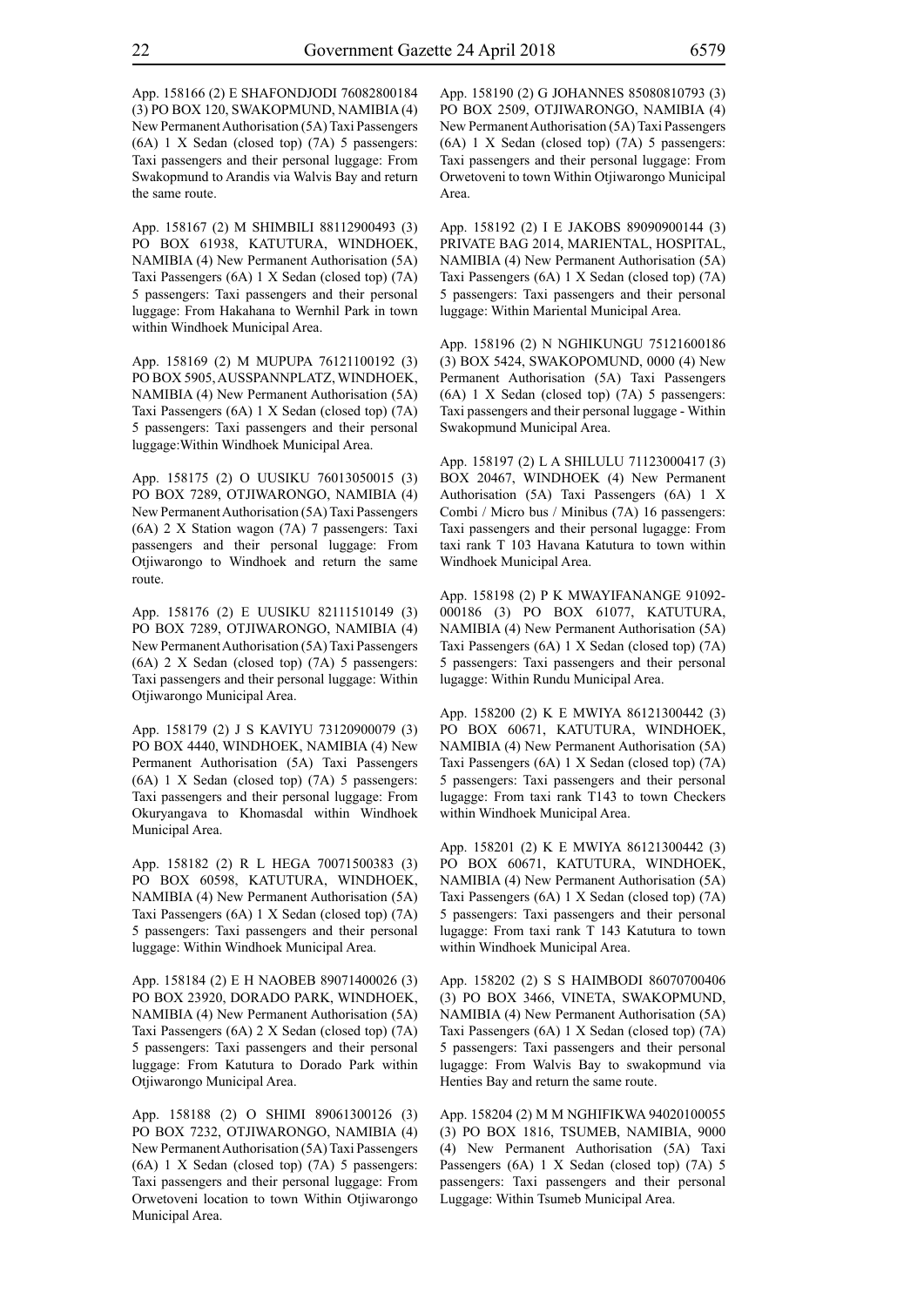App. 158166 (2) E SHAFONDJODI 76082800184 (3) PO BOX 120, SWAKOPMUND, NAMIBIA (4) New Permanent Authorisation (5A) Taxi Passengers (6A) 1 X Sedan (closed top) (7A) 5 passengers: Taxi passengers and their personal luggage: From Swakopmund to Arandis via Walvis Bay and return the same route.

App. 158167 (2) M SHIMBILI 88112900493 (3) PO BOX 61938, KATUTURA, WINDHOEK, NAMIBIA (4) New Permanent Authorisation (5A) Taxi Passengers (6A) 1 X Sedan (closed top) (7A) 5 passengers: Taxi passengers and their personal luggage: From Hakahana to Wernhil Park in town within Windhoek Municipal Area.

App. 158169 (2) M MUPUPA 76121100192 (3) PO BOX 5905, AUSSPANNPLATZ, WINDHOEK, NAMIBIA (4) New Permanent Authorisation (5A) Taxi Passengers (6A) 1 X Sedan (closed top) (7A) 5 passengers: Taxi passengers and their personal luggage:Within Windhoek Municipal Area.

App. 158175 (2) O UUSIKU 76013050015 (3) PO BOX 7289, OTJIWARONGO, NAMIBIA (4) New Permanent Authorisation (5A) Taxi Passengers (6A) 2 X Station wagon (7A) 7 passengers: Taxi passengers and their personal luggage: From Otjiwarongo to Windhoek and return the same route.

App. 158176 (2) E UUSIKU 82111510149 (3) PO BOX 7289, OTJIWARONGO, NAMIBIA (4) New Permanent Authorisation (5A) Taxi Passengers (6A) 2 X Sedan (closed top) (7A) 5 passengers: Taxi passengers and their personal luggage: Within Otjiwarongo Municipal Area.

App. 158179 (2) J S KAVIYU 73120900079 (3) PO BOX 4440, WINDHOEK, NAMIBIA (4) New Permanent Authorisation (5A) Taxi Passengers (6A) 1 X Sedan (closed top) (7A) 5 passengers: Taxi passengers and their personal luggage: From Okuryangava to Khomasdal within Windhoek Municipal Area.

App. 158182 (2) R L HEGA 70071500383 (3) PO BOX 60598, KATUTURA, WINDHOEK, NAMIBIA (4) New Permanent Authorisation (5A) Taxi Passengers (6A) 1 X Sedan (closed top) (7A) 5 passengers: Taxi passengers and their personal luggage: Within Windhoek Municipal Area.

App. 158184 (2) E H NAOBEB 89071400026 (3) PO BOX 23920, DORADO PARK, WINDHOEK, NAMIBIA (4) New Permanent Authorisation (5A) Taxi Passengers (6A) 2 X Sedan (closed top) (7A) 5 passengers: Taxi passengers and their personal luggage: From Katutura to Dorado Park within Otjiwarongo Municipal Area.

App. 158188 (2) O SHIMI 89061300126 (3) PO BOX 7232, OTJIWARONGO, NAMIBIA (4) New Permanent Authorisation (5A) Taxi Passengers (6A) 1 X Sedan (closed top) (7A) 5 passengers: Taxi passengers and their personal luggage: From Orwetoveni location to town Within Otjiwarongo Municipal Area.

App. 158190 (2) G JOHANNES 85080810793 (3) PO BOX 2509, OTJIWARONGO, NAMIBIA (4) New Permanent Authorisation (5A) Taxi Passengers (6A) 1 X Sedan (closed top) (7A) 5 passengers: Taxi passengers and their personal luggage: From Orwetoveni to town Within Otjiwarongo Municipal Area.

App. 158192 (2) I E JAKOBS 89090900144 (3) PRIVATE BAG 2014, MARIENTAL, HOSPITAL, NAMIBIA (4) New Permanent Authorisation (5A) Taxi Passengers (6A) 1 X Sedan (closed top) (7A) 5 passengers: Taxi passengers and their personal luggage: Within Mariental Municipal Area.

App. 158196 (2) N NGHIKUNGU 75121600186 (3) BOX 5424, SWAKOPOMUND, 0000 (4) New Permanent Authorisation (5A) Taxi Passengers (6A) 1 X Sedan (closed top) (7A) 5 passengers: Taxi passengers and their personal luggage - Within Swakopmund Municipal Area.

App. 158197 (2) L A SHILULU 71123000417 (3) BOX 20467, WINDHOEK (4) New Permanent Authorisation (5A) Taxi Passengers (6A) 1 X Combi / Micro bus / Minibus (7A) 16 passengers: Taxi passengers and their personal lugagge: From taxi rank T 103 Havana Katutura to town within Windhoek Municipal Area.

App. 158198 (2) P K MWAYIFANANGE 91092-000186 (3) PO BOX 61077, KATUTURA, NAMIBIA (4) New Permanent Authorisation (5A) Taxi Passengers (6A) 1 X Sedan (closed top) (7A) 5 passengers: Taxi passengers and their personal lugagge: Within Rundu Municipal Area.

App. 158200 (2) K E MWIYA 86121300442 (3) PO BOX 60671, KATUTURA, WINDHOEK, NAMIBIA (4) New Permanent Authorisation (5A) Taxi Passengers (6A) 1 X Sedan (closed top) (7A) 5 passengers: Taxi passengers and their personal lugagge: From taxi rank T143 to town Checkers within Windhoek Municipal Area.

App. 158201 (2) K E MWIYA 86121300442 (3) PO BOX 60671, KATUTURA, WINDHOEK, NAMIBIA (4) New Permanent Authorisation (5A) Taxi Passengers (6A) 1 X Sedan (closed top) (7A) 5 passengers: Taxi passengers and their personal lugagge: From taxi rank T 143 Katutura to town within Windhoek Municipal Area.

App. 158202 (2) S S HAIMBODI 86070700406 (3) PO BOX 3466, VINETA, SWAKOPMUND, NAMIBIA (4) New Permanent Authorisation (5A) Taxi Passengers (6A) 1 X Sedan (closed top) (7A) 5 passengers: Taxi passengers and their personal lugagge: From Walvis Bay to swakopmund via Henties Bay and return the same route.

App. 158204 (2) M M NGHIFIKWA 94020100055 (3) PO BOX 1816, TSUMEB, NAMIBIA, 9000 (4) New Permanent Authorisation (5A) Taxi Passengers (6A) 1 X Sedan (closed top) (7A) 5 passengers: Taxi passengers and their personal Luggage: Within Tsumeb Municipal Area.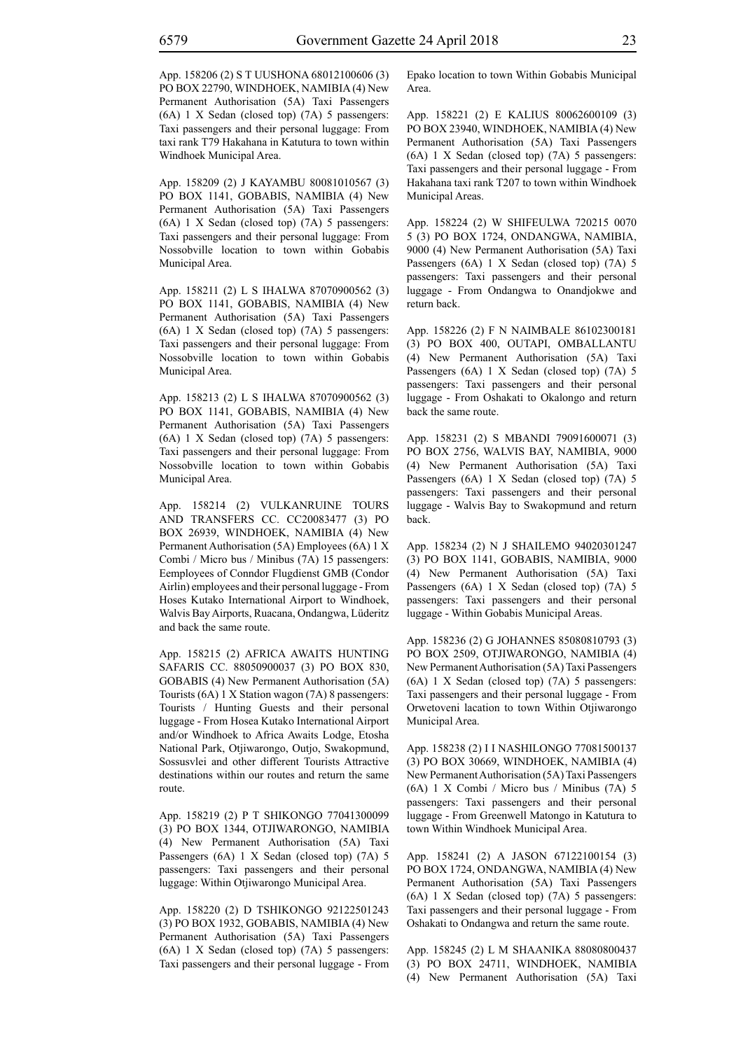App. 158206 (2) S T UUSHONA 68012100606 (3) PO BOX 22790, WINDHOEK, NAMIBIA (4) New Permanent Authorisation (5A) Taxi Passengers (6A) 1 X Sedan (closed top) (7A) 5 passengers: Taxi passengers and their personal luggage: From taxi rank T79 Hakahana in Katutura to town within Windhoek Municipal Area.

App. 158209 (2) J KAYAMBU 80081010567 (3) PO BOX 1141, GOBABIS, NAMIBIA (4) New Permanent Authorisation (5A) Taxi Passengers (6A) 1 X Sedan (closed top) (7A) 5 passengers: Taxi passengers and their personal luggage: From Nossobville location to town within Gobabis Municipal Area.

App. 158211 (2) L S IHALWA 87070900562 (3) PO BOX 1141, GOBABIS, NAMIBIA (4) New Permanent Authorisation (5A) Taxi Passengers (6A) 1 X Sedan (closed top) (7A) 5 passengers: Taxi passengers and their personal luggage: From Nossobville location to town within Gobabis Municipal Area.

App. 158213 (2) L S IHALWA 87070900562 (3) PO BOX 1141, GOBABIS, NAMIBIA (4) New Permanent Authorisation (5A) Taxi Passengers (6A) 1 X Sedan (closed top) (7A) 5 passengers: Taxi passengers and their personal luggage: From Nossobville location to town within Gobabis Municipal Area.

App. 158214 (2) VULKANRUINE TOURS AND TRANSFERS CC. CC20083477 (3) PO BOX 26939, WINDHOEK, NAMIBIA (4) New Permanent Authorisation (5A) Employees (6A) 1 X Combi / Micro bus / Minibus (7A) 15 passengers: Eemployees of Conndor Flugdienst GMB (Condor Airlin) employees and their personal luggage - From Hoses Kutako International Airport to Windhoek, Walvis Bay Airports, Ruacana, Ondangwa, Lüderitz and back the same route.

App. 158215 (2) AFRICA AWAITS HUNTING SAFARIS CC. 88050900037 (3) PO BOX 830, GOBABIS (4) New Permanent Authorisation (5A) Tourists (6A) 1 X Station wagon (7A) 8 passengers: Tourists / Hunting Guests and their personal luggage - From Hosea Kutako International Airport and/or Windhoek to Africa Awaits Lodge, Etosha National Park, Otjiwarongo, Outjo, Swakopmund, Sossusvlei and other different Tourists Attractive destinations within our routes and return the same route.

App. 158219 (2) P T SHIKONGO 77041300099 (3) PO BOX 1344, OTJIWARONGO, NAMIBIA (4) New Permanent Authorisation (5A) Taxi Passengers (6A) 1 X Sedan (closed top) (7A) 5 passengers: Taxi passengers and their personal luggage: Within Otjiwarongo Municipal Area.

App. 158220 (2) D TSHIKONGO 92122501243 (3) PO BOX 1932, GOBABIS, NAMIBIA (4) New Permanent Authorisation (5A) Taxi Passengers (6A) 1 X Sedan (closed top) (7A) 5 passengers: Taxi passengers and their personal luggage - From Epako location to town Within Gobabis Municipal Area.

App. 158221 (2) E KALIUS 80062600109 (3) PO BOX 23940, WINDHOEK, NAMIBIA (4) New Permanent Authorisation (5A) Taxi Passengers (6A) 1 X Sedan (closed top) (7A) 5 passengers: Taxi passengers and their personal luggage - From Hakahana taxi rank T207 to town within Windhoek Municipal Areas.

App. 158224 (2) W SHIFEULWA 720215 0070 5 (3) PO BOX 1724, ONDANGWA, NAMIBIA, 9000 (4) New Permanent Authorisation (5A) Taxi Passengers (6A) 1 X Sedan (closed top) (7A) 5 passengers: Taxi passengers and their personal luggage - From Ondangwa to Onandjokwe and return back.

App. 158226 (2) F N NAIMBALE 86102300181 (3) PO BOX 400, OUTAPI, OMBALLANTU (4) New Permanent Authorisation (5A) Taxi Passengers (6A) 1 X Sedan (closed top) (7A) 5 passengers: Taxi passengers and their personal luggage - From Oshakati to Okalongo and return back the same route.

App. 158231 (2) S MBANDI 79091600071 (3) PO BOX 2756, WALVIS BAY, NAMIBIA, 9000 (4) New Permanent Authorisation (5A) Taxi Passengers (6A) 1 X Sedan (closed top) (7A) 5 passengers: Taxi passengers and their personal luggage - Walvis Bay to Swakopmund and return back.

App. 158234 (2) N J SHAILEMO 94020301247 (3) PO BOX 1141, GOBABIS, NAMIBIA, 9000 (4) New Permanent Authorisation (5A) Taxi Passengers (6A) 1 X Sedan (closed top) (7A) 5 passengers: Taxi passengers and their personal luggage - Within Gobabis Municipal Areas.

App. 158236 (2) G JOHANNES 85080810793 (3) PO BOX 2509, OTJIWARONGO, NAMIBIA (4) New Permanent Authorisation (5A) Taxi Passengers (6A) 1 X Sedan (closed top) (7A) 5 passengers: Taxi passengers and their personal luggage - From Orwetoveni lacation to town Within Otjiwarongo Municipal Area.

App. 158238 (2) I I NASHILONGO 77081500137 (3) PO BOX 30669, WINDHOEK, NAMIBIA (4) New Permanent Authorisation (5A) Taxi Passengers (6A) 1 X Combi / Micro bus / Minibus (7A) 5 passengers: Taxi passengers and their personal luggage - From Greenwell Matongo in Katutura to town Within Windhoek Municipal Area.

App. 158241 (2) A JASON 67122100154 (3) PO BOX 1724, ONDANGWA, NAMIBIA (4) New Permanent Authorisation (5A) Taxi Passengers (6A) 1 X Sedan (closed top) (7A) 5 passengers: Taxi passengers and their personal luggage - From Oshakati to Ondangwa and return the same route.

App. 158245 (2) L M SHAANIKA 88080800437 (3) PO BOX 24711, WINDHOEK, NAMIBIA (4) New Permanent Authorisation (5A) Taxi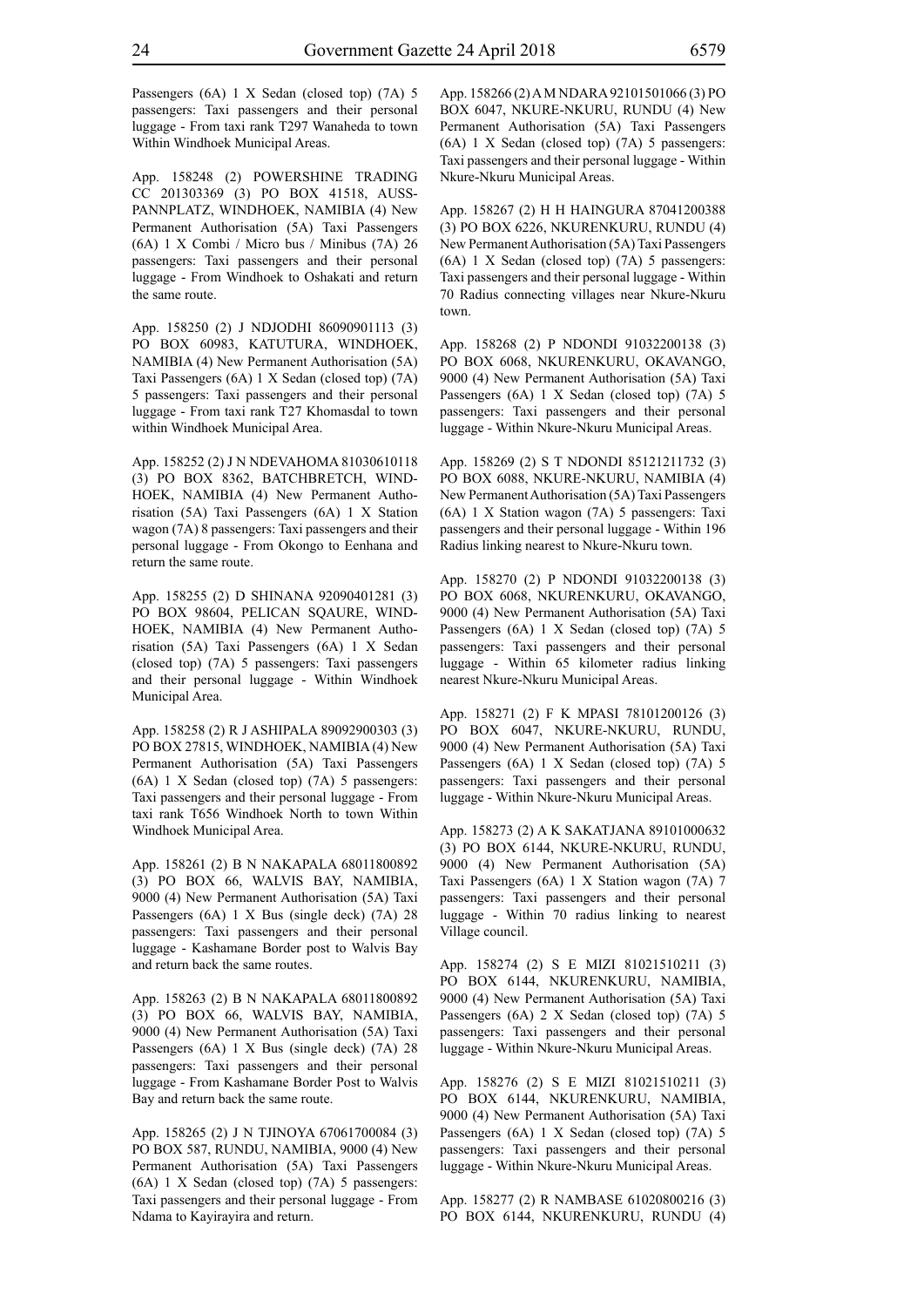Passengers (6A) 1 X Sedan (closed top) (7A) 5 passengers: Taxi passengers and their personal luggage - From taxi rank T297 Wanaheda to town Within Windhoek Municipal Areas.

App. 158248 (2) POWERSHINE TRADING CC 201303369 (3) PO BOX 41518, AUSSPANNPLATZ, WINDHOEK, NAMIBIA (4) New Permanent Authorisation (5A) Taxi Passengers (6A) 1 X Combi / Micro bus / Minibus (7A) 26 passengers: Taxi passengers and their personal luggage - From Windhoek to Oshakati and return the same route.

App. 158250 (2) J NDJODHI 86090901113 (3) PO BOX 60983, KATUTURA, WINDHOEK, NAMIBIA (4) New Permanent Authorisation (5A) Taxi Passengers (6A) 1 X Sedan (closed top) (7A) 5 passengers: Taxi passengers and their personal luggage - From taxi rank T27 Khomasdal to town within Windhoek Municipal Area.

App. 158252 (2) J N NDEVAHOMA 81030610118 (3) PO BOX 8362, BATCHBRETCH, WINDHOEK, NAMIBIA (4) New Permanent Authorisation (5A) Taxi Passengers (6A) 1 X Station wagon (7A) 8 passengers: Taxi passengers and their personal luggage - From Okongo to Eenhana and return the same route.

App. 158255 (2) D SHINANA 92090401281 (3) PO BOX 98604, PELICAN SQAURE, WINDHOEK, NAMIBIA (4) New Permanent Authorisation (5A) Taxi Passengers (6A) 1 X Sedan (closed top) (7A) 5 passengers: Taxi passengers and their personal luggage - Within Windhoek Municipal Area.

App. 158258 (2) R J ASHIPALA 89092900303 (3) PO BOX 27815, WINDHOEK, NAMIBIA (4) New Permanent Authorisation (5A) Taxi Passengers (6A) 1 X Sedan (closed top) (7A) 5 passengers: Taxi passengers and their personal luggage - From taxi rank T656 Windhoek North to town Within Windhoek Municipal Area.

App. 158261 (2) B N NAKAPALA 68011800892 (3) PO BOX 66, WALVIS BAY, NAMIBIA, 9000 (4) New Permanent Authorisation (5A) Taxi Passengers (6A) 1 X Bus (single deck) (7A) 28 passengers: Taxi passengers and their personal luggage - Kashamane Border post to Walvis Bay and return back the same routes.

App. 158263 (2) B N NAKAPALA 68011800892 (3) PO BOX 66, WALVIS BAY, NAMIBIA, 9000 (4) New Permanent Authorisation (5A) Taxi Passengers (6A) 1 X Bus (single deck) (7A) 28 passengers: Taxi passengers and their personal luggage - From Kashamane Border Post to Walvis Bay and return back the same route.

App. 158265 (2) J N TJINOYA 67061700084 (3) PO BOX 587, RUNDU, NAMIBIA, 9000 (4) New Permanent Authorisation (5A) Taxi Passengers (6A) 1 X Sedan (closed top) (7A) 5 passengers: Taxi passengers and their personal luggage - From Ndama to Kayirayira and return.

App. 158266 (2) A M NDARA 92101501066 (3) PO BOX 6047, NKURE-NKURU, RUNDU (4) New Permanent Authorisation (5A) Taxi Passengers (6A) 1 X Sedan (closed top) (7A) 5 passengers: Taxi passengers and their personal luggage - Within Nkure-Nkuru Municipal Areas.

App. 158267 (2) H H HAINGURA 87041200388 (3) PO BOX 6226, NKURENKURU, RUNDU (4) New Permanent Authorisation (5A) Taxi Passengers (6A) 1 X Sedan (closed top) (7A) 5 passengers: Taxi passengers and their personal luggage - Within 70 Radius connecting villages near Nkure-Nkuru town.

App. 158268 (2) P NDONDI 91032200138 (3) PO BOX 6068, NKURENKURU, OKAVANGO, 9000 (4) New Permanent Authorisation (5A) Taxi Passengers (6A) 1 X Sedan (closed top) (7A) 5 passengers: Taxi passengers and their personal luggage - Within Nkure-Nkuru Municipal Areas.

App. 158269 (2) S T NDONDI 85121211732 (3) PO BOX 6088, NKURE-NKURU, NAMIBIA (4) New Permanent Authorisation (5A) Taxi Passengers (6A) 1 X Station wagon (7A) 5 passengers: Taxi passengers and their personal luggage - Within 196 Radius linking nearest to Nkure-Nkuru town.

App. 158270 (2) P NDONDI 91032200138 (3) PO BOX 6068, NKURENKURU, OKAVANGO, 9000 (4) New Permanent Authorisation (5A) Taxi Passengers (6A) 1 X Sedan (closed top) (7A) 5 passengers: Taxi passengers and their personal luggage - Within 65 kilometer radius linking nearest Nkure-Nkuru Municipal Areas.

App. 158271 (2) F K MPASI 78101200126 (3) PO BOX 6047, NKURE-NKURU, RUNDU, 9000 (4) New Permanent Authorisation (5A) Taxi Passengers (6A) 1 X Sedan (closed top) (7A) 5 passengers: Taxi passengers and their personal luggage - Within Nkure-Nkuru Municipal Areas.

App. 158273 (2) A K SAKATJANA 89101000632 (3) PO BOX 6144, NKURE-NKURU, RUNDU, 9000 (4) New Permanent Authorisation (5A) Taxi Passengers (6A) 1 X Station wagon (7A) 7 passengers: Taxi passengers and their personal luggage - Within 70 radius linking to nearest Village council.

App. 158274 (2) S E MIZI 81021510211 (3) PO BOX 6144, NKURENKURU, NAMIBIA, 9000 (4) New Permanent Authorisation (5A) Taxi Passengers (6A) 2 X Sedan (closed top) (7A) 5 passengers: Taxi passengers and their personal luggage - Within Nkure-Nkuru Municipal Areas.

App. 158276 (2) S E MIZI 81021510211 (3) PO BOX 6144, NKURENKURU, NAMIBIA, 9000 (4) New Permanent Authorisation (5A) Taxi Passengers (6A) 1 X Sedan (closed top) (7A) 5 passengers: Taxi passengers and their personal luggage - Within Nkure-Nkuru Municipal Areas.

App. 158277 (2) R NAMBASE 61020800216 (3) PO BOX 6144, NKURENKURU, RUNDU (4)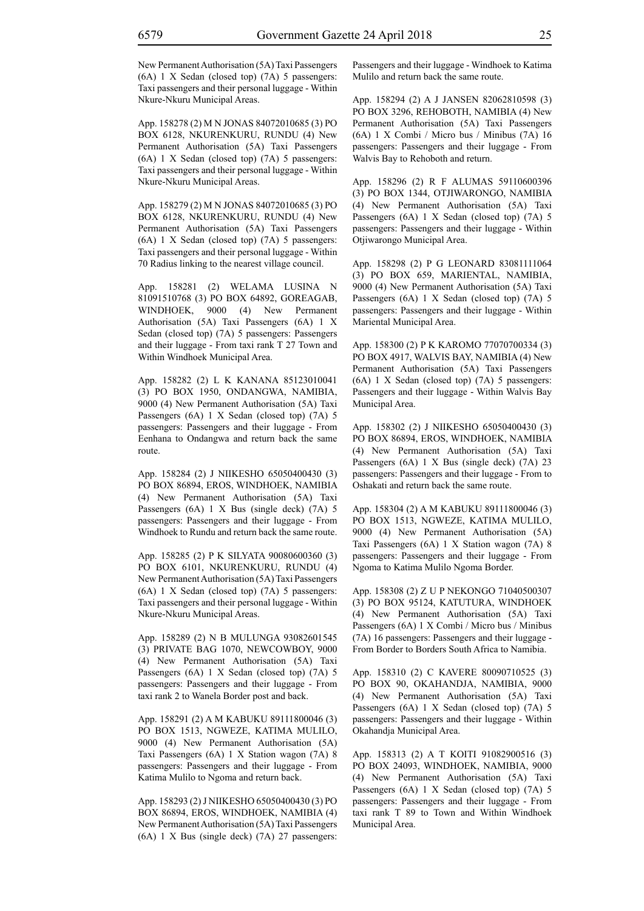New Permanent Authorisation (5A) Taxi Passengers (6A) 1 X Sedan (closed top) (7A) 5 passengers: Taxi passengers and their personal luggage - Within Nkure-Nkuru Municipal Areas.

App. 158278 (2) M N JONAS 84072010685 (3) PO BOX 6128, NKURENKURU, RUNDU (4) New Permanent Authorisation (5A) Taxi Passengers (6A) 1 X Sedan (closed top) (7A) 5 passengers: Taxi passengers and their personal luggage - Within Nkure-Nkuru Municipal Areas.

App. 158279 (2) M N JONAS 84072010685 (3) PO BOX 6128, NKURENKURU, RUNDU (4) New Permanent Authorisation (5A) Taxi Passengers (6A) 1 X Sedan (closed top) (7A) 5 passengers: Taxi passengers and their personal luggage - Within 70 Radius linking to the nearest village council.

App. 158281 (2) WELAMA LUSINA N 81091510768 (3) PO BOX 64892, GOREAGAB, WINDHOEK, 9000 (4) New Permanent Authorisation (5A) Taxi Passengers (6A) 1 X Sedan (closed top) (7A) 5 passengers: Passengers and their luggage - From taxi rank T 27 Town and Within Windhoek Municipal Area.

App. 158282 (2) L K KANANA 85123010041 (3) PO BOX 1950, ONDANGWA, NAMIBIA, 9000 (4) New Permanent Authorisation (5A) Taxi Passengers (6A) 1 X Sedan (closed top) (7A) 5 passengers: Passengers and their luggage - From Eenhana to Ondangwa and return back the same route.

App. 158284 (2) J NIIKESHO 65050400430 (3) PO BOX 86894, EROS, WINDHOEK, NAMIBIA (4) New Permanent Authorisation (5A) Taxi Passengers (6A) 1 X Bus (single deck) (7A) 5 passengers: Passengers and their luggage - From Windhoek to Rundu and return back the same route.

App. 158285 (2) P K SILYATA 90080600360 (3) PO BOX 6101, NKURENKURU, RUNDU (4) New Permanent Authorisation (5A) Taxi Passengers (6A) 1 X Sedan (closed top) (7A) 5 passengers: Taxi passengers and their personal luggage - Within Nkure-Nkuru Municipal Areas.

App. 158289 (2) N B MULUNGA 93082601545 (3) PRIVATE BAG 1070, NEWCOWBOY, 9000 (4) New Permanent Authorisation (5A) Taxi Passengers (6A) 1 X Sedan (closed top) (7A) 5 passengers: Passengers and their luggage - From taxi rank 2 to Wanela Border post and back.

App. 158291 (2) A M KABUKU 89111800046 (3) PO BOX 1513, NGWEZE, KATIMA MULILO, 9000 (4) New Permanent Authorisation (5A) Taxi Passengers (6A) 1 X Station wagon (7A) 8 passengers: Passengers and their luggage - From Katima Mulilo to Ngoma and return back.

App. 158293 (2) J NIIKESHO 65050400430 (3) PO BOX 86894, EROS, WINDHOEK, NAMIBIA (4) New Permanent Authorisation (5A) Taxi Passengers (6A) 1 X Bus (single deck) (7A) 27 passengers: Passengers and their luggage - Windhoek to Katima Mulilo and return back the same route.

App. 158294 (2) A J JANSEN 82062810598 (3) PO BOX 3296, REHOBOTH, NAMIBIA (4) New Permanent Authorisation (5A) Taxi Passengers (6A) 1 X Combi / Micro bus / Minibus (7A) 16 passengers: Passengers and their luggage - From Walvis Bay to Rehoboth and return.

App. 158296 (2) R F ALUMAS 59110600396 (3) PO BOX 1344, OTJIWARONGO, NAMIBIA (4) New Permanent Authorisation (5A) Taxi Passengers (6A) 1 X Sedan (closed top) (7A) 5 passengers: Passengers and their luggage - Within Otjiwarongo Municipal Area.

App. 158298 (2) P G LEONARD 83081111064 (3) PO BOX 659, MARIENTAL, NAMIBIA, 9000 (4) New Permanent Authorisation (5A) Taxi Passengers (6A) 1 X Sedan (closed top) (7A) 5 passengers: Passengers and their luggage - Within Mariental Municipal Area.

App. 158300 (2) P K KAROMO 77070700334 (3) PO BOX 4917, WALVIS BAY, NAMIBIA (4) New Permanent Authorisation (5A) Taxi Passengers (6A) 1 X Sedan (closed top) (7A) 5 passengers: Passengers and their luggage - Within Walvis Bay Municipal Area.

App. 158302 (2) J NIIKESHO 65050400430 (3) PO BOX 86894, EROS, WINDHOEK, NAMIBIA (4) New Permanent Authorisation (5A) Taxi Passengers (6A) 1 X Bus (single deck) (7A) 23 passengers: Passengers and their luggage - From to Oshakati and return back the same route.

App. 158304 (2) A M KABUKU 89111800046 (3) PO BOX 1513, NGWEZE, KATIMA MULILO, 9000 (4) New Permanent Authorisation (5A) Taxi Passengers (6A) 1 X Station wagon (7A) 8 passengers: Passengers and their luggage - From Ngoma to Katima Mulilo Ngoma Border.

App. 158308 (2) Z U P NEKONGO 71040500307 (3) PO BOX 95124, KATUTURA, WINDHOEK (4) New Permanent Authorisation (5A) Taxi Passengers (6A) 1 X Combi / Micro bus / Minibus (7A) 16 passengers: Passengers and their luggage - From Border to Borders South Africa to Namibia.

App. 158310 (2) C KAVERE 80090710525 (3) PO BOX 90, OKAHANDJA, NAMIBIA, 9000 (4) New Permanent Authorisation (5A) Taxi Passengers (6A) 1 X Sedan (closed top) (7A) 5 passengers: Passengers and their luggage - Within Okahandja Municipal Area.

App. 158313 (2) A T KOITI 91082900516 (3) PO BOX 24093, WINDHOEK, NAMIBIA, 9000 (4) New Permanent Authorisation (5A) Taxi Passengers (6A) 1 X Sedan (closed top) (7A) 5 passengers: Passengers and their luggage - From taxi rank T 89 to Town and Within Windhoek Municipal Area.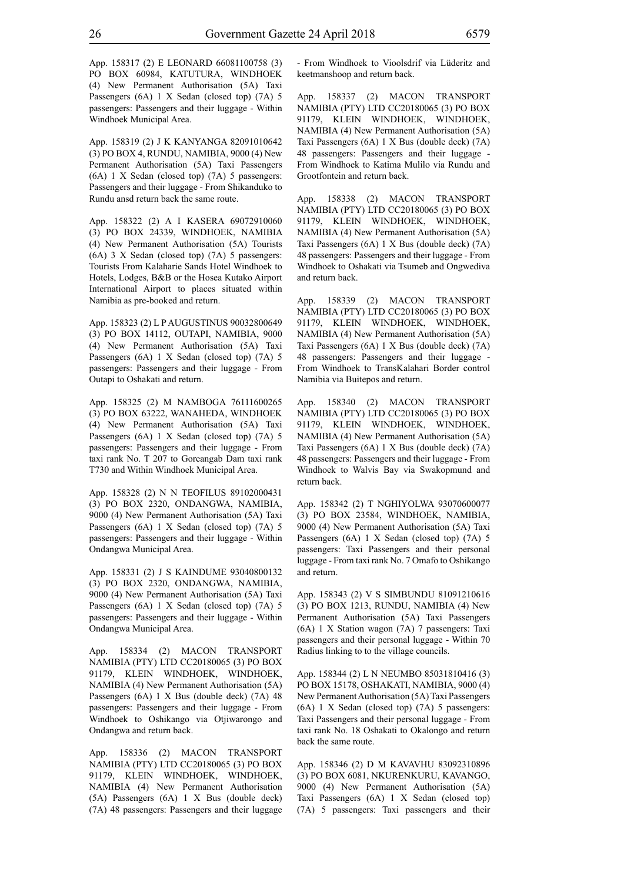App. 158317 (2) E LEONARD 66081100758 (3) PO BOX 60984, KATUTURA, WINDHOEK (4) New Permanent Authorisation (5A) Taxi Passengers (6A) 1 X Sedan (closed top) (7A) 5 passengers: Passengers and their luggage - Within Windhoek Municipal Area.

App. 158319 (2) J K KANYANGA 82091010642 (3) PO BOX 4, RUNDU, NAMIBIA, 9000 (4) New Permanent Authorisation (5A) Taxi Passengers (6A) 1 X Sedan (closed top) (7A) 5 passengers: Passengers and their luggage - From Shikanduko to Rundu ansd return back the same route.

App. 158322 (2) A I KASERA 69072910060 (3) PO BOX 24339, WINDHOEK, NAMIBIA (4) New Permanent Authorisation (5A) Tourists (6A) 3 X Sedan (closed top) (7A) 5 passengers: Tourists From Kalaharie Sands Hotel Windhoek to Hotels, Lodges, B&B or the Hosea Kutako Airport International Airport to places situated within Namibia as pre-booked and return.

App. 158323 (2) L P AUGUSTINUS 90032800649 (3) PO BOX 14112, OUTAPI, NAMIBIA, 9000 (4) New Permanent Authorisation (5A) Taxi Passengers (6A) 1 X Sedan (closed top) (7A) 5 passengers: Passengers and their luggage - From Outapi to Oshakati and return.

App. 158325 (2) M NAMBOGA 76111600265 (3) PO BOX 63222, WANAHEDA, WINDHOEK (4) New Permanent Authorisation (5A) Taxi Passengers (6A) 1 X Sedan (closed top) (7A) 5 passengers: Passengers and their luggage - From taxi rank No. T 207 to Goreangab Dam taxi rank T730 and Within Windhoek Municipal Area.

App. 158328 (2) N N TEOFILUS 89102000431 (3) PO BOX 2320, ONDANGWA, NAMIBIA, 9000 (4) New Permanent Authorisation (5A) Taxi Passengers (6A) 1 X Sedan (closed top) (7A) 5 passengers: Passengers and their luggage - Within Ondangwa Municipal Area.

App. 158331 (2) J S KAINDUME 93040800132 (3) PO BOX 2320, ONDANGWA, NAMIBIA, 9000 (4) New Permanent Authorisation (5A) Taxi Passengers (6A) 1 X Sedan (closed top) (7A) 5 passengers: Passengers and their luggage - Within Ondangwa Municipal Area.

App. 158334 (2) MACON TRANSPORT NAMIBIA (PTY) LTD CC20180065 (3) PO BOX 91179, KLEIN WINDHOEK, WINDHOEK, NAMIBIA (4) New Permanent Authorisation (5A) Passengers (6A) 1 X Bus (double deck) (7A) 48 passengers: Passengers and their luggage - From Windhoek to Oshikango via Otjiwarongo and Ondangwa and return back.

App. 158336 (2) MACON TRANSPORT NAMIBIA (PTY) LTD CC20180065 (3) PO BOX 91179, KLEIN WINDHOEK, WINDHOEK, NAMIBIA (4) New Permanent Authorisation (5A) Passengers (6A) 1 X Bus (double deck) (7A) 48 passengers: Passengers and their luggage - From Windhoek to Vioolsdrif via Lüderitz and keetmanshoop and return back.

App. 158337 (2) MACON TRANSPORT NAMIBIA (PTY) LTD CC20180065 (3) PO BOX 91179, KLEIN WINDHOEK, WINDHOEK, NAMIBIA (4) New Permanent Authorisation (5A) Taxi Passengers (6A) 1 X Bus (double deck) (7A) 48 passengers: Passengers and their luggage - From Windhoek to Katima Mulilo via Rundu and Grootfontein and return back.

App. 158338 (2) MACON TRANSPORT NAMIBIA (PTY) LTD CC20180065 (3) PO BOX 91179, KLEIN WINDHOEK, WINDHOEK, NAMIBIA (4) New Permanent Authorisation (5A) Taxi Passengers (6A) 1 X Bus (double deck) (7A) 48 passengers: Passengers and their luggage - From Windhoek to Oshakati via Tsumeb and Ongwediva and return back.

App. 158339 (2) MACON TRANSPORT NAMIBIA (PTY) LTD CC20180065 (3) PO BOX 91179, KLEIN WINDHOEK, WINDHOEK, NAMIBIA (4) New Permanent Authorisation (5A) Taxi Passengers (6A) 1 X Bus (double deck) (7A) 48 passengers: Passengers and their luggage - From Windhoek to TransKalahari Border control Namibia via Buitepos and return.

App. 158340 (2) MACON TRANSPORT NAMIBIA (PTY) LTD CC20180065 (3) PO BOX 91179, KLEIN WINDHOEK, WINDHOEK, NAMIBIA (4) New Permanent Authorisation (5A) Taxi Passengers (6A) 1 X Bus (double deck) (7A) 48 passengers: Passengers and their luggage - From Windhoek to Walvis Bay via Swakopmund and return back.

App. 158342 (2) T NGHIYOLWA 93070600077 (3) PO BOX 23584, WINDHOEK, NAMIBIA, 9000 (4) New Permanent Authorisation (5A) Taxi Passengers (6A) 1 X Sedan (closed top) (7A) 5 passengers: Taxi Passengers and their personal luggage - From taxi rank No. 7 Omafo to Oshikango and return.

App. 158343 (2) V S SIMBUNDU 81091210616 (3) PO BOX 1213, RUNDU, NAMIBIA (4) New Permanent Authorisation (5A) Taxi Passengers (6A) 1 X Station wagon (7A) 7 passengers: Taxi passengers and their personal luggage - Within 70 Radius linking to to the village councils.

App. 158344 (2) L N NEUMBO 85031810416 (3) PO BOX 15178, OSHAKATI, NAMIBIA, 9000 (4) New Permanent Authorisation (5A) Taxi Passengers (6A) 1 X Sedan (closed top) (7A) 5 passengers: Taxi Passengers and their personal luggage - From taxi rank No. 18 Oshakati to Okalongo and return back the same route.

App. 158346 (2) D M KAVAVHU 83092310896 (3) PO BOX 6081, NKURENKURU, KAVANGO, 9000 (4) New Permanent Authorisation (5A) Taxi Passengers (6A) 1 X Sedan (closed top) (7A) 5 passengers: Taxi passengers and their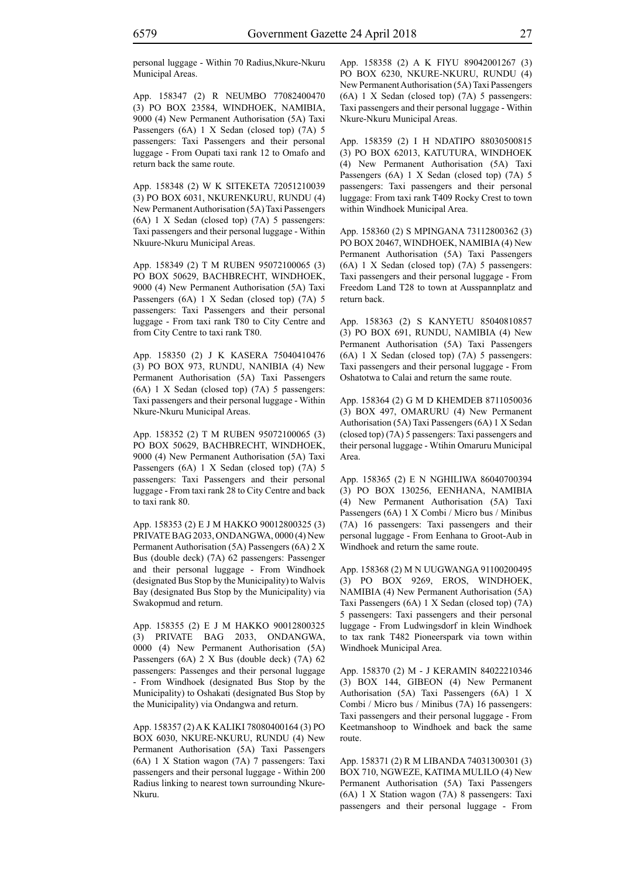personal luggage - Within 70 Radius,Nkure-Nkuru Municipal Areas.

App. 158347 (2) R NEUMBO 77082400470 (3) PO BOX 23584, WINDHOEK, NAMIBIA, 9000 (4) New Permanent Authorisation (5A) Taxi Passengers (6A) 1 X Sedan (closed top) (7A) 5 passengers: Taxi Passengers and their personal luggage - From Oupati taxi rank 12 to Omafo and return back the same route.

App. 158348 (2) W K SITEKETA 72051210039 (3) PO BOX 6031, NKURENKURU, RUNDU (4) New Permanent Authorisation (5A) Taxi Passengers (6A) 1 X Sedan (closed top) (7A) 5 passengers: Taxi passengers and their personal luggage - Within Nkuure-Nkuru Municipal Areas.

App. 158349 (2) T M RUBEN 95072100065 (3) PO BOX 50629, BACHBRECHT, WINDHOEK, 9000 (4) New Permanent Authorisation (5A) Taxi Passengers (6A) 1 X Sedan (closed top) (7A) 5 passengers: Taxi Passengers and their personal luggage - From taxi rank T80 to City Centre and from City Centre to taxi rank T80.

App. 158350 (2) J K KASERA 75040410476 (3) PO BOX 973, RUNDU, NANIBIA (4) New Permanent Authorisation (5A) Taxi Passengers (6A) 1 X Sedan (closed top) (7A) 5 passengers: Taxi passengers and their personal luggage - Within Nkure-Nkuru Municipal Areas.

App. 158352 (2) T M RUBEN 95072100065 (3) PO BOX 50629, BACHBRECHT, WINDHOEK, 9000 (4) New Permanent Authorisation (5A) Taxi Passengers (6A) 1 X Sedan (closed top) (7A) 5 passengers: Taxi Passengers and their personal luggage - From taxi rank 28 to City Centre and back to taxi rank 80.

App. 158353 (2) E J M HAKKO 90012800325 (3) PRIVATE BAG 2033, ONDANGWA, 0000 (4) New Permanent Authorisation (5A) Passengers (6A) 2 X Bus (double deck) (7A) 62 passengers: Passenger and their personal luggage - From Windhoek (designated Bus Stop by the Municipality) to Walvis Bay (designated Bus Stop by the Municipality) via Swakopmud and return.

App. 158355 (2) E J M HAKKO 90012800325 (3) PRIVATE BAG 2033, ONDANGWA, 0000 (4) New Permanent Authorisation (5A) Passengers (6A) 2 X Bus (double deck) (7A) 62 passengers: Passenges and their personal luggage - From Windhoek (designated Bus Stop by the Municipality) to Oshakati (designated Bus Stop by the Municipality) via Ondangwa and return.

App. 158357 (2) A K KALIKI 78080400164 (3) PO BOX 6030, NKURE-NKURU, RUNDU (4) New Permanent Authorisation (5A) Taxi Passengers (6A) 1 X Station wagon (7A) 7 passengers: Taxi passengers and their personal luggage - Within 200 Radius linking to nearest town surrounding Nkure-Nkuru.

App. 158358 (2) A K FIYU 89042001267 (3) PO BOX 6230, NKURE-NKURU, RUNDU (4) New Permanent Authorisation (5A) Taxi Passengers (6A) 1 X Sedan (closed top) (7A) 5 passengers: Taxi passengers and their personal luggage - Within Nkure-Nkuru Municipal Areas.

App. 158359 (2) I H NDATIPO 88030500815 (3) PO BOX 62013, KATUTURA, WINDHOEK (4) New Permanent Authorisation (5A) Taxi Passengers (6A) 1 X Sedan (closed top) (7A) 5 passengers: Taxi passengers and their personal luggage: From taxi rank T409 Rocky Crest to town within Windhoek Municipal Area.

App. 158360 (2) S MPINGANA 73112800362 (3) PO BOX 20467, WINDHOEK, NAMIBIA (4) New Permanent Authorisation (5A) Taxi Passengers (6A) 1 X Sedan (closed top) (7A) 5 passengers: Taxi passengers and their personal luggage - From Freedom Land T28 to town at Ausspannplatz and return back.

App. 158363 (2) S KANYETU 85040810857 (3) PO BOX 691, RUNDU, NAMIBIA (4) New Permanent Authorisation (5A) Taxi Passengers (6A) 1 X Sedan (closed top) (7A) 5 passengers: Taxi passengers and their personal luggage - From Oshatotwa to Calai and return the same route.

App. 158364 (2) G M D KHEMDEB 8711050036 (3) BOX 497, OMARURU (4) New Permanent Authorisation (5A) Taxi Passengers (6A) 1 X Sedan (closed top) (7A) 5 passengers: Taxi passengers and their personal luggage - Wtihin Omaruru Municipal Area.

App. 158365 (2) E N NGHILIWA 86040700394 (3) PO BOX 130256, EENHANA, NAMIBIA (4) New Permanent Authorisation (5A) Taxi Passengers (6A) 1 X Combi / Micro bus / Minibus (7A) 16 passengers: Taxi passengers and their personal luggage - From Eenhana to Groot-Aub in Windhoek and return the same route.

App. 158368 (2) M N UUGWANGA 91100200495 (3) PO BOX 9269, EROS, WINDHOEK, NAMIBIA (4) New Permanent Authorisation (5A) Taxi Passengers (6A) 1 X Sedan (closed top) (7A) 5 passengers: Taxi passengers and their personal luggage - From Ludwingsdorf in klein Windhoek to tax rank T482 Pioneerspark via town within Windhoek Municipal Area.

App. 158370 (2) M - J KERAMIN 84022210346 (3) BOX 144, GIBEON (4) New Permanent Authorisation (5A) Taxi Passengers (6A) 1 X Combi / Micro bus / Minibus (7A) 16 passengers: Taxi passengers and their personal luggage - From Keetmanshoop to Windhoek and back the same route.

App. 158371 (2) R M LIBANDA 74031300301 (3) BOX 710, NGWEZE, KATIMA MULILO (4) New Permanent Authorisation (5A) Taxi Passengers (6A) 1 X Station wagon (7A) 8 passengers: Taxi passengers and their personal luggage - From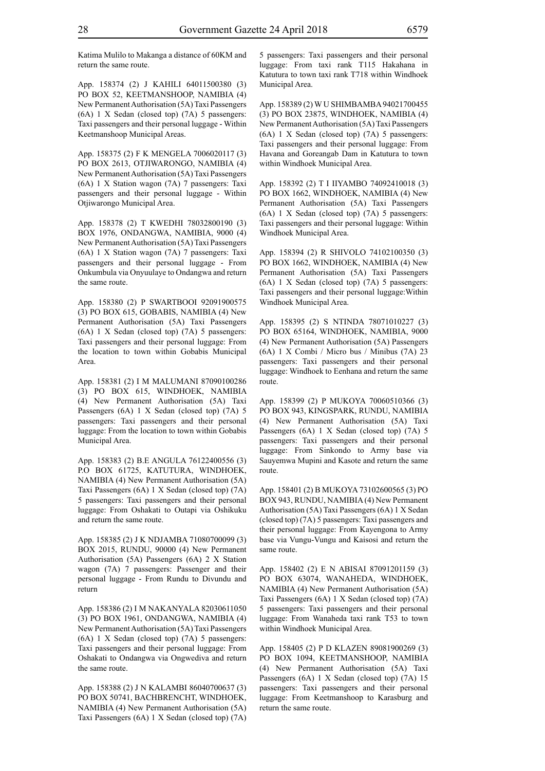Katima Mulilo to Makanga a distance of 60KM and return the same route.

App. 158374 (2) J KAHILI 64011500380 (3) PO BOX 52, KEETMANSHOOP, NAMIBIA (4) New Permanent Authorisation (5A) Taxi Passengers (6A) 1 X Sedan (closed top) (7A) 5 passengers: Taxi passengers and their personal luggage - Within Keetmanshoop Municipal Areas.

App. 158375 (2) F K MENGELA 7006020117 (3) PO BOX 2613, OTJIWARONGO, NAMIBIA (4) New Permanent Authorisation (5A) Taxi Passengers (6A) 1 X Station wagon (7A) 7 passengers: Taxi passengers and their personal luggage - Within Otjiwarongo Municipal Area.

App. 158378 (2) T KWEDHI 78032800190 (3) BOX 1976, ONDANGWA, NAMIBIA, 9000 (4) New Permanent Authorisation (5A) Taxi Passengers (6A) 1 X Station wagon (7A) 7 passengers: Taxi passengers and their personal luggage - From Onkumbula via Onyuulaye to Ondangwa and return the same route.

App. 158380 (2) P SWARTBOOI 92091900575 (3) PO BOX 615, GOBABIS, NAMIBIA (4) New Permanent Authorisation (5A) Taxi Passengers (6A) 1 X Sedan (closed top) (7A) 5 passengers: Taxi passengers and their personal luggage: From the location to town within Gobabis Municipal Area.

App. 158381 (2) I M MALUMANI 87090100286 (3) PO BOX 615, WINDHOEK, NAMIBIA (4) New Permanent Authorisation (5A) Taxi Passengers (6A) 1 X Sedan (closed top) (7A) 5 passengers: Taxi passengers and their personal luggage: From the location to town within Gobabis Municipal Area.

App. 158383 (2) B.E ANGULA 76122400556 (3) P.O BOX 61725, KATUTURA, WINDHOEK, NAMIBIA (4) New Permanent Authorisation (5A) Taxi Passengers (6A) 1 X Sedan (closed top) (7A) 5 passengers: Taxi passengers and their personal luggage: From Oshakati to Outapi via Oshikuku and return the same route.

App. 158385 (2) J K NDJAMBA 71080700099 (3) BOX 2015, RUNDU, 90000 (4) New Permanent Authorisation (5A) Passengers (6A) 2 X Station wagon (7A) 7 passengers: Passenger and their personal luggage - From Rundu to Divundu and return

App. 158386 (2) I M NAKANYALA 82030611050 (3) PO BOX 1961, ONDANGWA, NAMIBIA (4) New Permanent Authorisation (5A) Taxi Passengers (6A) 1 X Sedan (closed top) (7A) 5 passengers: Taxi passengers and their personal luggage: From Oshakati to Ondangwa via Ongwediva and return the same route.

App. 158388 (2) J N KALAMBI 86040700637 (3) PO BOX 50741, BACHBRENCHT, WINDHOEK, NAMIBIA (4) New Permanent Authorisation (5A) Taxi Passengers (6A) 1 X Sedan (closed top) (7A) 5 passengers: Taxi passengers and their personal luggage: From taxi rank T115 Hakahana in Katutura to town taxi rank T718 within Windhoek Municipal Area.

App. 158389 (2) W U SHIMBAMBA 94021700455 (3) PO BOX 23875, WINDHOEK, NAMIBIA (4) New Permanent Authorisation (5A) Taxi Passengers (6A) 1 X Sedan (closed top) (7A) 5 passengers: Taxi passengers and their personal luggage: From Havana and Goreangab Dam in Katutura to town within Windhoek Municipal Area.

App. 158392 (2) T I IIYAMBO 74092410018 (3) PO BOX 1662, WINDHOEK, NAMIBIA (4) New Permanent Authorisation (5A) Taxi Passengers (6A) 1 X Sedan (closed top) (7A) 5 passengers: Taxi passengers and their personal luggage: Within Windhoek Municipal Area.

App. 158394 (2) R SHIVOLO 74102100350 (3) PO BOX 1662, WINDHOEK, NAMIBIA (4) New Permanent Authorisation (5A) Taxi Passengers (6A) 1 X Sedan (closed top) (7A) 5 passengers: Taxi passengers and their personal luggage:Within Windhoek Municipal Area.

App. 158395 (2) S NTINDA 78071010227 (3) PO BOX 65164, WINDHOEK, NAMIBIA, 9000 (4) New Permanent Authorisation (5A) Passengers (6A) 1 X Combi / Micro bus / Minibus (7A) 23 passengers: Taxi passengers and their personal luggage: Windhoek to Eenhana and return the same route.

App. 158399 (2) P MUKOYA 70060510366 (3) PO BOX 943, KINGSPARK, RUNDU, NAMIBIA (4) New Permanent Authorisation (5A) Taxi Passengers (6A) 1 X Sedan (closed top) (7A) 5 passengers: Taxi passengers and their personal luggage: From Sinkondo to Army base via Sauyemwa Mupini and Kasote and return the same route.

App. 158401 (2) B MUKOYA 73102600565 (3) PO BOX 943, RUNDU, NAMIBIA (4) New Permanent Authorisation (5A) Taxi Passengers (6A) 1 X Sedan (closed top) (7A) 5 passengers: Taxi passengers and their personal luggage: From Kayengona to Army base via Vungu-Vungu and Kaisosi and return the same route.

App. 158402 (2) E N ABISAI 87091201159 (3) PO BOX 63074, WANAHEDA, WINDHOEK, NAMIBIA (4) New Permanent Authorisation (5A) Taxi Passengers (6A) 1 X Sedan (closed top) (7A) 5 passengers: Taxi passengers and their personal luggage: From Wanaheda taxi rank T53 to town within Windhoek Municipal Area.

App. 158405 (2) P D KLAZEN 89081900269 (3) PO BOX 1094, KEETMANSHOOP, NAMIBIA (4) New Permanent Authorisation (5A) Taxi Passengers (6A) 1 X Sedan (closed top) (7A) 15 passengers: Taxi passengers and their personal luggage: From Keetmanshoop to Karasburg and return the same route.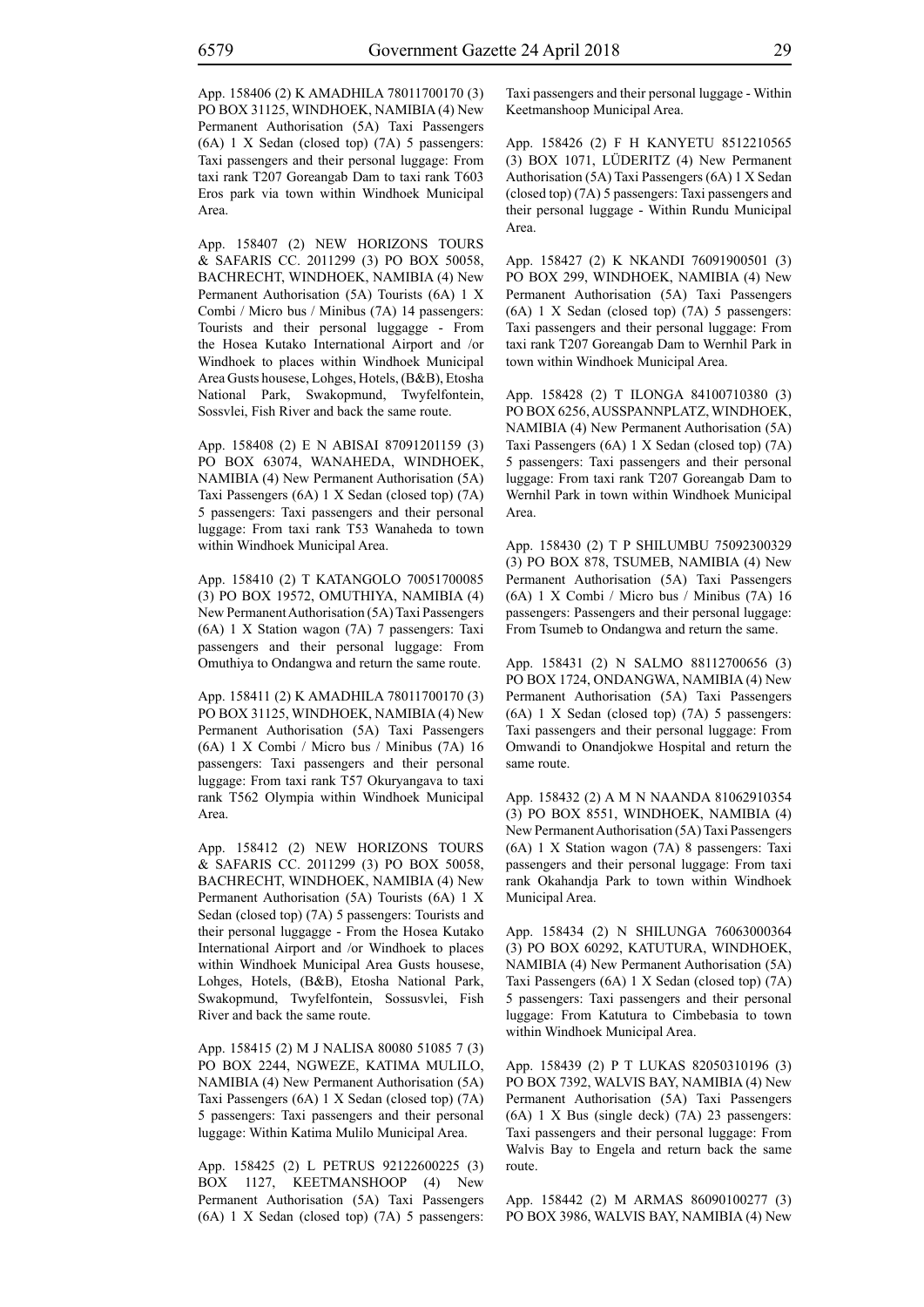App. 158406 (2) K AMADHILA 78011700170 (3) PO BOX 31125, WINDHOEK, NAMIBIA (4) New Permanent Authorisation (5A) Taxi Passengers (6A) 1 X Sedan (closed top) (7A) 5 passengers: Taxi passengers and their personal luggage: From taxi rank T207 Goreangab Dam to taxi rank T603 Eros park via town within Windhoek Municipal Area.

App. 158407 (2) NEW HORIZONS TOURS & SAFARIS CC. 2011299 (3) PO BOX 50058, BACHRECHT, WINDHOEK, NAMIBIA (4) New Permanent Authorisation (5A) Tourists (6A) 1 X Combi / Micro bus / Minibus (7A) 14 passengers: Tourists and their personal luggagge - From the Hosea Kutako International Airport and /or Windhoek to places within Windhoek Municipal Area Gusts housese, Lohges, Hotels, (B&B), Etosha National Park, Swakopmund, Twyfelfontein, Sossvlei, Fish River and back the same route.

App. 158408 (2) E N ABISAI 87091201159 (3) PO BOX 63074, WANAHEDA, WINDHOEK, NAMIBIA (4) New Permanent Authorisation (5A) Taxi Passengers (6A) 1 X Sedan (closed top) (7A) 5 passengers: Taxi passengers and their personal luggage: From taxi rank T53 Wanaheda to town within Windhoek Municipal Area.

App. 158410 (2) T KATANGOLO 70051700085 (3) PO BOX 19572, OMUTHIYA, NAMIBIA (4) New Permanent Authorisation (5A) Taxi Passengers (6A) 1 X Station wagon (7A) 7 passengers: Taxi passengers and their personal luggage: From Omuthiya to Ondangwa and return the same route.

App. 158411 (2) K AMADHILA 78011700170 (3) PO BOX 31125, WINDHOEK, NAMIBIA (4) New Permanent Authorisation (5A) Taxi Passengers (6A) 1 X Combi / Micro bus / Minibus (7A) 16 passengers: Taxi passengers and their personal luggage: From taxi rank T57 Okuryangava to taxi rank T562 Olympia within Windhoek Municipal Area.

App. 158412 (2) NEW HORIZONS TOURS & SAFARIS CC. 2011299 (3) PO BOX 50058, BACHRECHT, WINDHOEK, NAMIBIA (4) New Permanent Authorisation (5A) Tourists (6A) 1 X Sedan (closed top) (7A) 5 passengers: Tourists and their personal luggagge - From the Hosea Kutako International Airport and /or Windhoek to places within Windhoek Municipal Area Gusts housese, Lohges, Hotels, (B&B), Etosha National Park, Swakopmund, Twyfelfontein, Sossusvlei, Fish River and back the same route.

App. 158415 (2) M J NALISA 80080 51085 7 (3) PO BOX 2244, NGWEZE, KATIMA MULILO, NAMIBIA (4) New Permanent Authorisation (5A) Taxi Passengers (6A) 1 X Sedan (closed top) (7A) 5 passengers: Taxi passengers and their personal luggage: Within Katima Mulilo Municipal Area.

App. 158425 (2) L PETRUS 92122600225 (3) BOX 1127, KEETMANSHOOP (4) New Permanent Authorisation (5A) Taxi Passengers (6A) 1 X Sedan (closed top) (7A) 5 passengers: Taxi passengers and their personal luggage - Within Keetmanshoop Municipal Area.

App. 158426 (2) F H KANYETU 8512210565 (3) BOX 1071, LÜDERITZ (4) New Permanent Authorisation (5A) Taxi Passengers (6A) 1 X Sedan (closed top) (7A) 5 passengers: Taxi passengers and their personal luggage - Within Rundu Municipal Area.

App. 158427 (2) K NKANDI 76091900501 (3) PO BOX 299, WINDHOEK, NAMIBIA (4) New Permanent Authorisation (5A) Taxi Passengers (6A) 1 X Sedan (closed top) (7A) 5 passengers: Taxi passengers and their personal luggage: From taxi rank T207 Goreangab Dam to Wernhil Park in town within Windhoek Municipal Area.

App. 158428 (2) T ILONGA 84100710380 (3) PO BOX 6256, AUSSPANNPLATZ, WINDHOEK, NAMIBIA (4) New Permanent Authorisation (5A) Taxi Passengers (6A) 1 X Sedan (closed top) (7A) 5 passengers: Taxi passengers and their personal luggage: From taxi rank T207 Goreangab Dam to Wernhil Park in town within Windhoek Municipal Area.

App. 158430 (2) T P SHILUMBU 75092300329 (3) PO BOX 878, TSUMEB, NAMIBIA (4) New Permanent Authorisation (5A) Taxi Passengers (6A) 1 X Combi / Micro bus / Minibus (7A) 16 passengers: Passengers and their personal luggage: From Tsumeb to Ondangwa and return the same.

App. 158431 (2) N SALMO 88112700656 (3) PO BOX 1724, ONDANGWA, NAMIBIA (4) New Permanent Authorisation (5A) Taxi Passengers (6A) 1 X Sedan (closed top) (7A) 5 passengers: Taxi passengers and their personal luggage: From Omwandi to Onandjokwe Hospital and return the same route.

App. 158432 (2) A M N NAANDA 81062910354 (3) PO BOX 8551, WINDHOEK, NAMIBIA (4) New Permanent Authorisation (5A) Taxi Passengers (6A) 1 X Station wagon (7A) 8 passengers: Taxi passengers and their personal luggage: From taxi rank Okahandja Park to town within Windhoek Municipal Area.

App. 158434 (2) N SHILUNGA 76063000364 (3) PO BOX 60292, KATUTURA, WINDHOEK, NAMIBIA (4) New Permanent Authorisation (5A) Taxi Passengers (6A) 1 X Sedan (closed top) (7A) 5 passengers: Taxi passengers and their personal luggage: From Katutura to Cimbebasia to town within Windhoek Municipal Area.

App. 158439 (2) P T LUKAS 82050310196 (3) PO BOX 7392, WALVIS BAY, NAMIBIA (4) New Permanent Authorisation (5A) Taxi Passengers (6A) 1 X Bus (single deck) (7A) 23 passengers: Taxi passengers and their personal luggage: From Walvis Bay to Engela and return back the same route.

App. 158442 (2) M ARMAS 86090100277 (3) PO BOX 3986, WALVIS BAY, NAMIBIA (4) New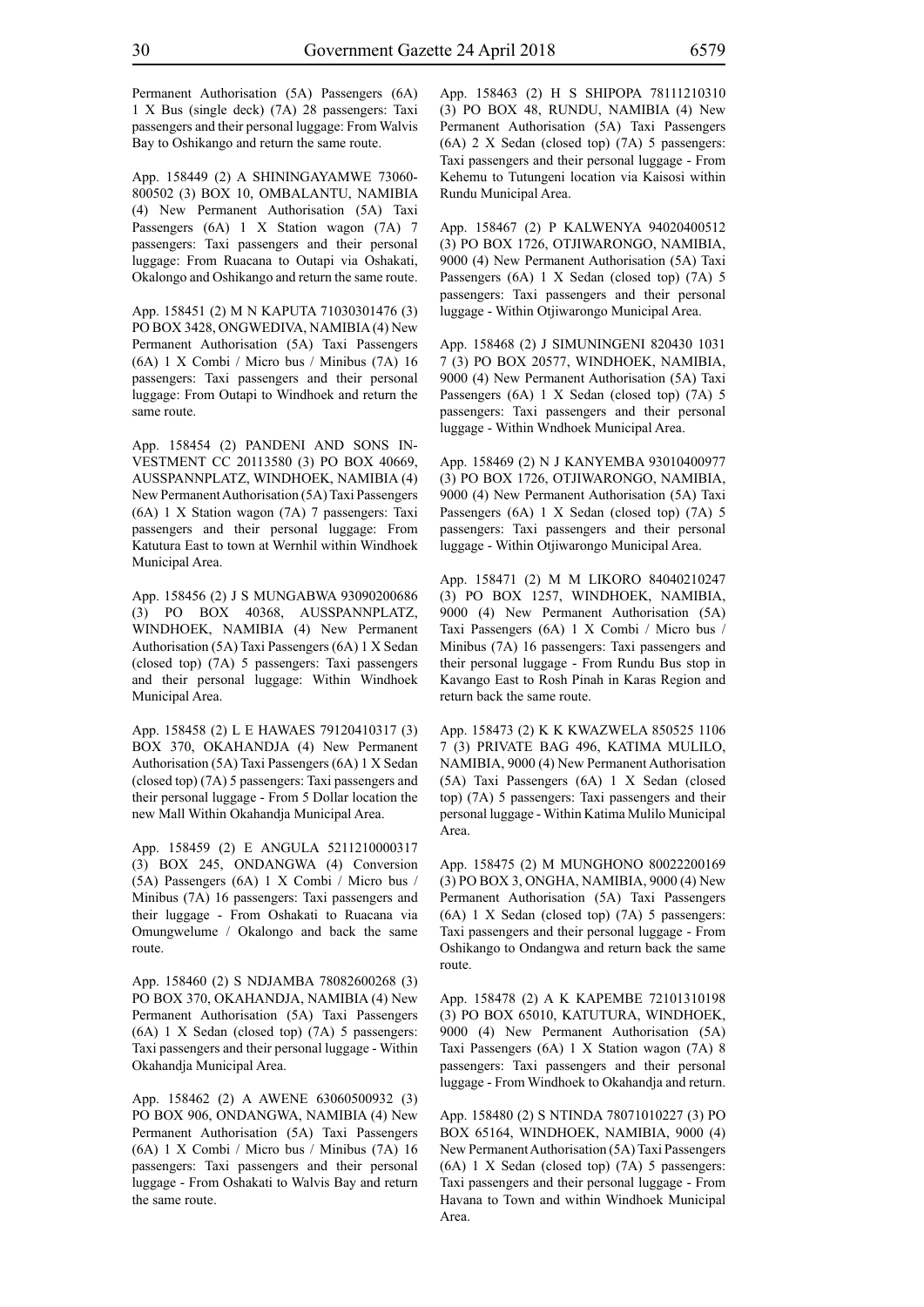Permanent Authorisation (5A) Passengers (6A) 1 X Bus (single deck) (7A) 28 passengers: Taxi passengers and their personal luggage: From Walvis Bay to Oshikango and return the same route.

App. 158449 (2) A SHININGAYAMWE 73060-800502 (3) BOX 10, OMBALANTU, NAMIBIA (4) New Permanent Authorisation (5A) Taxi Passengers (6A) 1 X Station wagon (7A) 7 passengers: Taxi passengers and their personal luggage: From Ruacana to Outapi via Oshakati, Okalongo and Oshikango and return the same route.

App. 158451 (2) M N KAPUTA 71030301476 (3) PO BOX 3428, ONGWEDIVA, NAMIBIA (4) New Permanent Authorisation (5A) Taxi Passengers (6A) 1 X Combi / Micro bus / Minibus (7A) 16 passengers: Taxi passengers and their personal luggage: From Outapi to Windhoek and return the same route.

App. 158454 (2) PANDENI AND SONS INVESTMENT CC 20113580 (3) PO BOX 40669, AUSSPANNPLATZ, WINDHOEK, NAMIBIA (4) New Permanent Authorisation (5A) Taxi Passengers (6A) 1 X Station wagon (7A) 7 passengers: Taxi passengers and their personal luggage: From Katutura East to town at Wernhil within Windhoek Municipal Area.

App. 158456 (2) J S MUNGABWA 93090200686 (3) PO BOX 40368, AUSSPANNPLATZ, WINDHOEK, NAMIBIA (4) New Permanent Authorisation (5A) Taxi Passengers (6A) 1 X Sedan (closed top) (7A) 5 passengers: Taxi passengers and their personal luggage: Within Windhoek Municipal Area.

App. 158458 (2) L E HAWAES 79120410317 (3) BOX 370, OKAHANDJA (4) New Permanent Authorisation (5A) Taxi Passengers (6A) 1 X Sedan (closed top) (7A) 5 passengers: Taxi passengers and their personal luggage - From 5 Dollar location the new Mall Within Okahandja Municipal Area.

App. 158459 (2) E ANGULA 5211210000317 (3) BOX 245, ONDANGWA (4) Conversion (5A) Passengers (6A) 1 X Combi / Micro bus / Minibus (7A) 16 passengers: Taxi passengers and their luggage - From Oshakati to Ruacana via Omungwelume / Okalongo and back the same route.

App. 158460 (2) S NDJAMBA 78082600268 (3) PO BOX 370, OKAHANDJA, NAMIBIA (4) New Permanent Authorisation (5A) Taxi Passengers (6A) 1 X Sedan (closed top) (7A) 5 passengers: Taxi passengers and their personal luggage - Within Okahandja Municipal Area.

App. 158462 (2) A AWENE 63060500932 (3) PO BOX 906, ONDANGWA, NAMIBIA (4) New Permanent Authorisation (5A) Taxi Passengers (6A) 1 X Combi / Micro bus / Minibus (7A) 16 passengers: Taxi passengers and their personal luggage - From Oshakati to Walvis Bay and return the same route.

App. 158463 (2) H S SHIPOPA 78111210310 (3) PO BOX 48, RUNDU, NAMIBIA (4) New Permanent Authorisation (5A) Taxi Passengers (6A) 2 X Sedan (closed top) (7A) 5 passengers: Taxi passengers and their personal luggage - From Kehemu to Tutungeni location via Kaisosi within Rundu Municipal Area.

App. 158467 (2) P KALWENYA 94020400512 (3) PO BOX 1726, OTJIWARONGO, NAMIBIA, 9000 (4) New Permanent Authorisation (5A) Taxi Passengers (6A) 1 X Sedan (closed top) (7A) 5 passengers: Taxi passengers and their personal luggage - Within Otjiwarongo Municipal Area.

App. 158468 (2) J SIMUNINGENI 820430 1031 7 (3) PO BOX 20577, WINDHOEK, NAMIBIA, 9000 (4) New Permanent Authorisation (5A) Taxi Passengers (6A) 1 X Sedan (closed top) (7A) 5 passengers: Taxi passengers and their personal luggage - Within Wndhoek Municipal Area.

App. 158469 (2) N J KANYEMBA 93010400977 (3) PO BOX 1726, OTJIWARONGO, NAMIBIA, 9000 (4) New Permanent Authorisation (5A) Taxi Passengers (6A) 1 X Sedan (closed top) (7A) 5 passengers: Taxi passengers and their personal luggage - Within Otjiwarongo Municipal Area.

App. 158471 (2) M M LIKORO 84040210247 (3) PO BOX 1257, WINDHOEK, NAMIBIA, 9000 (4) New Permanent Authorisation (5A) Taxi Passengers (6A) 1 X Combi / Micro bus / Minibus (7A) 16 passengers: Taxi passengers and their personal luggage - From Rundu Bus stop in Kavango East to Rosh Pinah in Karas Region and return back the same route.

App. 158473 (2) K K KWAZWELA 850525 1106 7 (3) PRIVATE BAG 496, KATIMA MULILO, NAMIBIA, 9000 (4) New Permanent Authorisation (5A) Taxi Passengers (6A) 1 X Sedan (closed top) (7A) 5 passengers: Taxi passengers and their personal luggage - Within Katima Mulilo Municipal Area.

App. 158475 (2) M MUNGHONO 80022200169 (3) PO BOX 3, ONGHA, NAMIBIA, 9000 (4) New Permanent Authorisation (5A) Taxi Passengers (6A) 1 X Sedan (closed top) (7A) 5 passengers: Taxi passengers and their personal luggage - From Oshikango to Ondangwa and return back the same route.

App. 158478 (2) A K KAPEMBE 72101310198 (3) PO BOX 65010, KATUTURA, WINDHOEK, 9000 (4) New Permanent Authorisation (5A) Taxi Passengers (6A) 1 X Station wagon (7A) 8 passengers: Taxi passengers and their personal luggage - From Windhoek to Okahandja and return.

App. 158480 (2) S NTINDA 78071010227 (3) PO BOX 65164, WINDHOEK, NAMIBIA, 9000 (4) New Permanent Authorisation (5A) Taxi Passengers (6A) 1 X Sedan (closed top) (7A) 5 passengers: Taxi passengers and their personal luggage - From Havana to Town and within Windhoek Municipal Area.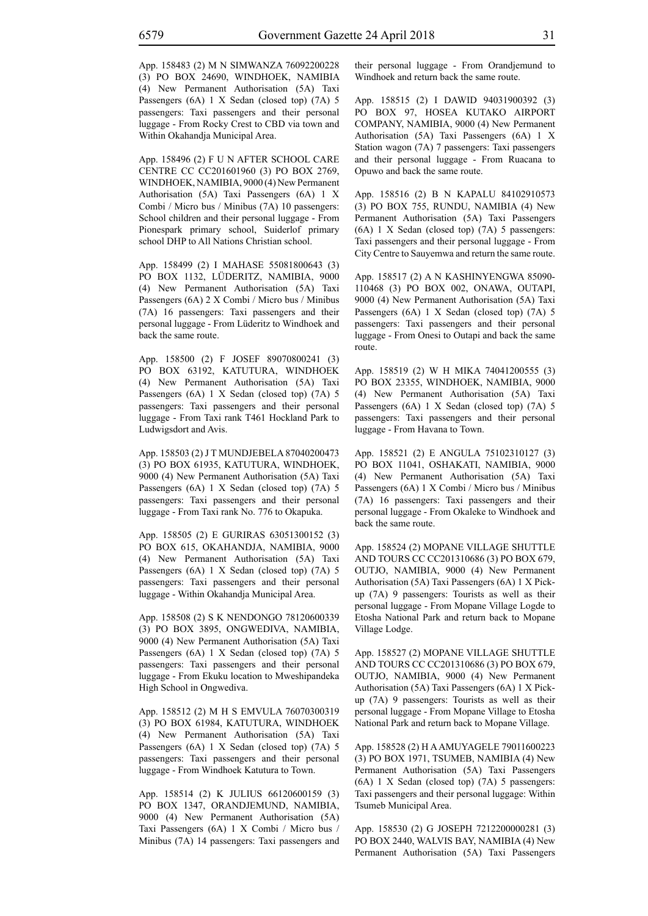App. 158483 (2) M N SIMWANZA 76092200228 (3) PO BOX 24690, WINDHOEK, NAMIBIA (4) New Permanent Authorisation (5A) Taxi Passengers (6A) 1 X Sedan (closed top) (7A) 5 passengers: Taxi passengers and their personal luggage - From Rocky Crest to CBD via town and Within Okahandja Municipal Area.

App. 158496 (2) F U N AFTER SCHOOL CARE CENTRE CC CC201601960 (3) PO BOX 2769, WINDHOEK, NAMIBIA, 9000 (4) New Permanent Authorisation (5A) Taxi Passengers (6A) 1 X Combi / Micro bus / Minibus (7A) 10 passengers: School children and their personal luggage - From Pionespark primary school, Suiderlof primary school DHP to All Nations Christian school.

App. 158499 (2) I MAHASE 55081800643 (3) PO BOX 1132, LÜDERITZ, NAMIBIA, 9000 (4) New Permanent Authorisation (5A) Taxi Passengers (6A) 2 X Combi / Micro bus / Minibus (7A) 16 passengers: Taxi passengers and their personal luggage - From Lüderitz to Windhoek and back the same route.

App. 158500 (2) F JOSEF 89070800241 (3) PO BOX 63192, KATUTURA, WINDHOEK (4) New Permanent Authorisation (5A) Taxi Passengers (6A) 1 X Sedan (closed top) (7A) 5 passengers: Taxi passengers and their personal luggage - From Taxi rank T461 Hockland Park to Ludwigsdort and Avis.

App. 158503 (2) J T MUNDJEBELA 87040200473 (3) PO BOX 61935, KATUTURA, WINDHOEK, 9000 (4) New Permanent Authorisation (5A) Taxi Passengers (6A) 1 X Sedan (closed top) (7A) 5 passengers: Taxi passengers and their personal luggage - From Taxi rank No. 776 to Okapuka.

App. 158505 (2) E GURIRAS 63051300152 (3) PO BOX 615, OKAHANDJA, NAMIBIA, 9000 (4) New Permanent Authorisation (5A) Taxi Passengers (6A) 1 X Sedan (closed top) (7A) 5 passengers: Taxi passengers and their personal luggage - Within Okahandja Municipal Area.

App. 158508 (2) S K NENDONGO 78120600339 (3) PO BOX 3895, ONGWEDIVA, NAMIBIA, 9000 (4) New Permanent Authorisation (5A) Taxi Passengers (6A) 1 X Sedan (closed top) (7A) 5 passengers: Taxi passengers and their personal luggage - From Ekuku location to Mweshipandeka High School in Ongwediva.

App. 158512 (2) M H S EMVULA 76070300319 (3) PO BOX 61984, KATUTURA, WINDHOEK (4) New Permanent Authorisation (5A) Taxi Passengers (6A) 1 X Sedan (closed top) (7A) 5 passengers: Taxi passengers and their personal luggage - From Windhoek Katutura to Town.

App. 158514 (2) K JULIUS 66120600159 (3) PO BOX 1347, ORANDJEMUND, NAMIBIA, 9000 (4) New Permanent Authorisation (5A) Taxi Passengers (6A) 1 X Combi / Micro bus / Minibus (7A) 14 passengers: Taxi passengers and their personal luggage - From Orandjemund to Windhoek and return back the same route.

App. 158515 (2) I DAWID 94031900392 (3) PO BOX 97, HOSEA KUTAKO AIRPORT COMPANY, NAMIBIA, 9000 (4) New Permanent Authorisation (5A) Taxi Passengers (6A) 1 X Station wagon (7A) 7 passengers: Taxi passengers and their personal luggage - From Ruacana to Opuwo and back the same route.

App. 158516 (2) B N KAPALU 84102910573 (3) PO BOX 755, RUNDU, NAMIBIA (4) New Permanent Authorisation (5A) Taxi Passengers (6A) 1 X Sedan (closed top) (7A) 5 passengers: Taxi passengers and their personal luggage - From City Centre to Sauyemwa and return the same route.

App. 158517 (2) A N KASHINYENGWA 85090-110468 (3) PO BOX 002, ONAWA, OUTAPI, 9000 (4) New Permanent Authorisation (5A) Taxi Passengers (6A) 1 X Sedan (closed top) (7A) 5 passengers: Taxi passengers and their personal luggage - From Onesi to Outapi and back the same route.

App. 158519 (2) W H MIKA 74041200555 (3) PO BOX 23355, WINDHOEK, NAMIBIA, 9000 (4) New Permanent Authorisation (5A) Taxi Passengers (6A) 1 X Sedan (closed top) (7A) 5 passengers: Taxi passengers and their personal luggage - From Havana to Town.

App. 158521 (2) E ANGULA 75102310127 (3) PO BOX 11041, OSHAKATI, NAMIBIA, 9000 (4) New Permanent Authorisation (5A) Taxi Passengers (6A) 1 X Combi / Micro bus / Minibus (7A) 16 passengers: Taxi passengers and their personal luggage - From Okaleke to Windhoek and back the same route.

App. 158524 (2) MOPANE VILLAGE SHUTTLE AND TOURS CC CC201310686 (3) PO BOX 679, OUTJO, NAMIBIA, 9000 (4) New Permanent Authorisation (5A) Taxi Passengers (6A) 1 X Pick-up (7A) 9 passengers: Tourists as well as their personal luggage - From Mopane Village Logde to Etosha National Park and return back to Mopane Village Lodge.

App. 158527 (2) MOPANE VILLAGE SHUTTLE AND TOURS CC CC201310686 (3) PO BOX 679, OUTJO, NAMIBIA, 9000 (4) New Permanent Authorisation (5A) Taxi Passengers (6A) 1 X Pick-up (7A) 9 passengers: Tourists as well as their personal luggage - From Mopane Village to Etosha National Park and return back to Mopane Village.

App. 158528 (2) H A AMUYAGELE 79011600223 (3) PO BOX 1971, TSUMEB, NAMIBIA (4) New Permanent Authorisation (5A) Taxi Passengers (6A) 1 X Sedan (closed top) (7A) 5 passengers: Taxi passengers and their personal luggage: Within Tsumeb Municipal Area.

App. 158530 (2) G JOSEPH 7212200000281 (3) PO BOX 2440, WALVIS BAY, NAMIBIA (4) New Permanent Authorisation (5A) Taxi Passengers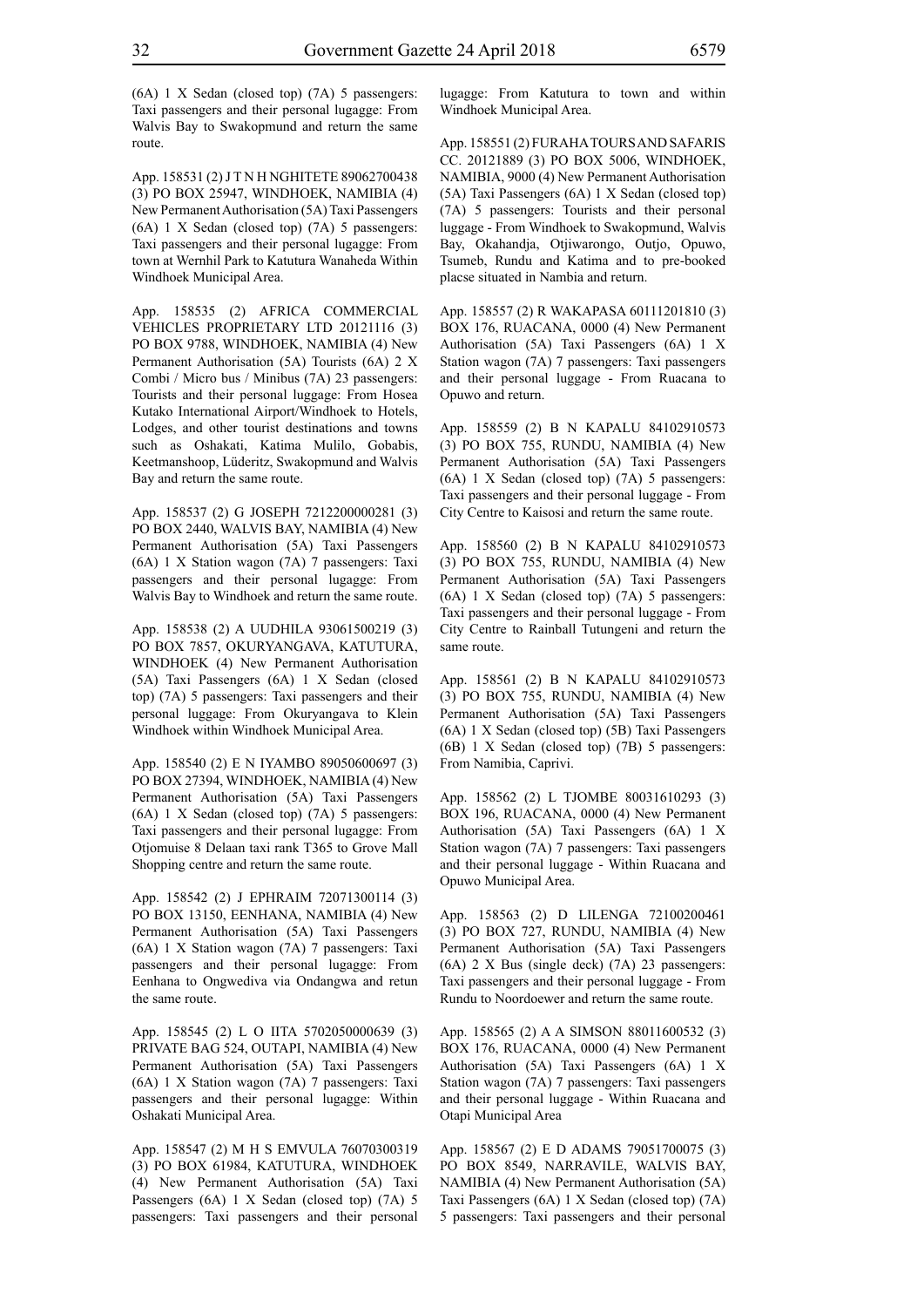(6A) 1 X Sedan (closed top) (7A) 5 passengers: Taxi passengers and their personal lugagge: From Walvis Bay to Swakopmund and return the same route.

App. 158531 (2) J T N H NGHITETE 89062700438 (3) PO BOX 25947, WINDHOEK, NAMIBIA (4) New Permanent Authorisation (5A) Taxi Passengers (6A) 1 X Sedan (closed top) (7A) 5 passengers: Taxi passengers and their personal lugagge: From town at Wernhil Park to Katutura Wanaheda Within Windhoek Municipal Area.

App. 158535 (2) AFRICA COMMERCIAL VEHICLES PROPRIETARY LTD 20121116 (3) PO BOX 9788, WINDHOEK, NAMIBIA (4) New Permanent Authorisation (5A) Tourists (6A) 2 X Combi / Micro bus / Minibus (7A) 23 passengers: Tourists and their personal lugagge: From Hosea Kutako International Airport/Windhoek to Hotels, Lodges, and other tourist destinations and towns such as Oshakati, Katima Mulilo, Gobabis, Keetmanshoop, Lüderitz, Swakopmund and Walvis Bay and return the same route.

App. 158537 (2) G JOSEPH 7212200000281 (3) PO BOX 2440, WALVIS BAY, NAMIBIA (4) New Permanent Authorisation (5A) Taxi Passengers (6A) 1 X Station wagon (7A) 7 passengers: Taxi passengers and their personal lugagge: From Walvis Bay to Windhoek and return the same route.

App. 158538 (2) A UUDHILA 93061500219 (3) PO BOX 7857, OKURYANGAVA, KATUTURA, WINDHOEK (4) New Permanent Authorisation (5A) Taxi Passengers (6A) 1 X Sedan (closed top) (7A) 5 passengers: Taxi passengers and their personal luggage: From Okuryangava to Klein Windhoek within Windhoek Municipal Area.

App. 158540 (2) E N IYAMBO 89050600697 (3) PO BOX 27394, WINDHOEK, NAMIBIA (4) New Permanent Authorisation (5A) Taxi Passengers (6A) 1 X Sedan (closed top) (7A) 5 passengers: Taxi passengers and their personal lugagge: From Otjomuise 8 Delaan taxi rank T365 to Grove Mall Shopping centre and return the same route.

App. 158542 (2) J EPHRAIM 72071300114 (3) PO BOX 13150, EENHANA, NAMIBIA (4) New Permanent Authorisation (5A) Taxi Passengers (6A) 1 X Station wagon (7A) 7 passengers: Taxi passengers and their personal lugagge: From Eenhana to Ongwediva via Ondangwa and retun the same route.

App. 158545 (2) L O IITA 5702050000639 (3) PRIVATE BAG 524, OUTAPI, NAMIBIA (4) New Permanent Authorisation (5A) Taxi Passengers (6A) 1 X Station wagon (7A) 7 passengers: Taxi passengers and their personal lugagge: Within Oshakati Municipal Area.

App. 158547 (2) M H S EMVULA 76070300319 (3) PO BOX 61984, KATUTURA, WINDHOEK (4) New Permanent Authorisation (5A) Taxi Passengers (6A) 1 X Sedan (closed top) (7A) 5 passengers: Taxi passengers and their personal lugagge: From Katutura to town and within Windhoek Municipal Area.

App. 158551 (2) FURAHA TOURS AND SAFARIS CC. 20121889 (3) PO BOX 5006, WINDHOEK, NAMIBIA, 9000 (4) New Permanent Authorisation (5A) Taxi Passengers (6A) 1 X Sedan (closed top) (7A) 5 passengers: Tourists and their personal luggage - From Windhoek to Swakopmund, Walvis Bay, Okahandja, Otjiwarongo, Outjo, Opuwo, Tsumeb, Rundu and Katima and to pre-booked placse situated in Nambia and return.

App. 158557 (2) R WAKAPASA 60111201810 (3) BOX 176, RUACANA, 0000 (4) New Permanent Authorisation (5A) Taxi Passengers (6A) 1 X Station wagon (7A) 7 passengers: Taxi passengers and their personal luggage - From Ruacana to Opuwo and return.

App. 158559 (2) B N KAPALU 84102910573 (3) PO BOX 755, RUNDU, NAMIBIA (4) New Permanent Authorisation (5A) Taxi Passengers (6A) 1 X Sedan (closed top) (7A) 5 passengers: Taxi passengers and their personal luggage - From City Centre to Kaisosi and return the same route.

App. 158560 (2) B N KAPALU 84102910573 (3) PO BOX 755, RUNDU, NAMIBIA (4) New Permanent Authorisation (5A) Taxi Passengers (6A) 1 X Sedan (closed top) (7A) 5 passengers: Taxi passengers and their personal luggage - From City Centre to Rainball Tutungeni and return the same route.

App. 158561 (2) B N KAPALU 84102910573 (3) PO BOX 755, RUNDU, NAMIBIA (4) New Permanent Authorisation (5A) Taxi Passengers (6A) 1 X Sedan (closed top) (5B) Taxi Passengers (6B) 1 X Sedan (closed top) (7B) 5 passengers: From Namibia, Caprivi.

App. 158562 (2) L TJOMBE 80031610293 (3) BOX 196, RUACANA, 0000 (4) New Permanent Authorisation (5A) Taxi Passengers (6A) 1 X Station wagon (7A) 7 passengers: Taxi passengers and their personal luggage - Within Ruacana and Opuwo Municipal Area.

App. 158563 (2) D LILENGA 72100200461 (3) PO BOX 727, RUNDU, NAMIBIA (4) New Permanent Authorisation (5A) Taxi Passengers (6A) 2 X Bus (single deck) (7A) 23 passengers: Taxi passengers and their personal luggage - From Rundu to Noordoewer and return the same route.

App. 158565 (2) A A SIMSON 88011600532 (3) BOX 176, RUACANA, 0000 (4) New Permanent Authorisation (5A) Taxi Passengers (6A) 1 X Station wagon (7A) 7 passengers: Taxi passengers and their personal luggage - Within Ruacana and Otapi Municipal Area

App. 158567 (2) E D ADAMS 79051700075 (3) PO BOX 8549, NARRAVILE, WALVIS BAY, NAMIBIA (4) New Permanent Authorisation (5A) Taxi Passengers (6A) 1 X Sedan (closed top) (7A) 5 passengers: Taxi passengers and their personal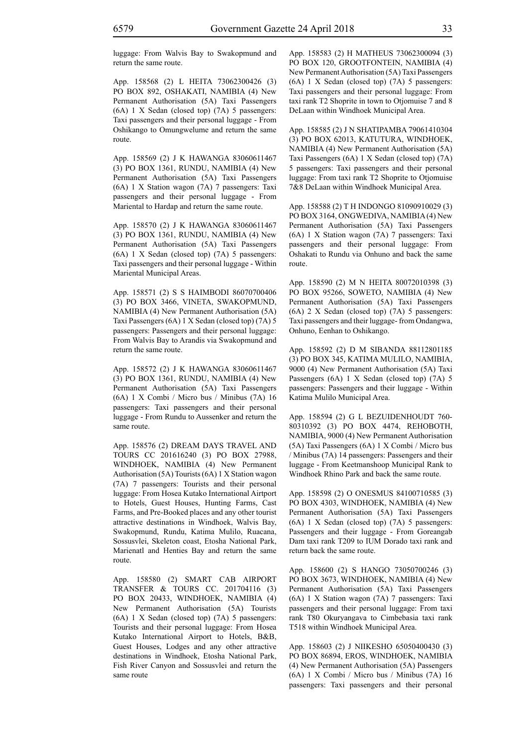luggage: From Walvis Bay to Swakopmund and return the same route.

App. 158568 (2) L HEITA 73062300426 (3) PO BOX 892, OSHAKATI, NAMIBIA (4) New Permanent Authorisation (5A) Taxi Passengers (6A) 1 X Sedan (closed top) (7A) 5 passengers: Taxi passengers and their personal luggage - From Oshikango to Omungwelume and return the same route.

App. 158569 (2) J K HAWANGA 83060611467 (3) PO BOX 1361, RUNDU, NAMIBIA (4) New Permanent Authorisation (5A) Taxi Passengers (6A) 1 X Station wagon (7A) 7 passengers: Taxi passengers and their personal luggage - From Mariental to Hardap and return the same route.

App. 158570 (2) J K HAWANGA 83060611467 (3) PO BOX 1361, RUNDU, NAMIBIA (4) New Permanent Authorisation (5A) Taxi Passengers (6A) 1 X Sedan (closed top) (7A) 5 passengers: Taxi passengers and their personal luggage - Within Mariental Municipal Areas.

App. 158571 (2) S S HAIMBODI 86070700406 (3) PO BOX 3466, VINETA, SWAKOPMUND, NAMIBIA (4) New Permanent Authorisation (5A) Taxi Passengers (6A) 1 X Sedan (closed top) (7A) 5 passengers: Passengers and their personal luggage: From Walvis Bay to Arandis via Swakopmund and return the same route.

App. 158572 (2) J K HAWANGA 83060611467 (3) PO BOX 1361, RUNDU, NAMIBIA (4) New Permanent Authorisation (5A) Taxi Passengers (6A) 1 X Combi / Micro bus / Minibus (7A) 16 passengers: Taxi passengers and their personal luggage - From Rundu to Aussenker and return the same route.

App. 158576 (2) DREAM DAYS TRAVEL AND TOURS CC 201616240 (3) PO BOX 27988, WINDHOEK, NAMIBIA (4) New Permanent Authorisation (5A) Tourists (6A) 1 X Station wagon (7A) 7 passengers: Tourists and their personal luggage: From Hosea Kutako International Airtport to Hotels, Guest Houses, Hunting Farms, Cast Farms, and Pre-Booked places and any other tourist attractive destinations in Windhoek, Walvis Bay, Swakopmund, Rundu, Katima Mulilo, Ruacana, Sossusvlei, Skeleton coast, Etosha National Park, Marienatl and Henties Bay and return the same route.

App. 158580 (2) SMART CAB AIRPORT TRANSFER & TOURS CC. 201704116 (3) PO BOX 20433, WINDHOEK, NAMIBIA (4) New Permanent Authorisation (5A) Tourists (6A) 1 X Sedan (closed top) (7A) 5 passengers: Tourists and their personal luggage: From Hosea Kutako International Airport to Hotels, B&B, Guest Houses, Lodges and any other attractive destinations in Windhoek, Etosha National Park, Fish River Canyon and Sossusvlei and return the same route

App. 158583 (2) H MATHEUS 73062300094 (3) PO BOX 120, GROOTFONTEIN, NAMIBIA (4) New Permanent Authorisation (5A) Taxi Passengers (6A) 1 X Sedan (closed top) (7A) 5 passengers: Taxi passengers and their personal luggage: From taxi rank T2 Shoprite in town to Otjomuise 7 and 8 DeLaan within Windhoek Municipal Area.

App. 158585 (2) J N SHATIPAMBA 79061410304 (3) PO BOX 62013, KATUTURA, WINDHOEK, NAMIBIA (4) New Permanent Authorisation (5A) Taxi Passengers (6A) 1 X Sedan (closed top) (7A) 5 passengers: Taxi passengers and their personal luggage: From taxi rank T2 Shoprite to Otjomuise 7&8 DeLaan within Windhoek Municipal Area.

App. 158588 (2) T H INDONGO 81090910029 (3) PO BOX 3164, ONGWEDIVA, NAMIBIA (4) New Permanent Authorisation (5A) Taxi Passengers (6A) 1 X Station wagon (7A) 7 passengers: Taxi passengers and their personal luggage: From Oshakati to Rundu via Onhuno and back the same route.

App. 158590 (2) M N HEITA 80072010398 (3) PO BOX 95266, SOWETO, NAMIBIA (4) New Permanent Authorisation (5A) Taxi Passengers (6A) 2 X Sedan (closed top) (7A) 5 passengers: Taxi passengers and their luggage- from Ondangwa, Onhuno, Eenhan to Oshikango.

App. 158592 (2) D M SIBANDA 88112801185 (3) PO BOX 345, KATIMA MULILO, NAMIBIA, 9000 (4) New Permanent Authorisation (5A) Taxi Passengers (6A) 1 X Sedan (closed top) (7A) 5 passengers: Passengers and their luggage - Within Katima Mulilo Municipal Area.

App. 158594 (2) G L BEZUIDENHOUDT 760-80310392 (3) PO BOX 4474, REHOBOTH, NAMIBIA, 9000 (4) New Permanent Authorisation (5A) Taxi Passengers (6A) 1 X Combi / Micro bus / Minibus (7A) 14 passengers: Passengers and their luggage - From Keetmanshoop Municipal Rank to Windhoek Rhino Park and back the same route.

App. 158598 (2) O ONESMUS 84100710585 (3) PO BOX 4303, WINDHOEK, NAMIBIA (4) New Permanent Authorisation (5A) Taxi Passengers (6A) 1 X Sedan (closed top) (7A) 5 passengers: Passengers and their luggage - From Goreangab Dam taxi rank T209 to IUM Dorado taxi rank and return back the same route.

App. 158600 (2) S HANGO 73050700246 (3) PO BOX 3673, WINDHOEK, NAMIBIA (4) New Permanent Authorisation (5A) Taxi Passengers (6A) 1 X Station wagon (7A) 7 passengers: Taxi passengers and their personal luggage: From taxi rank T80 Okuryangava to Cimbebasia taxi rank T518 within Windhoek Municipal Area.

App. 158603 (2) J NIIKESHO 65050400430 (3) PO BOX 86894, EROS, WINDHOEK, NAMIBIA (4) New Permanent Authorisation (5A) Passengers (6A) 1 X Combi / Micro bus / Minibus (7A) 16 passengers: Taxi passengers and their personal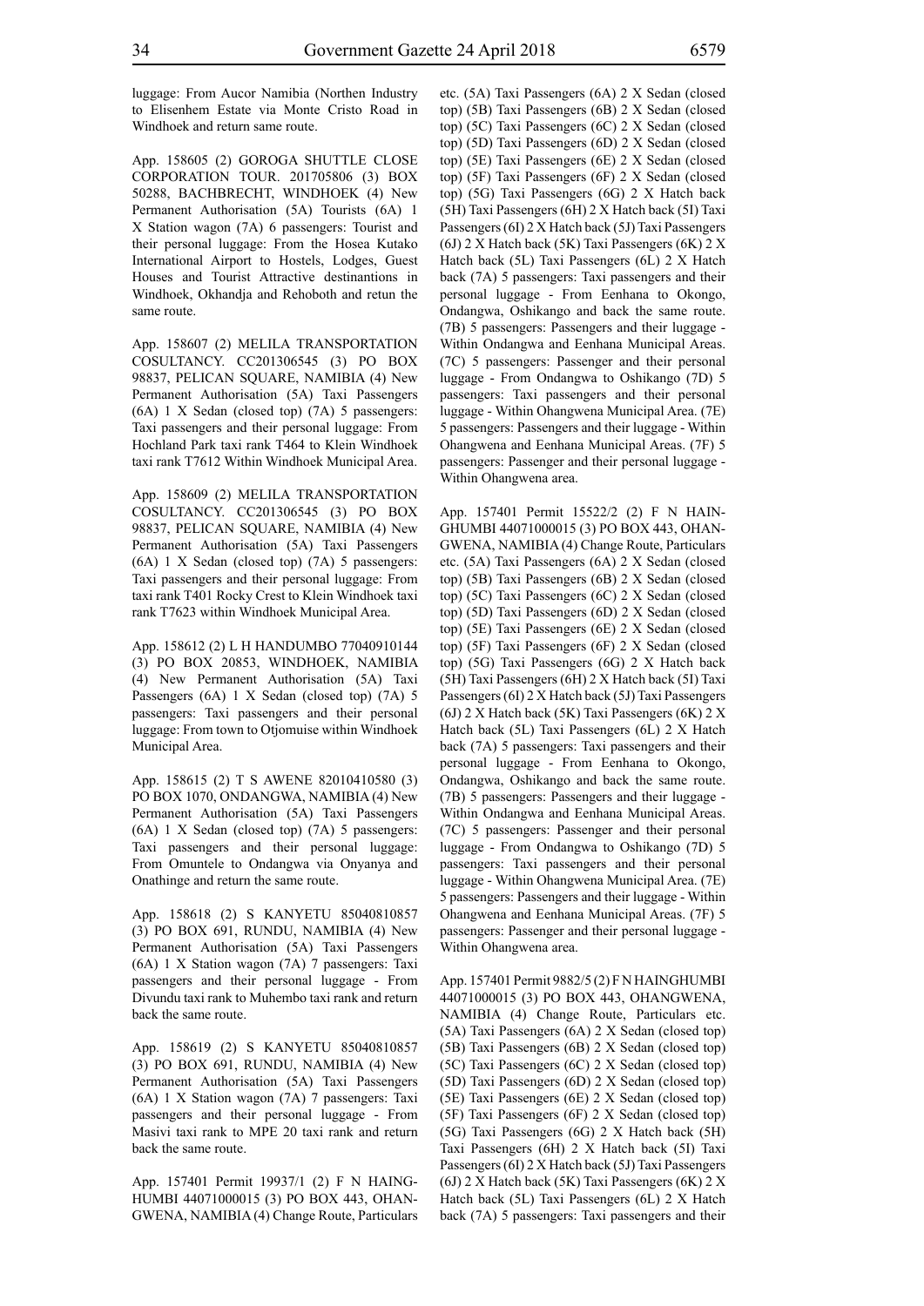luggage: From Aucor Namibia (Northen Industry to Elisenhem Estate via Monte Cristo Road in Windhoek and return same route.

App. 158605 (2) GOROGA SHUTTLE CLOSE CORPORATION TOUR. 201705806 (3) BOX 50288, BACHBRECHT, WINDHOEK (4) New Permanent Authorisation (5A) Tourists (6A) 1 X Station wagon (7A) 6 passengers: Tourist and their personal luggage: From the Hosea Kutako International Airport to Hostels, Lodges, Guest Houses and Tourist Attractive destinantions in Windhoek, Okhandja and Rehoboth and retun the same route.

App. 158607 (2) MELILA TRANSPORTATION COSULTANCY. CC201306545 (3) PO BOX 98837, PELICAN SQUARE, NAMIBIA (4) New Permanent Authorisation (5A) Taxi Passengers (6A) 1 X Sedan (closed top) (7A) 5 passengers: Taxi passengers and their personal luggage: From Hochland Park taxi rank T464 to Klein Windhoek taxi rank T7612 Within Windhoek Municipal Area.

App. 158609 (2) MELILA TRANSPORTATION COSULTANCY. CC201306545 (3) PO BOX 98837, PELICAN SQUARE, NAMIBIA (4) New Permanent Authorisation (5A) Taxi Passengers (6A) 1 X Sedan (closed top) (7A) 5 passengers: Taxi passengers and their personal luggage: From taxi rank T401 Rocky Crest to Klein Windhoek taxi rank T7623 within Windhoek Municipal Area.

App. 158612 (2) L H HANDUMBO 77040910144 (3) PO BOX 20853, WINDHOEK, NAMIBIA (4) New Permanent Authorisation (5A) Taxi Passengers (6A) 1 X Sedan (closed top) (7A) 5 passengers: Taxi passengers and their personal luggage: From town to Otjomuise within Windhoek Municipal Area.

App. 158615 (2) T S AWENE 82010410580 (3) PO BOX 1070, ONDANGWA, NAMIBIA (4) New Permanent Authorisation (5A) Taxi Passengers (6A) 1 X Sedan (closed top) (7A) 5 passengers: Taxi passengers and their personal luggage: From Omuntele to Ondangwa via Onyanya and Onathinge and return the same route.

App. 158618 (2) S KANYETU 85040810857 (3) PO BOX 691, RUNDU, NAMIBIA (4) New Permanent Authorisation (5A) Taxi Passengers (6A) 1 X Station wagon (7A) 7 passengers: Taxi passengers and their personal luggage - From Divundu taxi rank to Muhembo taxi rank and return back the same route.

App. 158619 (2) S KANYETU 85040810857 (3) PO BOX 691, RUNDU, NAMIBIA (4) New Permanent Authorisation (5A) Taxi Passengers (6A) 1 X Station wagon (7A) 7 passengers: Taxi passengers and their personal luggage - From Masivi taxi rank to MPE 20 taxi rank and return back the same route.

App. 157401 Permit 19937/1 (2) F N HAINGHUMBI 44071000015 (3) PO BOX 443, OHANGWENA, NAMIBIA (4) Change Route, Particulars etc. (5A) Taxi Passengers (6A) 2 X Sedan (closed top) (5B) Taxi Passengers (6B) 2 X Sedan (closed top) (5C) Taxi Passengers (6C) 2 X Sedan (closed top) (5D) Taxi Passengers (6D) 2 X Sedan (closed top) (5E) Taxi Passengers (6E) 2 X Sedan (closed top) (5F) Taxi Passengers (6F) 2 X Sedan (closed top) (5G) Taxi Passengers (6G) 2 X Hatch back (5H) Taxi Passengers (6H) 2 X Hatch back (5I) Taxi Passengers (6I) 2 X Hatch back (5J) Taxi Passengers (6J) 2 X Hatch back (5K) Taxi Passengers (6K) 2 X Hatch back (5L) Taxi Passengers (6L) 2 X Hatch back (7A) 5 passengers: Taxi passengers and their personal luggage - From Eenhana to Okongo, Ondangwa, Oshikango and back the same route. (7B) 5 passengers: Passengers and their luggage - Within Ondangwa and Eenhana Municipal Areas. (7C) 5 passengers: Passenger and their personal luggage - From Ondangwa to Oshikango (7D) 5 passengers: Taxi passengers and their personal luggage - Within Ohangwena Municipal Area. (7E) 5 passengers: Passengers and their luggage - Within Ohangwena and Eenhana Municipal Areas. (7F) 5 passengers: Passenger and their personal luggage - Within Ohangwena area.

App. 157401 Permit 15522/2 (2) F N HAINGHUMBI 44071000015 (3) PO BOX 443, OHANGWENA, NAMIBIA (4) Change Route, Particulars etc. (5A) Taxi Passengers (6A) 2 X Sedan (closed top) (5B) Taxi Passengers (6B) 2 X Sedan (closed top) (5C) Taxi Passengers (6C) 2 X Sedan (closed top) (5D) Taxi Passengers (6D) 2 X Sedan (closed top) (5E) Taxi Passengers (6E) 2 X Sedan (closed top) (5F) Taxi Passengers (6F) 2 X Sedan (closed top) (5G) Taxi Passengers (6G) 2 X Hatch back (5H) Taxi Passengers (6H) 2 X Hatch back (5I) Taxi Passengers (6I) 2 X Hatch back (5J) Taxi Passengers (6J) 2 X Hatch back (5K) Taxi Passengers (6K) 2 X Hatch back (5L) Taxi Passengers (6L) 2 X Hatch back (7A) 5 passengers: Taxi passengers and their personal luggage - From Eenhana to Okongo, Ondangwa, Oshikango and back the same route. (7B) 5 passengers: Passengers and their luggage - Within Ondangwa and Eenhana Municipal Areas. (7C) 5 passengers: Passenger and their personal luggage - From Ondangwa to Oshikango (7D) 5 passengers: Taxi passengers and their personal luggage - Within Ohangwena Municipal Area. (7E) 5 passengers: Passengers and their luggage - Within Ohangwena and Eenhana Municipal Areas. (7F) 5 passengers: Passenger and their personal luggage - Within Ohangwena area.

App. 157401 Permit 9882/5 (2) F N HAINGHUMBI 44071000015 (3) PO BOX 443, OHANGWENA, NAMIBIA (4) Change Route, Particulars etc. (5A) Taxi Passengers (6A) 2 X Sedan (closed top) (5B) Taxi Passengers (6B) 2 X Sedan (closed top) (5C) Taxi Passengers (6C) 2 X Sedan (closed top) (5D) Taxi Passengers (6D) 2 X Sedan (closed top) (5E) Taxi Passengers (6E) 2 X Sedan (closed top) (5F) Taxi Passengers (6F) 2 X Sedan (closed top) (5G) Taxi Passengers (6G) 2 X Hatch back (5H) Taxi Passengers (6H) 2 X Hatch back (5I) Taxi Passengers (6I) 2 X Hatch back (5J) Taxi Passengers (6J) 2 X Hatch back (5K) Taxi Passengers (6K) 2 X Hatch back (5L) Taxi Passengers (6L) 2 X Hatch back (7A) 5 passengers: Taxi passengers and their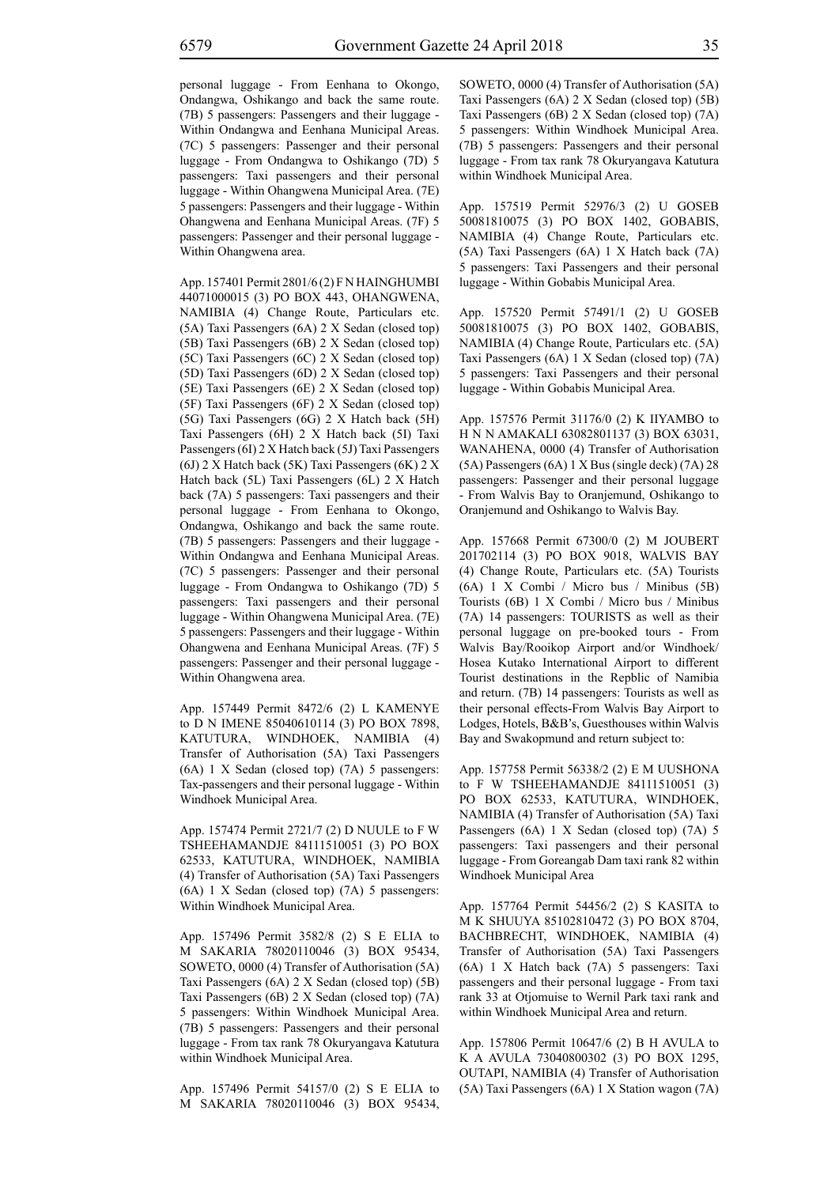personal luggage - From Eenhana to Okongo, Ondangwa, Oshikango and back the same route. (7B) 5 passengers: Passengers and their luggage - Within Ondangwa and Eenhana Municipal Areas. (7C) 5 passengers: Passenger and their personal luggage - From Ondangwa to Oshikango (7D) 5 passengers: Taxi passengers and their personal luggage - Within Ohangwena Municipal Area. (7E) 5 passengers: Passengers and their luggage - Within Ohangwena and Eenhana Municipal Areas. (7F) 5 passengers: Passenger and their personal luggage - Within Ohangwena area.

App. 157401 Permit 2801/6 (2) F N HAINGHUMBI 44071000015 (3) PO BOX 443, OHANGWENA, NAMIBIA (4) Change Route, Particulars etc. (5A) Taxi Passengers (6A) 2 X Sedan (closed top) (5B) Taxi Passengers (6B) 2 X Sedan (closed top) (5C) Taxi Passengers (6C) 2 X Sedan (closed top) (5D) Taxi Passengers (6D) 2 X Sedan (closed top) (5E) Taxi Passengers (6E) 2 X Sedan (closed top) (5F) Taxi Passengers (6F) 2 X Sedan (closed top) (5G) Taxi Passengers (6G) 2 X Hatch back (5H) Taxi Passengers (6H) 2 X Hatch back (5I) Taxi Passengers (6I) 2 X Hatch back (5J) Taxi Passengers (6J) 2 X Hatch back (5K) Taxi Passengers (6K) 2 X Hatch back (5L) Taxi Passengers (6L) 2 X Hatch back (7A) 5 passengers: Taxi passengers and their personal luggage - From Eenhana to Okongo, Ondangwa, Oshikango and back the same route. (7B) 5 passengers: Passengers and their luggage - Within Ondangwa and Eenhana Municipal Areas. (7C) 5 passengers: Passenger and their personal luggage - From Ondangwa to Oshikango (7D) 5 passengers: Taxi passengers and their personal luggage - Within Ohangwena Municipal Area. (7E) 5 passengers: Passengers and their luggage - Within Ohangwena and Eenhana Municipal Areas. (7F) 5 passengers: Passenger and their personal luggage - Within Ohangwena area.

App. 157449 Permit 8472/6 (2) L KAMENYE to D N IMENE 85040610114 (3) PO BOX 7898, KATUTURA, WINDHOEK, NAMIBIA (4) Transfer of Authorisation (5A) Taxi Passengers (6A) 1 X Sedan (closed top) (7A) 5 passengers: Tax-passengers and their personal luggage - Within Windhoek Municipal Area.

App. 157474 Permit 2721/7 (2) D NUULE to F W TSHEEHAMANDJE 84111510051 (3) PO BOX 62533, KATUTURA, WINDHOEK, NAMIBIA (4) Transfer of Authorisation (5A) Taxi Passengers (6A) 1 X Sedan (closed top) (7A) 5 passengers: Within Windhoek Municipal Area.

App. 157496 Permit 3582/8 (2) S E ELIA to M SAKARIA 78020110046 (3) BOX 95434, SOWETO, 0000 (4) Transfer of Authorisation (5A) Taxi Passengers (6A) 2 X Sedan (closed top) (5B) Taxi Passengers (6B) 2 X Sedan (closed top) (7A) 5 passengers: Within Windhoek Municipal Area. (7B) 5 passengers: Passengers and their personal luggage - From tax rank 78 Okuryangava Katutura within Windhoek Municipal Area.

App. 157496 Permit 54157/0 (2) S E ELIA to M SAKARIA 78020110046 (3) BOX 95434, SOWETO, 0000 (4) Transfer of Authorisation (5A) Taxi Passengers (6A) 2 X Sedan (closed top) (5B) Taxi Passengers (6B) 2 X Sedan (closed top) (7A) 5 passengers: Within Windhoek Municipal Area. (7B) 5 passengers: Passengers and their personal luggage - From tax rank 78 Okuryangava Katutura within Windhoek Municipal Area.

App. 157519 Permit 52976/3 (2) U GOSEB 50081810075 (3) PO BOX 1402, GOBABIS, NAMIBIA (4) Change Route, Particulars etc. (5A) Taxi Passengers (6A) 1 X Hatch back (7A) 5 passengers: Taxi Passengers and their personal luggage - Within Gobabis Municipal Area.

App. 157520 Permit 57491/1 (2) U GOSEB 50081810075 (3) PO BOX 1402, GOBABIS, NAMIBIA (4) Change Route, Particulars etc. (5A) Taxi Passengers (6A) 1 X Sedan (closed top) (7A) 5 passengers: Taxi Passengers and their personal luggage - Within Gobabis Municipal Area.

App. 157576 Permit 31176/0 (2) K IIYAMBO to H N N AMAKALI 63082801137 (3) BOX 63031, WANAHENA, 0000 (4) Transfer of Authorisation (5A) Passengers (6A) 1 X Bus (single deck) (7A) 28 passengers: Passenger and their personal luggage - From Walvis Bay to Oranjemund, Oshikango to Oranjemund and Oshikango to Walvis Bay.

App. 157668 Permit 67300/0 (2) M JOUBERT 201702114 (3) PO BOX 9018, WALVIS BAY (4) Change Route, Particulars etc. (5A) Tourists (6A) 1 X Combi / Micro bus / Minibus (5B) Tourists (6B) 1 X Combi / Micro bus / Minibus (7A) 14 passengers: TOURISTS as well as their personal luggage on pre-booked tours - From Walvis Bay/Rooikop Airport and/or Windhoek/ Hosea Kutako International Airport to different Tourist destinations in the Repblic of Namibia and return. (7B) 14 passengers: Tourists as well as their personal effects-From Walvis Bay Airport to Lodges, Hotels, B&B's, Guesthouses within Walvis Bay and Swakopmund and return subject to:

App. 157758 Permit 56338/2 (2) E M UUSHONA to F W TSHEEHAMANDJE 84111510051 (3) PO BOX 62533, KATUTURA, WINDHOEK, NAMIBIA (4) Transfer of Authorisation (5A) Taxi Passengers (6A) 1 X Sedan (closed top) (7A) 5 passengers: Taxi passengers and their personal luggage - From Goreangab Dam taxi rank 82 within Windhoek Municipal Area

App. 157764 Permit 54456/2 (2) S KASITA to M K SHUUYA 85102810472 (3) PO BOX 8704, BACHBRECHT, WINDHOEK, NAMIBIA (4) Transfer of Authorisation (5A) Taxi Passengers (6A) 1 X Hatch back (7A) 5 passengers: Taxi passengers and their personal luggage - From taxi rank 33 at Otjomuise to Wernil Park taxi rank and within Windhoek Municipal Area and return.

App. 157806 Permit 10647/6 (2) B H AVULA to K A AVULA 73040800302 (3) PO BOX 1295, OUTAPI, NAMIBIA (4) Transfer of Authorisation (5A) Taxi Passengers (6A) 1 X Station wagon (7A)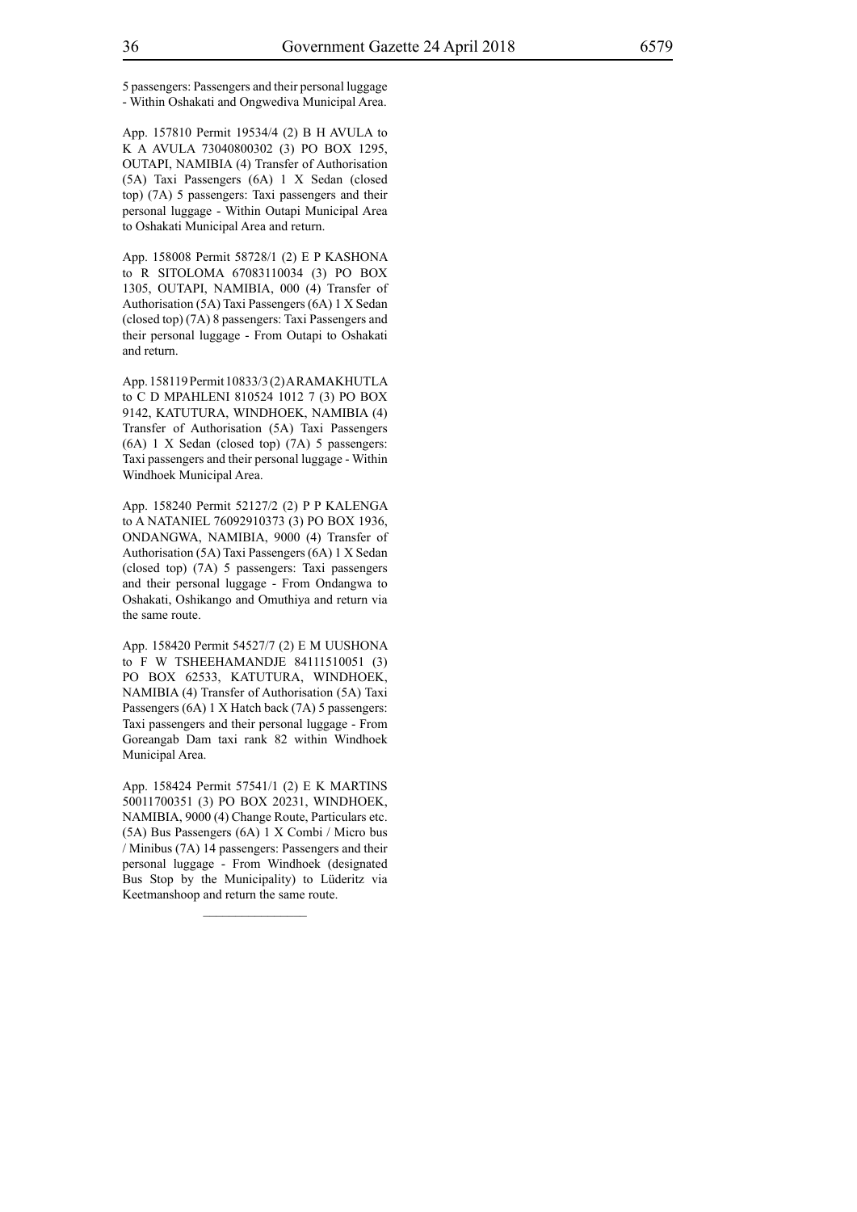5 passengers: Passengers and their personal luggage - Within Oshakati and Ongwediva Municipal Area.

App. 157810 Permit 19534/4 (2) B H AVULA to K A AVULA 73040800302 (3) PO BOX 1295, OUTAPI, NAMIBIA (4) Transfer of Authorisation (5A) Taxi Passengers (6A) 1 X Sedan (closed top) (7A) 5 passengers: Taxi passengers and their personal luggage - Within Outapi Municipal Area to Oshakati Municipal Area and return.

App. 158008 Permit 58728/1 (2) E P KASHONA to R SITOLOMA 67083110034 (3) PO BOX 1305, OUTAPI, NAMIBIA, 000 (4) Transfer of Authorisation (5A) Taxi Passengers (6A) 1 X Sedan (closed top) (7A) 8 passengers: Taxi Passengers and their personal luggage - From Outapi to Oshakati and return.

App. 158119 Permit 10833/3 (2) A RAMAKHUTLA to C D MPAHLENI 810524 1012 7 (3) PO BOX 9142, KATUTURA, WINDHOEK, NAMIBIA (4) Transfer of Authorisation (5A) Taxi Passengers (6A) 1 X Sedan (closed top) (7A) 5 passengers: Taxi passengers and their personal luggage - Within Windhoek Municipal Area.

App. 158240 Permit 52127/2 (2) P P KALENGA to A NATANIEL 76092910373 (3) PO BOX 1936, ONDANGWA, NAMIBIA, 9000 (4) Transfer of Authorisation (5A) Taxi Passengers (6A) 1 X Sedan (closed top) (7A) 5 passengers: Taxi passengers and their personal luggage - From Ondangwa to Oshakati, Oshikango and Omuthiya and return via the same route.

App. 158420 Permit 54527/7 (2) E M UUSHONA to F W TSHEEHAMANDJE 84111510051 (3) PO BOX 62533, KATUTURA, WINDHOEK, NAMIBIA (4) Transfer of Authorisation (5A) Taxi Passengers (6A) 1 X Hatch back (7A) 5 passengers: Taxi passengers and their personal luggage - From Goreangab Dam taxi rank 82 within Windhoek Municipal Area.

App. 158424 Permit 57541/1 (2) E K MARTINS 50011700351 (3) PO BOX 20231, WINDHOEK, NAMIBIA, 9000 (4) Change Route, Particulars etc. (5A) Bus Passengers (6A) 1 X Combi / Micro bus / Minibus (7A) 14 passengers: Passengers and their personal luggage - From Windhoek (designated Bus Stop by the Municipality) to Lüderitz via Keetmanshoop and return the same route.

________________